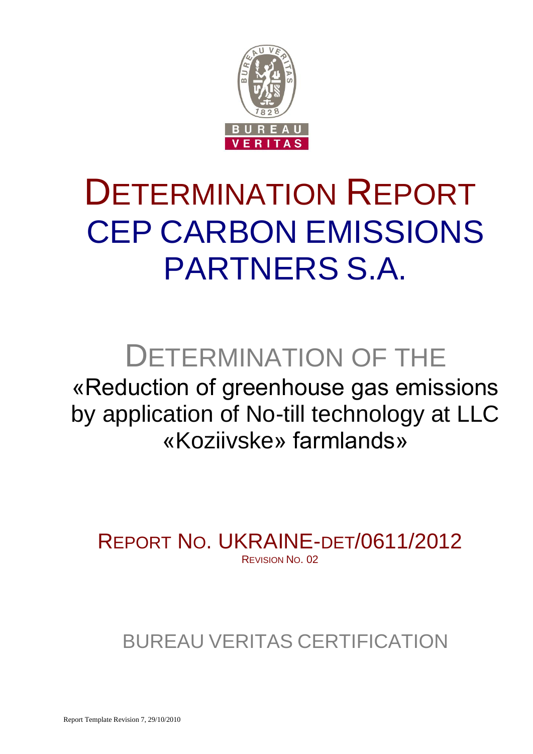# DETERMINATION REPORT

# CEP CARBON EMISSIONS PARTNERS S.A.

## DETERMINATION OF THE

«Reduction of greenhouse gas emissions by application of No-till technology at LLC «Koziivske» farmlands»

REPORT NO. UKRAINE-DET/0611/2012

REVISION NO. 02

BUREAU VERITAS CERTIFICATION

Report Template Revision 7, 29/10/2010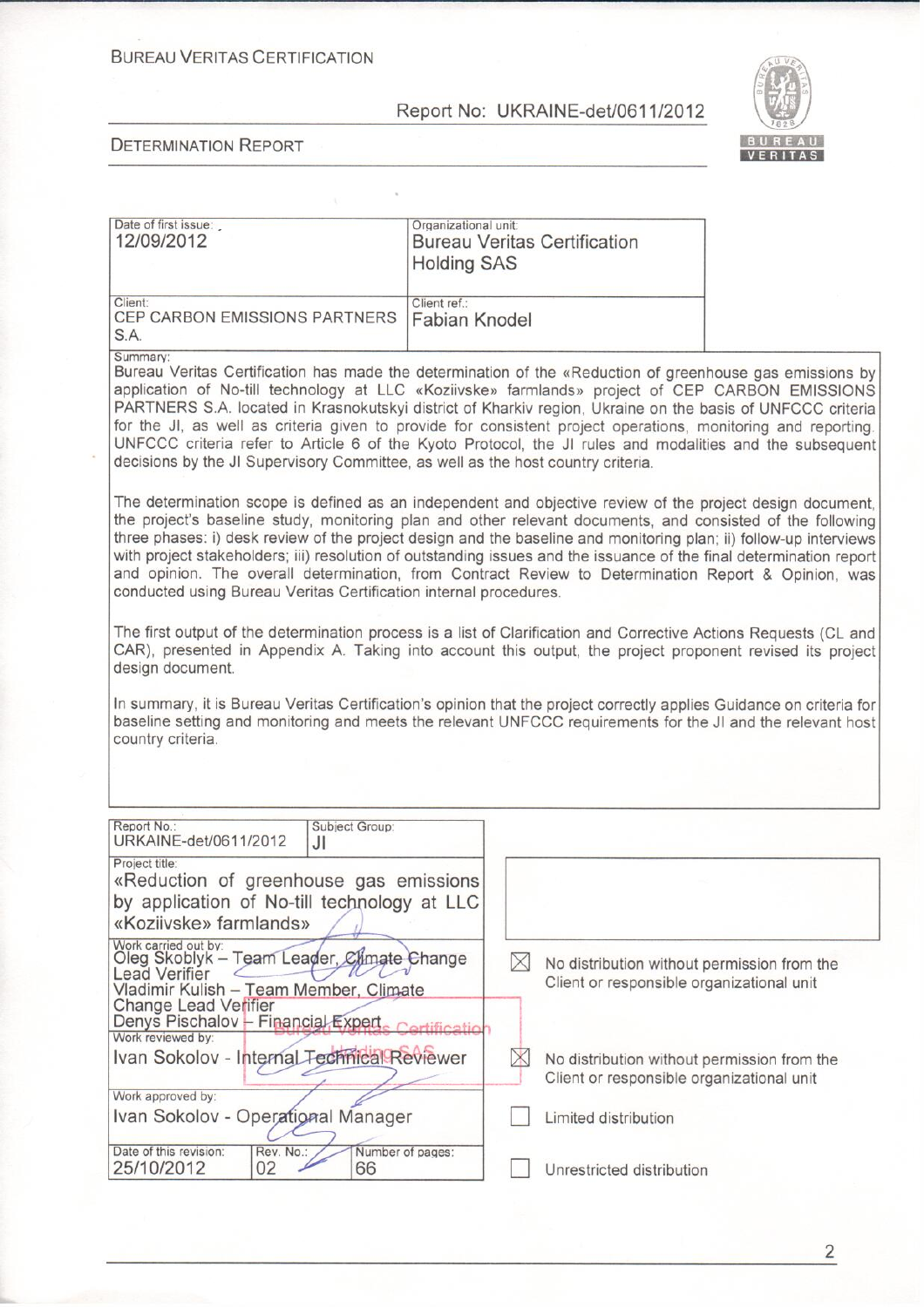BUREAU VERITAS CERTIFICATION

Report No: UKRAINE-det/0611/2012

DETERMINATION REPORT

| Date of first issue: 12/09/2012 | Organizational unit: Bureau Veritas Certification Holding SAS |
|---|---|
| Client: CEP CARBON EMISSIONS PARTNERS S.A. | Client ref.: Fabian Knodel |

Summary:

Bureau Veritas Certification has made the determination of the «Reduction of greenhouse gas emissions by application of No-till technology at LLC «Koziivske» farmlands» project of CEP CARBON EMISSIONS PARTNERS S.A. located in Krasnokutskyi district of Kharkiv region, Ukraine on the basis of UNFCCC criteria for the JI, as well as criteria given to provide for consistent project operations, monitoring and reporting. UNFCCC criteria refer to Article 6 of the Kyoto Protocol, the JI rules and modalities and the subsequent decisions by the JI Supervisory Committee, as well as the host country criteria.

The determination scope is defined as an independent and objective review of the project design document, the project's baseline study, monitoring plan and other relevant documents, and consisted of the following three phases: i) desk review of the project design and the baseline and monitoring plan; ii) follow-up interviews with project stakeholders; iii) resolution of outstanding issues and the issuance of the final determination report and opinion. The overall determination, from Contract Review to Determination Report & Opinion, was conducted using Bureau Veritas Certification internal procedures.

The first output of the determination process is a list of Clarification and Corrective Actions Requests (CL and CAR), presented in Appendix A. Taking into account this output, the project proponent revised its project design document.

In summary, it is Bureau Veritas Certification's opinion that the project correctly applies Guidance on criteria for baseline setting and monitoring and meets the relevant UNFCCC requirements for the JI and the relevant host country criteria.

| Report No.: URKAINE-det/0611/2012 | Subject Group: JI | |
|---|---|---|

Project title: «Reduction of greenhouse gas emissions by application of No-till technology at LLC «Koziivske» farmlands»

Work carried out by:
Oleg Skoblyk – Team Leader, Climate Change Lead Verifier
Vladimir Kulish – Team Member, Climate Change Lead Verifier
Denys Pischalov – Financial Expert

Work reviewed by:
Ivan Sokolov - Internal Technical Reviewer

Work approved by:
Ivan Sokolov - Operational Manager

| Date of this revision: | Rev. No.: | Number of pages: |
|---|---|---|
| 25/10/2012 | 02 | 66 |

- [x] No distribution without permission from the Client or responsible organizational unit
- [x] No distribution without permission from the Client or responsible organizational unit
- [ ] Limited distribution
- [ ] Unrestricted distribution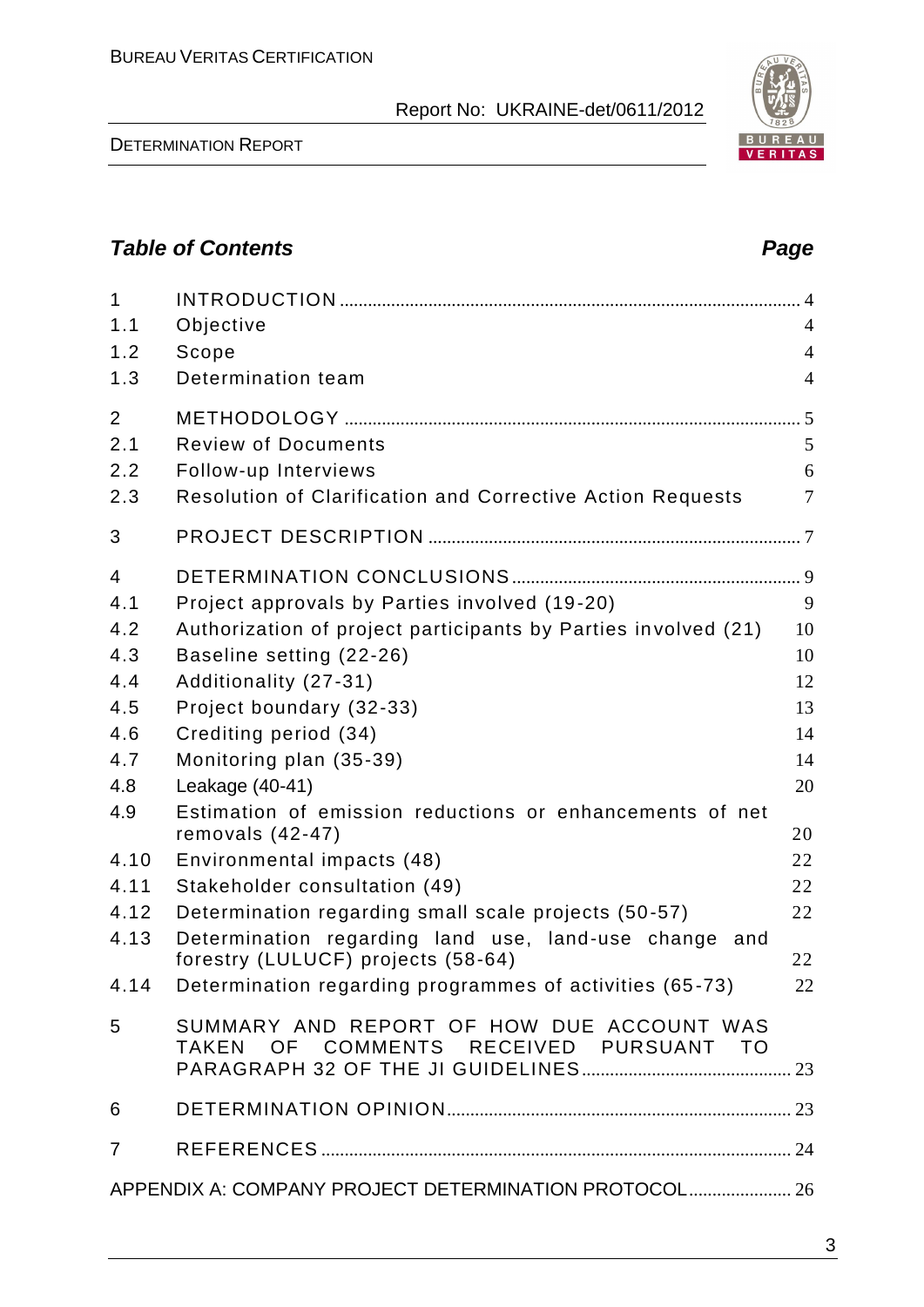## Table of Contents

| | | Page |
|---|---|---|
| 1 | INTRODUCTION | 4 |
| 1.1 | Objective | 4 |
| 1.2 | Scope | 4 |
| 1.3 | Determination team | 4 |
| 2 | METHODOLOGY | 5 |
| 2.1 | Review of Documents | 5 |
| 2.2 | Follow-up Interviews | 6 |
| 2.3 | Resolution of Clarification and Corrective Action Requests | 7 |
| 3 | PROJECT DESCRIPTION | 7 |
| 4 | DETERMINATION CONCLUSIONS | 9 |
| 4.1 | Project approvals by Parties involved (19-20) | 9 |
| 4.2 | Authorization of project participants by Parties involved (21) | 10 |
| 4.3 | Baseline setting (22-26) | 10 |
| 4.4 | Additionality (27-31) | 12 |
| 4.5 | Project boundary (32-33) | 13 |
| 4.6 | Crediting period (34) | 14 |
| 4.7 | Monitoring plan (35-39) | 14 |
| 4.8 | Leakage (40-41) | 20 |
| 4.9 | Estimation of emission reductions or enhancements of net removals (42-47) | 20 |
| 4.10 | Environmental impacts (48) | 22 |
| 4.11 | Stakeholder consultation (49) | 22 |
| 4.12 | Determination regarding small scale projects (50-57) | 22 |
| 4.13 | Determination regarding land use, land-use change and forestry (LULUCF) projects (58-64) | 22 |
| 4.14 | Determination regarding programmes of activities (65-73) | 22 |
| 5 | SUMMARY AND REPORT OF HOW DUE ACCOUNT WAS TAKEN OF COMMENTS RECEIVED PURSUANT TO PARAGRAPH 32 OF THE JI GUIDELINES | 23 |
| 6 | DETERMINATION OPINION | 23 |
| 7 | REFERENCES | 24 |
| | APPENDIX A: COMPANY PROJECT DETERMINATION PROTOCOL | 26 |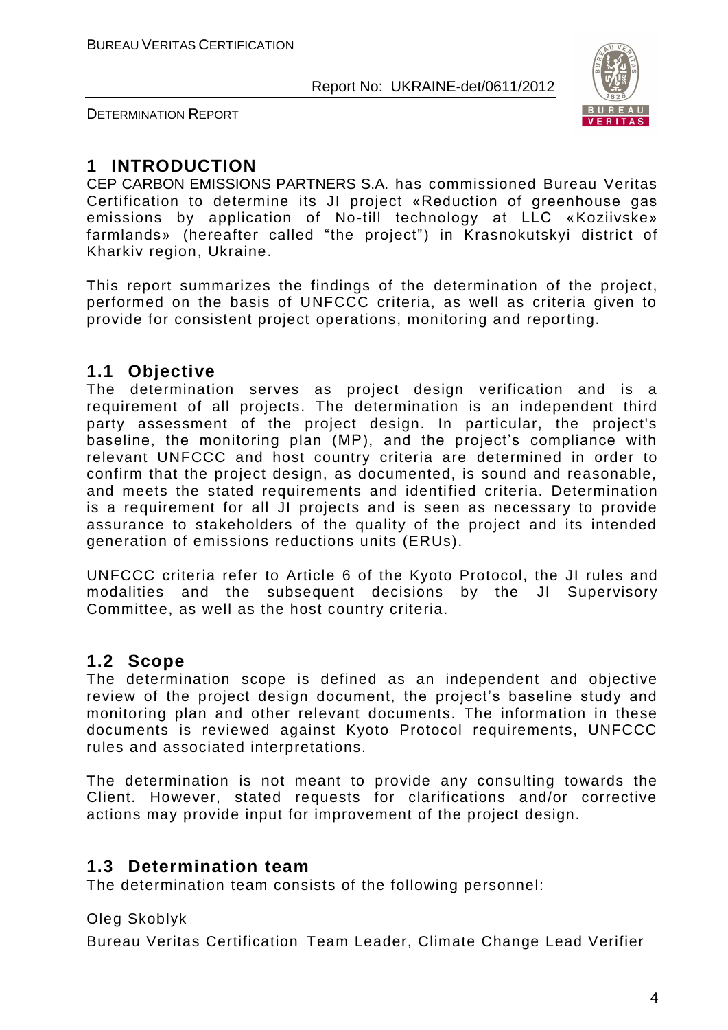# 1 INTRODUCTION

CEP CARBON EMISSIONS PARTNERS S.A. has commissioned Bureau Veritas Certification to determine its JI project «Reduction of greenhouse gas emissions by application of No-till technology at LLC «Koziivske» farmlands» (hereafter called "the project") in Krasnokutskyi district of Kharkiv region, Ukraine.

This report summarizes the findings of the determination of the project, performed on the basis of UNFCCC criteria, as well as criteria given to provide for consistent project operations, monitoring and reporting.

## 1.1 Objective

The determination serves as project design verification and is a requirement of all projects. The determination is an independent third party assessment of the project design. In particular, the project's baseline, the monitoring plan (MP), and the project's compliance with relevant UNFCCC and host country criteria are determined in order to confirm that the project design, as documented, is sound and reasonable, and meets the stated requirements and identified criteria. Determination is a requirement for all JI projects and is seen as necessary to provide assurance to stakeholders of the quality of the project and its intended generation of emissions reductions units (ERUs).

UNFCCC criteria refer to Article 6 of the Kyoto Protocol, the JI rules and modalities and the subsequent decisions by the JI Supervisory Committee, as well as the host country criteria.

## 1.2 Scope

The determination scope is defined as an independent and objective review of the project design document, the project's baseline study and monitoring plan and other relevant documents. The information in these documents is reviewed against Kyoto Protocol requirements, UNFCCC rules and associated interpretations.

The determination is not meant to provide any consulting towards the Client. However, stated requests for clarifications and/or corrective actions may provide input for improvement of the project design.

## 1.3 Determination team

The determination team consists of the following personnel:

Oleg Skoblyk

Bureau Veritas Certification Team Leader, Climate Change Lead Verifier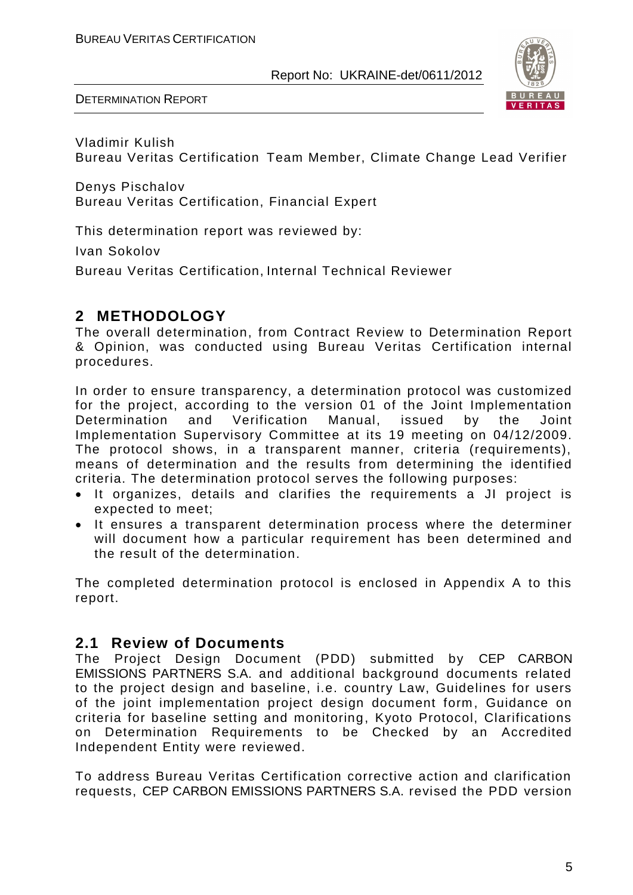Vladimir Kulish
Bureau Veritas Certification Team Member, Climate Change Lead Verifier

Denys Pischalov
Bureau Veritas Certification, Financial Expert

This determination report was reviewed by:

Ivan Sokolov

Bureau Veritas Certification, Internal Technical Reviewer

## 2 METHODOLOGY

The overall determination, from Contract Review to Determination Report & Opinion, was conducted using Bureau Veritas Certification internal procedures.

In order to ensure transparency, a determination protocol was customized for the project, according to the version 01 of the Joint Implementation Determination and Verification Manual, issued by the Joint Implementation Supervisory Committee at its 19 meeting on 04/12/2009. The protocol shows, in a transparent manner, criteria (requirements), means of determination and the results from determining the identified criteria. The determination protocol serves the following purposes:

- It organizes, details and clarifies the requirements a JI project is expected to meet;
- It ensures a transparent determination process where the determiner will document how a particular requirement has been determined and the result of the determination.

The completed determination protocol is enclosed in Appendix A to this report.

### 2.1 Review of Documents

The Project Design Document (PDD) submitted by CEP CARBON EMISSIONS PARTNERS S.A. and additional background documents related to the project design and baseline, i.e. country Law, Guidelines for users of the joint implementation project design document form, Guidance on criteria for baseline setting and monitoring, Kyoto Protocol, Clarifications on Determination Requirements to be Checked by an Accredited Independent Entity were reviewed.

To address Bureau Veritas Certification corrective action and clarification requests, CEP CARBON EMISSIONS PARTNERS S.A. revised the PDD version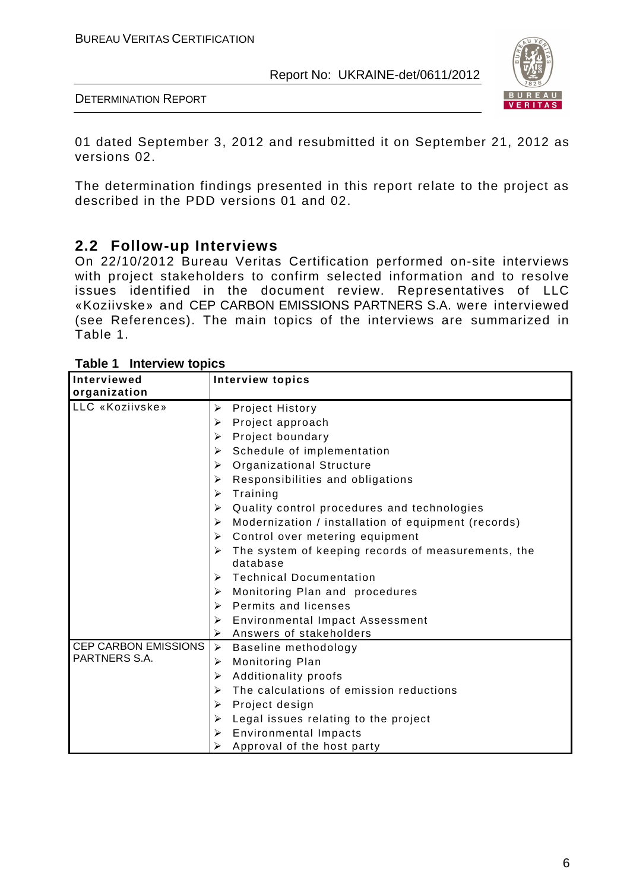01 dated September 3, 2012 and resubmitted it on September 21, 2012 as versions 02.

The determination findings presented in this report relate to the project as described in the PDD versions 01 and 02.

## 2.2 Follow-up Interviews

On 22/10/2012 Bureau Veritas Certification performed on-site interviews with project stakeholders to confirm selected information and to resolve issues identified in the document review. Representatives of LLC «Koziivske» and CEP CARBON EMISSIONS PARTNERS S.A. were interviewed (see References). The main topics of the interviews are summarized in Table 1.

**Table 1 Interview topics**

| Interviewed organization | Interview topics |
|---|---|
| LLC «Koziivske» | ➢ Project History<br>➢ Project approach<br>➢ Project boundary<br>➢ Schedule of implementation<br>➢ Organizational Structure<br>➢ Responsibilities and obligations<br>➢ Training<br>➢ Quality control procedures and technologies<br>➢ Modernization / installation of equipment (records)<br>➢ Control over metering equipment<br>➢ The system of keeping records of measurements, the database<br>➢ Technical Documentation<br>➢ Monitoring Plan and procedures<br>➢ Permits and licenses<br>➢ Environmental Impact Assessment<br>➢ Answers of stakeholders |
| CEP CARBON EMISSIONS PARTNERS S.A. | ➢ Baseline methodology<br>➢ Monitoring Plan<br>➢ Additionality proofs<br>➢ The calculations of emission reductions<br>➢ Project design<br>➢ Legal issues relating to the project<br>➢ Environmental Impacts<br>➢ Approval of the host party |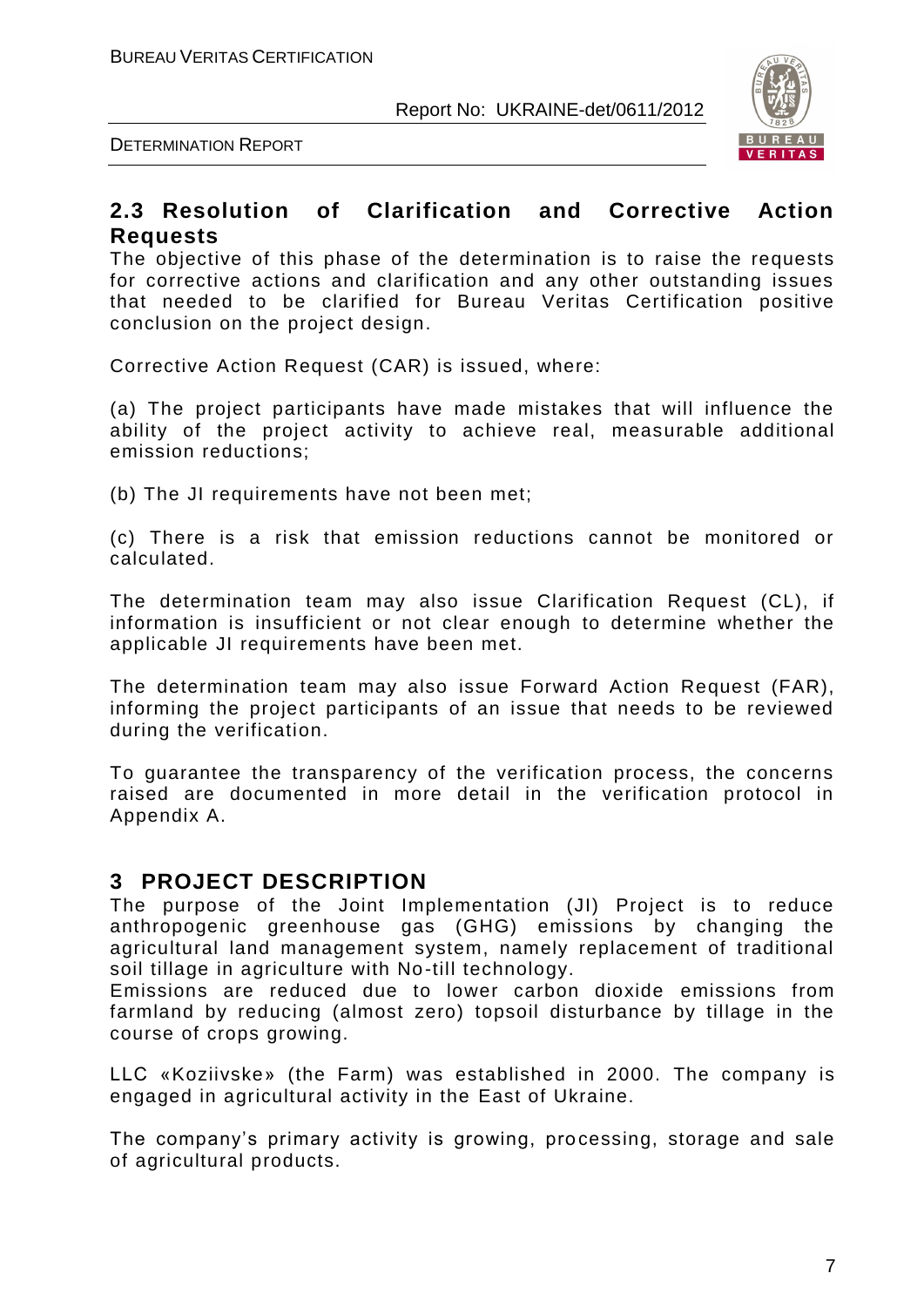## 2.3 Resolution of Clarification and Corrective Action Requests

The objective of this phase of the determination is to raise the requests for corrective actions and clarification and any other outstanding issues that needed to be clarified for Bureau Veritas Certification positive conclusion on the project design.

Corrective Action Request (CAR) is issued, where:

(a) The project participants have made mistakes that will influence the ability of the project activity to achieve real, measurable additional emission reductions;

(b) The JI requirements have not been met;

(c) There is a risk that emission reductions cannot be monitored or calculated.

The determination team may also issue Clarification Request (CL), if information is insufficient or not clear enough to determine whether the applicable JI requirements have been met.

The determination team may also issue Forward Action Request (FAR), informing the project participants of an issue that needs to be reviewed during the verification.

To guarantee the transparency of the verification process, the concerns raised are documented in more detail in the verification protocol in Appendix A.

# 3 PROJECT DESCRIPTION

The purpose of the Joint Implementation (JI) Project is to reduce anthropogenic greenhouse gas (GHG) emissions by changing the agricultural land management system, namely replacement of traditional soil tillage in agriculture with No-till technology.
Emissions are reduced due to lower carbon dioxide emissions from farmland by reducing (almost zero) topsoil disturbance by tillage in the course of crops growing.

LLC «Koziivske» (the Farm) was established in 2000. The company is engaged in agricultural activity in the East of Ukraine.

The company's primary activity is growing, processing, storage and sale of agricultural products.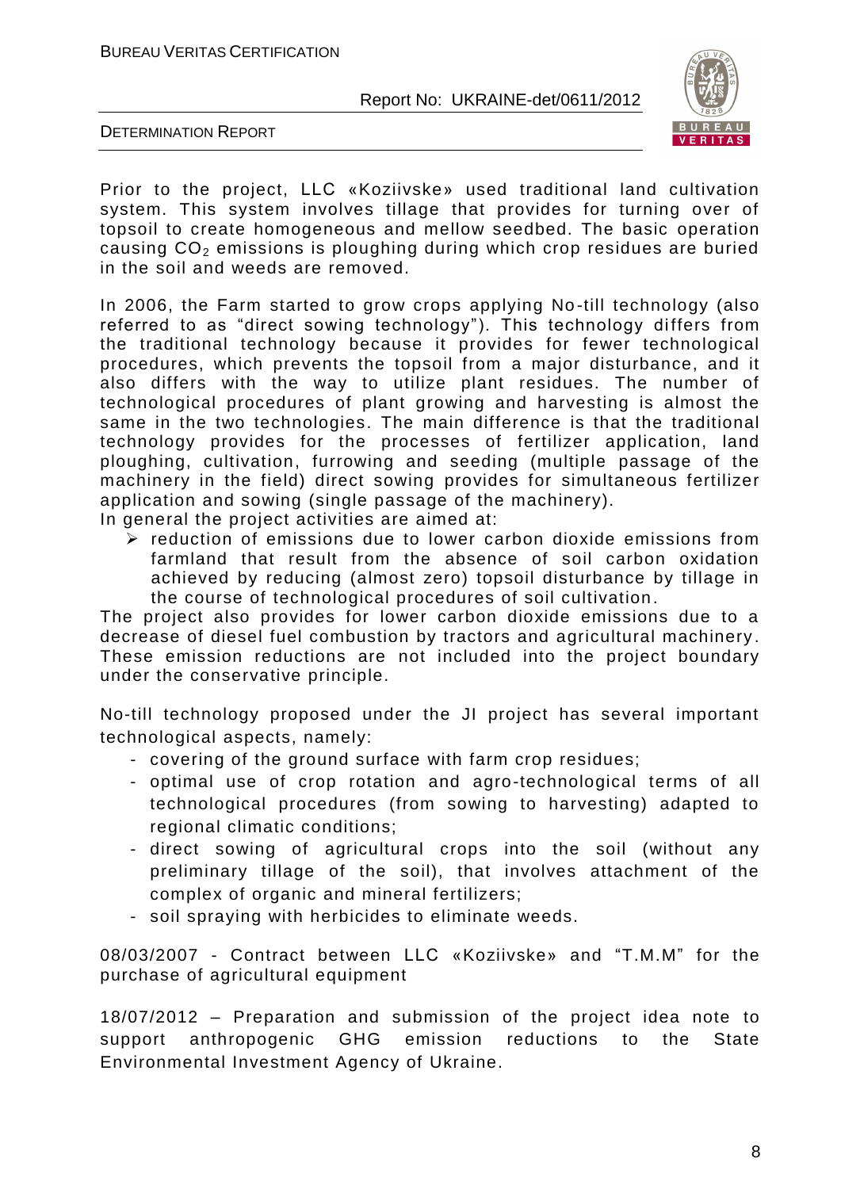Prior to the project, LLC «Koziivske» used traditional land cultivation system. This system involves tillage that provides for turning over of topsoil to create homogeneous and mellow seedbed. The basic operation causing $CO_2$ emissions is ploughing during which crop residues are buried in the soil and weeds are removed.

In 2006, the Farm started to grow crops applying No-till technology (also referred to as "direct sowing technology"). This technology differs from the traditional technology because it provides for fewer technological procedures, which prevents the topsoil from a major disturbance, and it also differs with the way to utilize plant residues. The number of technological procedures of plant growing and harvesting is almost the same in the two technologies. The main difference is that the traditional technology provides for the processes of fertilizer application, land ploughing, cultivation, furrowing and seeding (multiple passage of the machinery in the field) direct sowing provides for simultaneous fertilizer application and sowing (single passage of the machinery).
In general the project activities are aimed at:

- reduction of emissions due to lower carbon dioxide emissions from farmland that result from the absence of soil carbon oxidation achieved by reducing (almost zero) topsoil disturbance by tillage in the course of technological procedures of soil cultivation.

The project also provides for lower carbon dioxide emissions due to a decrease of diesel fuel combustion by tractors and agricultural machinery. These emission reductions are not included into the project boundary under the conservative principle.

No-till technology proposed under the JI project has several important technological aspects, namely:

- covering of the ground surface with farm crop residues;
- optimal use of crop rotation and agro-technological terms of all technological procedures (from sowing to harvesting) adapted to regional climatic conditions;
- direct sowing of agricultural crops into the soil (without any preliminary tillage of the soil), that involves attachment of the complex of organic and mineral fertilizers;
- soil spraying with herbicides to eliminate weeds.

08/03/2007 - Contract between LLC «Koziivske» and "T.M.M" for the purchase of agricultural equipment

18/07/2012 – Preparation and submission of the project idea note to support anthropogenic GHG emission reductions to the State Environmental Investment Agency of Ukraine.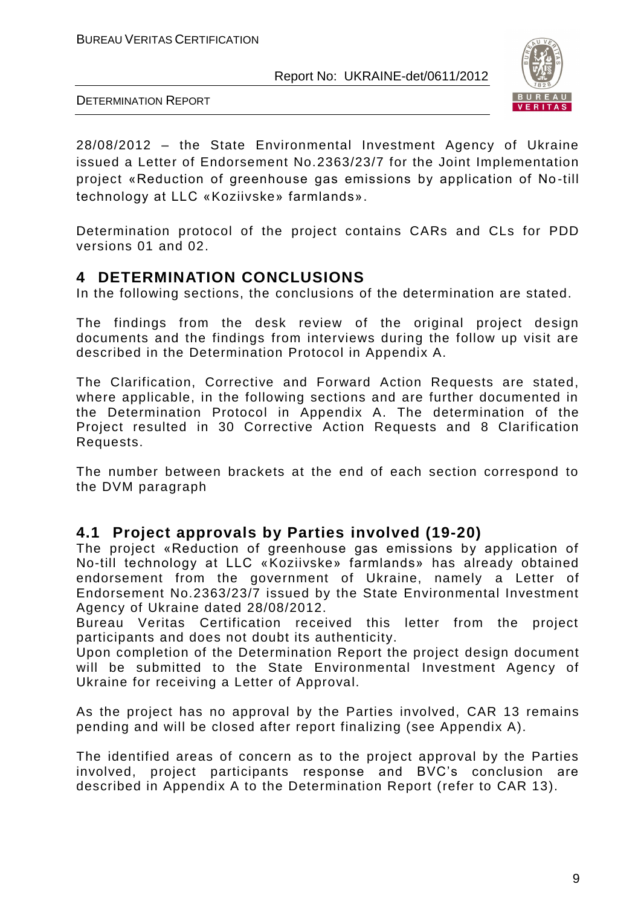28/08/2012 – the State Environmental Investment Agency of Ukraine issued a Letter of Endorsement No.2363/23/7 for the Joint Implementation project «Reduction of greenhouse gas emissions by application of No-till technology at LLC «Koziivske» farmlands».

Determination protocol of the project contains CARs and CLs for PDD versions 01 and 02.

# 4 DETERMINATION CONCLUSIONS

In the following sections, the conclusions of the determination are stated.

The findings from the desk review of the original project design documents and the findings from interviews during the follow up visit are described in the Determination Protocol in Appendix A.

The Clarification, Corrective and Forward Action Requests are stated, where applicable, in the following sections and are further documented in the Determination Protocol in Appendix A. The determination of the Project resulted in 30 Corrective Action Requests and 8 Clarification Requests.

The number between brackets at the end of each section correspond to the DVM paragraph

## 4.1 Project approvals by Parties involved (19-20)

The project «Reduction of greenhouse gas emissions by application of No-till technology at LLC «Koziivske» farmlands» has already obtained endorsement from the government of Ukraine, namely a Letter of Endorsement No.2363/23/7 issued by the State Environmental Investment Agency of Ukraine dated 28/08/2012.

Bureau Veritas Certification received this letter from the project participants and does not doubt its authenticity.

Upon completion of the Determination Report the project design document will be submitted to the State Environmental Investment Agency of Ukraine for receiving a Letter of Approval.

As the project has no approval by the Parties involved, CAR 13 remains pending and will be closed after report finalizing (see Appendix A).

The identified areas of concern as to the project approval by the Parties involved, project participants response and BVC's conclusion are described in Appendix A to the Determination Report (refer to CAR 13).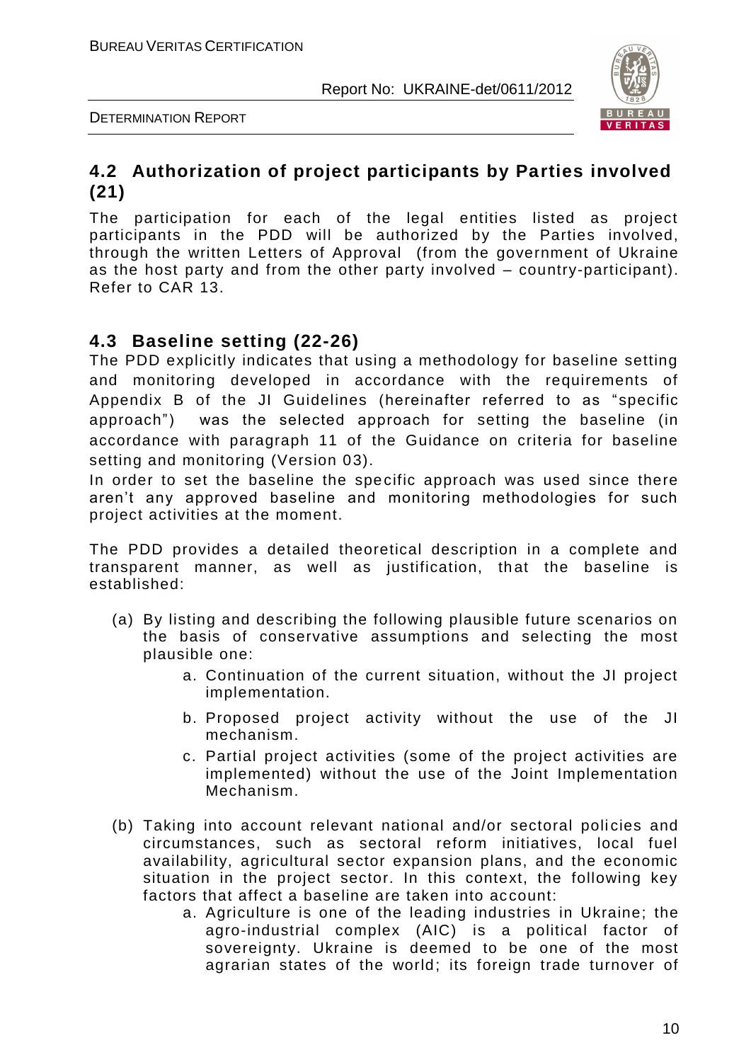## 4.2 Authorization of project participants by Parties involved (21)

The participation for each of the legal entities listed as project participants in the PDD will be authorized by the Parties involved, through the written Letters of Approval (from the government of Ukraine as the host party and from the other party involved – country-participant). Refer to CAR 13.

## 4.3 Baseline setting (22-26)

The PDD explicitly indicates that using a methodology for baseline setting and monitoring developed in accordance with the requirements of Appendix B of the JI Guidelines (hereinafter referred to as "specific approach") was the selected approach for setting the baseline (in accordance with paragraph 11 of the Guidance on criteria for baseline setting and monitoring (Version 03).

In order to set the baseline the specific approach was used since there aren't any approved baseline and monitoring methodologies for such project activities at the moment.

The PDD provides a detailed theoretical description in a complete and transparent manner, as well as justification, that the baseline is established:

(a) By listing and describing the following plausible future scenarios on the basis of conservative assumptions and selecting the most plausible one:

   a. Continuation of the current situation, without the JI project implementation.

   b. Proposed project activity without the use of the JI mechanism.

   c. Partial project activities (some of the project activities are implemented) without the use of the Joint Implementation Mechanism.

(b) Taking into account relevant national and/or sectoral policies and circumstances, such as sectoral reform initiatives, local fuel availability, agricultural sector expansion plans, and the economic situation in the project sector. In this context, the following key factors that affect a baseline are taken into account:

   a. Agriculture is one of the leading industries in Ukraine; the agro-industrial complex (AIC) is a political factor of sovereignty. Ukraine is deemed to be one of the most agrarian states of the world; its foreign trade turnover of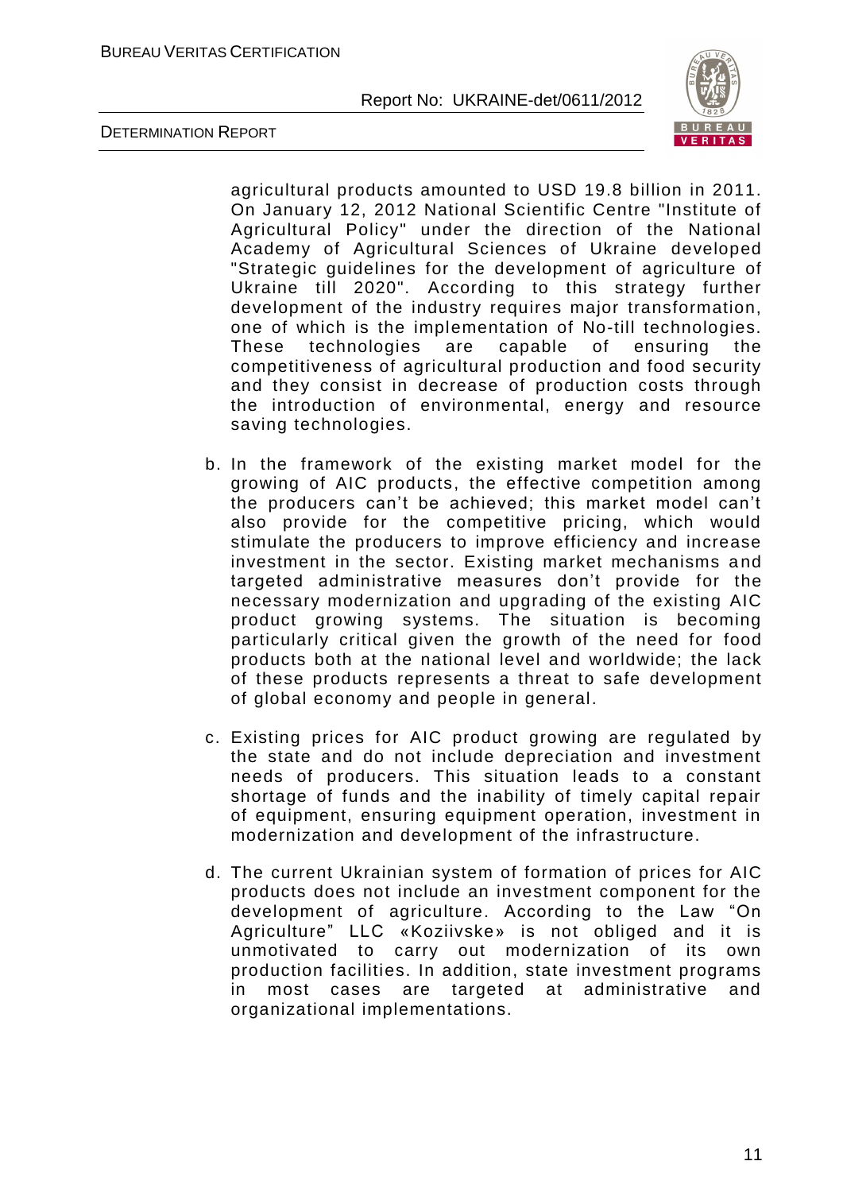agricultural products amounted to USD 19.8 billion in 2011. On January 12, 2012 National Scientific Centre "Institute of Agricultural Policy" under the direction of the National Academy of Agricultural Sciences of Ukraine developed "Strategic guidelines for the development of agriculture of Ukraine till 2020". According to this strategy further development of the industry requires major transformation, one of which is the implementation of No-till technologies. These technologies are capable of ensuring the competitiveness of agricultural production and food security and they consist in decrease of production costs through the introduction of environmental, energy and resource saving technologies.

b. In the framework of the existing market model for the growing of AIC products, the effective competition among the producers can't be achieved; this market model can't also provide for the competitive pricing, which would stimulate the producers to improve efficiency and increase investment in the sector. Existing market mechanisms and targeted administrative measures don't provide for the necessary modernization and upgrading of the existing AIC product growing systems. The situation is becoming particularly critical given the growth of the need for food products both at the national level and worldwide; the lack of these products represents a threat to safe development of global economy and people in general.

c. Existing prices for AIC product growing are regulated by the state and do not include depreciation and investment needs of producers. This situation leads to a constant shortage of funds and the inability of timely capital repair of equipment, ensuring equipment operation, investment in modernization and development of the infrastructure.

d. The current Ukrainian system of formation of prices for AIC products does not include an investment component for the development of agriculture. According to the Law "On Agriculture" LLC «Koziivske» is not obliged and it is unmotivated to carry out modernization of its own production facilities. In addition, state investment programs in most cases are targeted at administrative and organizational implementations.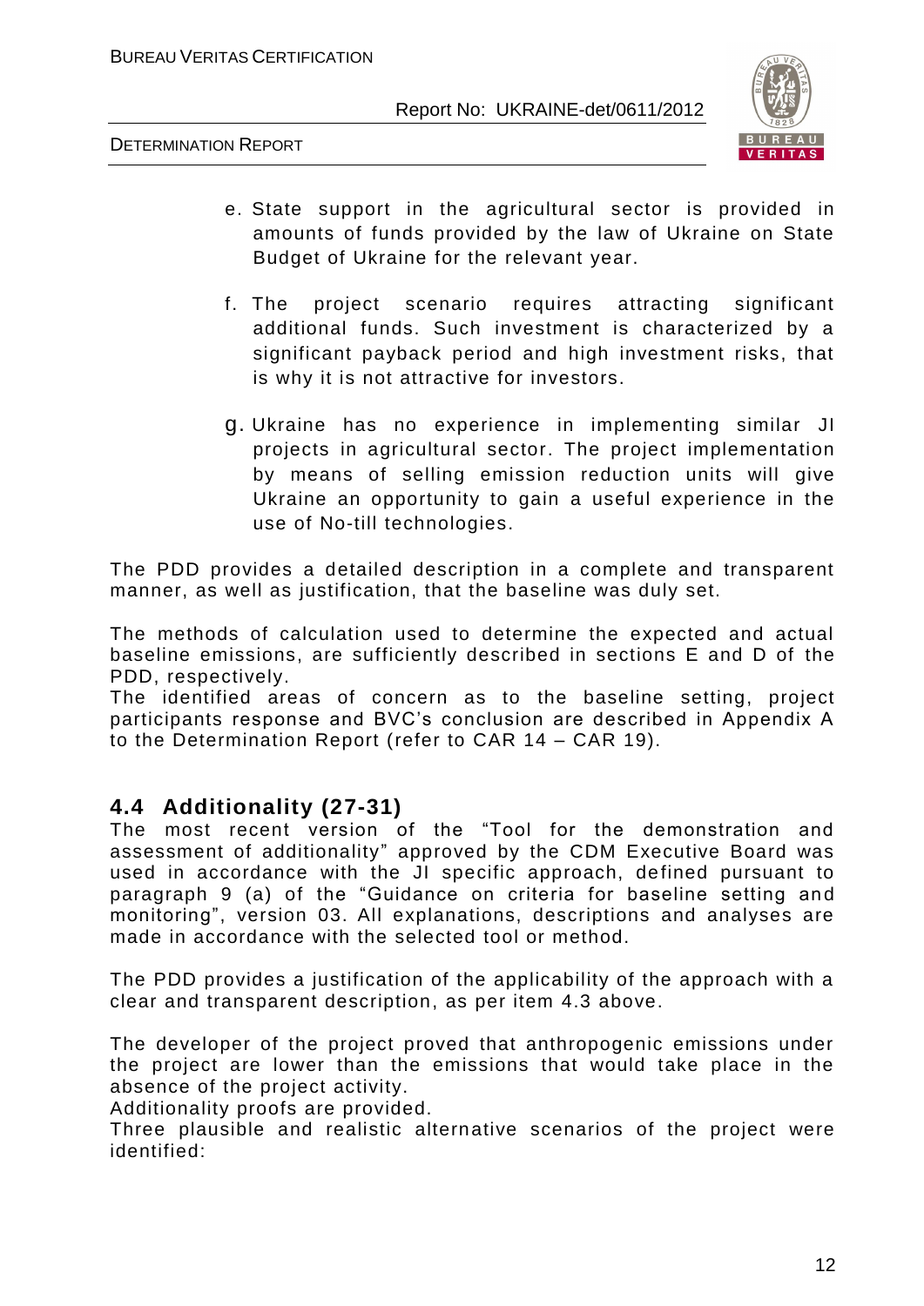e. State support in the agricultural sector is provided in amounts of funds provided by the law of Ukraine on State Budget of Ukraine for the relevant year.

f. The project scenario requires attracting significant additional funds. Such investment is characterized by a significant payback period and high investment risks, that is why it is not attractive for investors.

g. Ukraine has no experience in implementing similar JI projects in agricultural sector. The project implementation by means of selling emission reduction units will give Ukraine an opportunity to gain a useful experience in the use of No-till technologies.

The PDD provides a detailed description in a complete and transparent manner, as well as justification, that the baseline was duly set.

The methods of calculation used to determine the expected and actual baseline emissions, are sufficiently described in sections E and D of the PDD, respectively.
The identified areas of concern as to the baseline setting, project participants response and BVC's conclusion are described in Appendix A to the Determination Report (refer to CAR 14 – CAR 19).

## 4.4 Additionality (27-31)

The most recent version of the "Tool for the demonstration and assessment of additionality" approved by the CDM Executive Board was used in accordance with the JI specific approach, defined pursuant to paragraph 9 (a) of the "Guidance on criteria for baseline setting and monitoring", version 03. All explanations, descriptions and analyses are made in accordance with the selected tool or method.

The PDD provides a justification of the applicability of the approach with a clear and transparent description, as per item 4.3 above.

The developer of the project proved that anthropogenic emissions under the project are lower than the emissions that would take place in the absence of the project activity.
Additionality proofs are provided.
Three plausible and realistic alternative scenarios of the project were identified: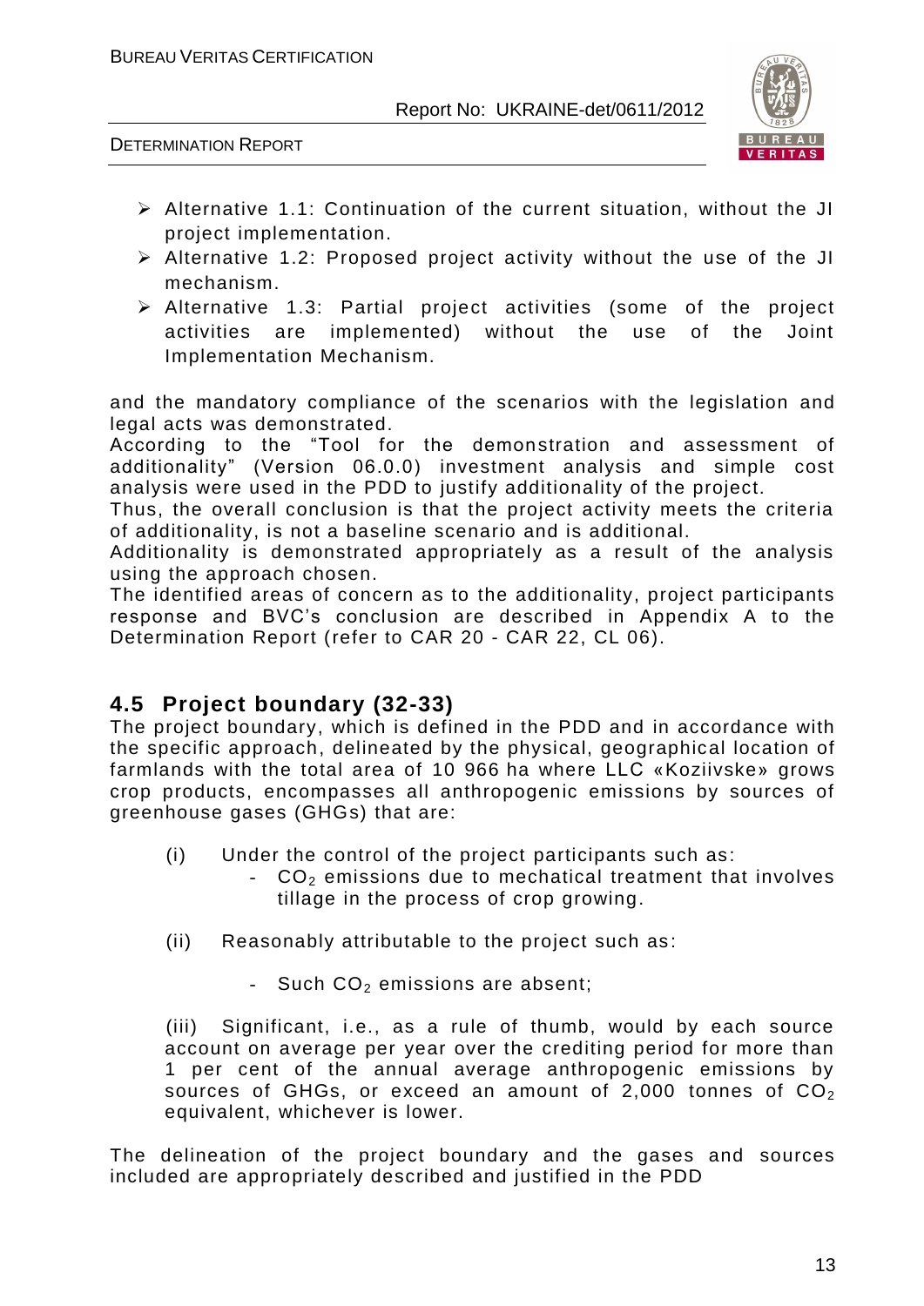- Alternative 1.1: Continuation of the current situation, without the JI project implementation.
- Alternative 1.2: Proposed project activity without the use of the JI mechanism.
- Alternative 1.3: Partial project activities (some of the project activities are implemented) without the use of the Joint Implementation Mechanism.

and the mandatory compliance of the scenarios with the legislation and legal acts was demonstrated.
According to the "Tool for the demonstration and assessment of additionality" (Version 06.0.0) investment analysis and simple cost analysis were used in the PDD to justify additionality of the project.
Thus, the overall conclusion is that the project activity meets the criteria of additionality, is not a baseline scenario and is additional.
Additionality is demonstrated appropriately as a result of the analysis using the approach chosen.
The identified areas of concern as to the additionality, project participants response and BVC's conclusion are described in Appendix A to the Determination Report (refer to CAR 20 - CAR 22, CL 06).

## 4.5 Project boundary (32-33)

The project boundary, which is defined in the PDD and in accordance with the specific approach, delineated by the physical, geographical location of farmlands with the total area of 10 966 ha where LLC «Koziivske» grows crop products, encompasses all anthropogenic emissions by sources of greenhouse gases (GHGs) that are:

(i) Under the control of the project participants such as:
   - $CO_2$ emissions due to mechatical treatment that involves tillage in the process of crop growing.

(ii) Reasonably attributable to the project such as:
   - Such $CO_2$ emissions are absent;

(iii) Significant, i.e., as a rule of thumb, would by each source account on average per year over the crediting period for more than 1 per cent of the annual average anthropogenic emissions by sources of GHGs, or exceed an amount of 2,000 tonnes of $CO_2$ equivalent, whichever is lower.

The delineation of the project boundary and the gases and sources included are appropriately described and justified in the PDD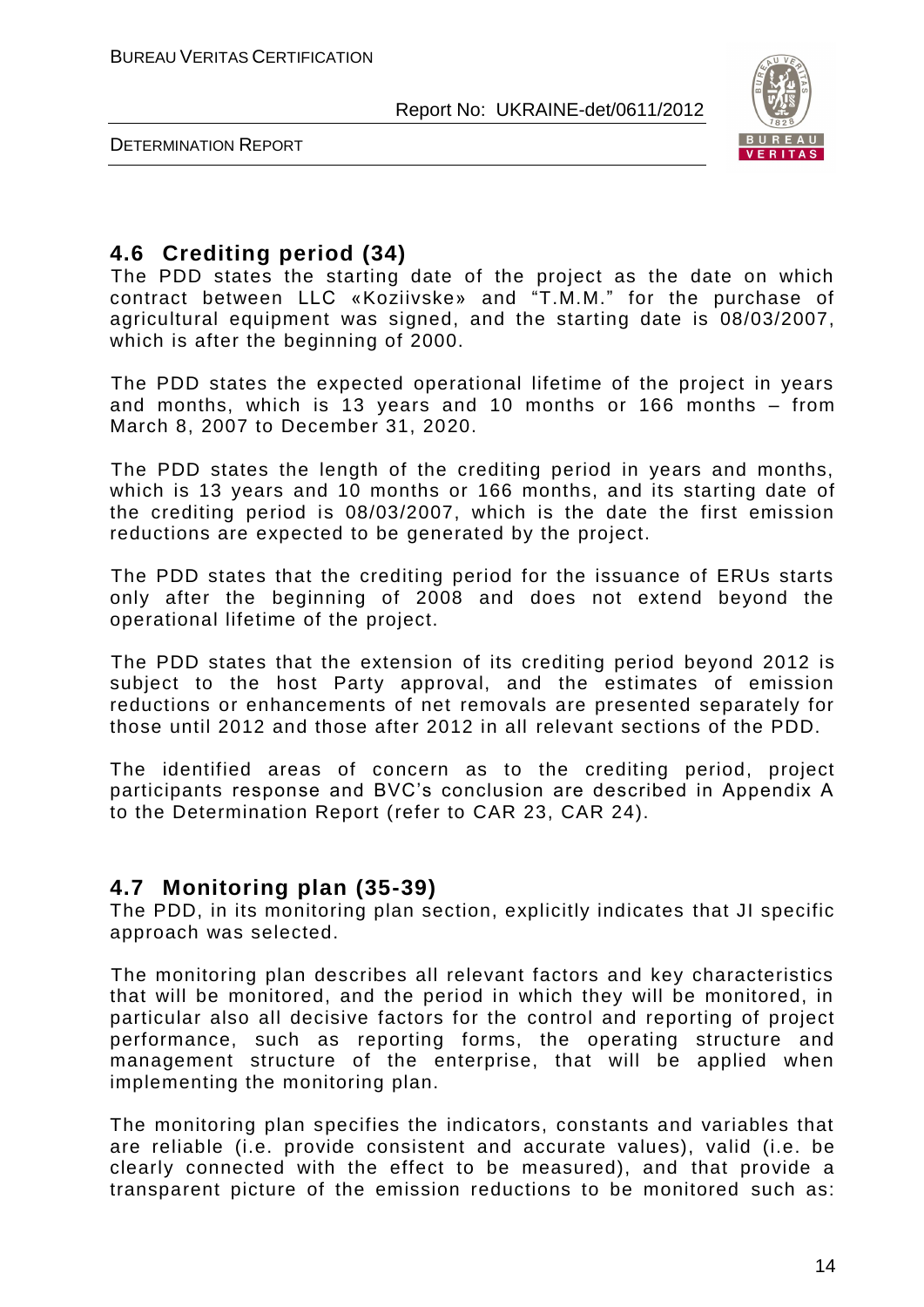## 4.6 Crediting period (34)

The PDD states the starting date of the project as the date on which contract between LLC «Koziivske» and "T.M.M." for the purchase of agricultural equipment was signed, and the starting date is 08/03/2007, which is after the beginning of 2000.

The PDD states the expected operational lifetime of the project in years and months, which is 13 years and 10 months or 166 months – from March 8, 2007 to December 31, 2020.

The PDD states the length of the crediting period in years and months, which is 13 years and 10 months or 166 months, and its starting date of the crediting period is 08/03/2007, which is the date the first emission reductions are expected to be generated by the project.

The PDD states that the crediting period for the issuance of ERUs starts only after the beginning of 2008 and does not extend beyond the operational lifetime of the project.

The PDD states that the extension of its crediting period beyond 2012 is subject to the host Party approval, and the estimates of emission reductions or enhancements of net removals are presented separately for those until 2012 and those after 2012 in all relevant sections of the PDD.

The identified areas of concern as to the crediting period, project participants response and BVC's conclusion are described in Appendix A to the Determination Report (refer to CAR 23, CAR 24).

## 4.7 Monitoring plan (35-39)

The PDD, in its monitoring plan section, explicitly indicates that JI specific approach was selected.

The monitoring plan describes all relevant factors and key characteristics that will be monitored, and the period in which they will be monitored, in particular also all decisive factors for the control and reporting of project performance, such as reporting forms, the operating structure and management structure of the enterprise, that will be applied when implementing the monitoring plan.

The monitoring plan specifies the indicators, constants and variables that are reliable (i.e. provide consistent and accurate values), valid (i.e. be clearly connected with the effect to be measured), and that provide a transparent picture of the emission reductions to be monitored such as: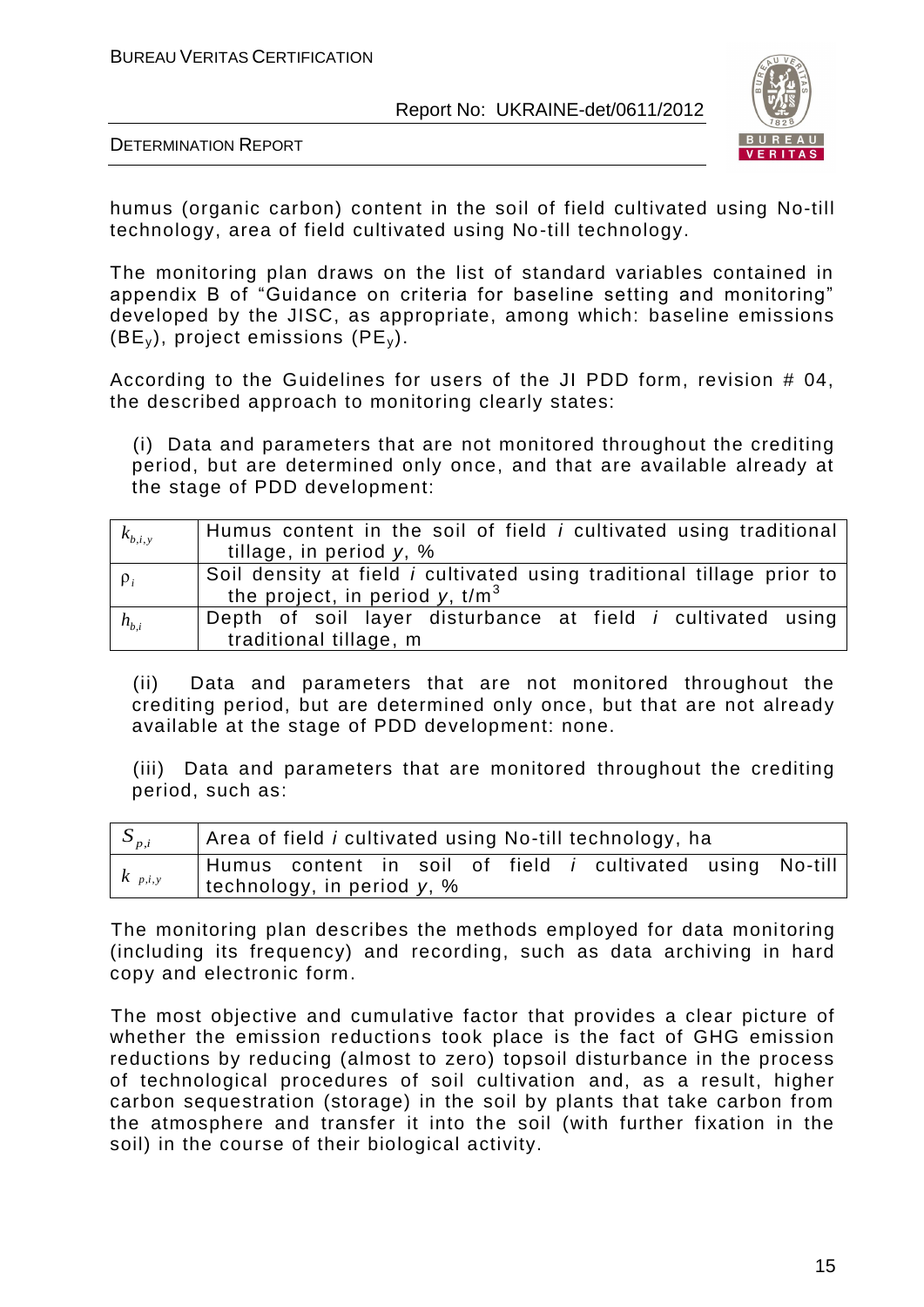humus (organic carbon) content in the soil of field cultivated using No-till technology, area of field cultivated using No-till technology.

The monitoring plan draws on the list of standard variables contained in appendix B of "Guidance on criteria for baseline setting and monitoring" developed by the JISC, as appropriate, among which: baseline emissions ($BE_y$), project emissions ($PE_y$).

According to the Guidelines for users of the JI PDD form, revision # 04, the described approach to monitoring clearly states:

(i) Data and parameters that are not monitored throughout the crediting period, but are determined only once, and that are available already at the stage of PDD development:

| | |
|---|---|
| $k_{b,i,y}$ | Humus content in the soil of field *i* cultivated using traditional tillage, in period *y*, % |
| $\rho_i$ | Soil density at field *i* cultivated using traditional tillage prior to the project, in period *y*, t/m$^3$ |
| $h_{b,i}$ | Depth of soil layer disturbance at field *i* cultivated using traditional tillage, m |

(ii) Data and parameters that are not monitored throughout the crediting period, but are determined only once, but that are not already available at the stage of PDD development: none.

(iii) Data and parameters that are monitored throughout the crediting period, such as:

| | |
|---|---|
| $S_{p,i}$ | Area of field *i* cultivated using No-till technology, ha |
| $k_{p,i,y}$ | Humus content in soil of field *i* cultivated using No-till technology, in period *y*, % |

The monitoring plan describes the methods employed for data monitoring (including its frequency) and recording, such as data archiving in hard copy and electronic form.

The most objective and cumulative factor that provides a clear picture of whether the emission reductions took place is the fact of GHG emission reductions by reducing (almost to zero) topsoil disturbance in the process of technological procedures of soil cultivation and, as a result, higher carbon sequestration (storage) in the soil by plants that take carbon from the atmosphere and transfer it into the soil (with further fixation in the soil) in the course of their biological activity.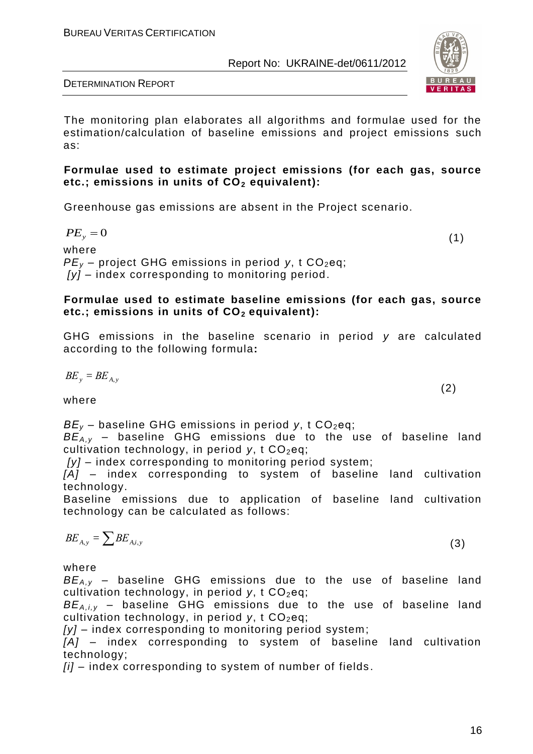The monitoring plan elaborates all algorithms and formulae used for the estimation/calculation of baseline emissions and project emissions such as:

**Formulae used to estimate project emissions (for each gas, source etc.; emissions in units of $CO_2$ equivalent):**

Greenhouse gas emissions are absent in the Project scenario.

$$PE_y = 0 \quad (1)$$

where

$PE_y$ – project GHG emissions in period $y$, t $CO_2$eq;

[y] – index corresponding to monitoring period.

**Formulae used to estimate baseline emissions (for each gas, source etc.; emissions in units of $CO_2$ equivalent):**

GHG emissions in the baseline scenario in period $y$ are calculated according to the following formula**:**

$$BE_y = BE_{A,y} \quad (2)$$

where

$BE_y$ – baseline GHG emissions in period $y$, t $CO_2$eq;

$BE_{A,y}$ – baseline GHG emissions due to the use of baseline land cultivation technology, in period $y$, t $CO_2$eq;

[y] – index corresponding to monitoring period system;

[A] – index corresponding to system of baseline land cultivation technology.

Baseline emissions due to application of baseline land cultivation technology can be calculated as follows:

$$BE_{A,y} = \sum BE_{A,i,y} \quad (3)$$

where

$BE_{A,y}$ – baseline GHG emissions due to the use of baseline land cultivation technology, in period $y$, t $CO_2$eq;

$BE_{A,i,y}$ – baseline GHG emissions due to the use of baseline land cultivation technology, in period $y$, t $CO_2$eq;

[y] – index corresponding to monitoring period system;

[A] – index corresponding to system of baseline land cultivation technology;

[i] – index corresponding to system of number of fields.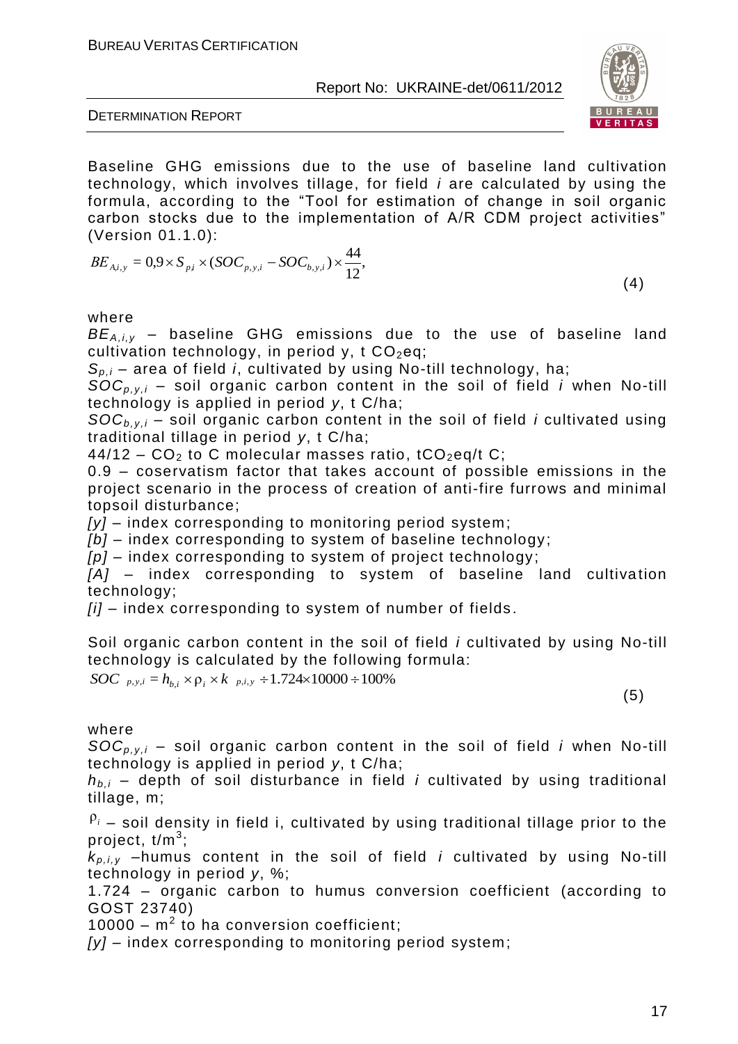Baseline GHG emissions due to the use of baseline land cultivation technology, which involves tillage, for field *i* are calculated by using the formula, according to the "Tool for estimation of change in soil organic carbon stocks due to the implementation of A/R CDM project activities" (Version 01.1.0):

$$BE_{A,i,y} = 0{,}9 \times S_{pi} \times (SOC_{p,y,i} - SOC_{b,y,i}) \times \frac{44}{12}, \tag{4}$$

where

$BE_{A,i,y}$ – baseline GHG emissions due to the use of baseline land cultivation technology, in period y, t $CO_2$eq;

$S_{p,i}$ – area of field *i*, cultivated by using No-till technology, ha;

$SOC_{p,y,i}$ – soil organic carbon content in the soil of field *i* when No-till technology is applied in period *y*, t C/ha;

$SOC_{b,y,i}$ – soil organic carbon content in the soil of field *i* cultivated using traditional tillage in period *y*, t C/ha;

44/12 – $CO_2$ to C molecular masses ratio, t$CO_2$eq/t C;

0.9 – coservatism factor that takes account of possible emissions in the project scenario in the process of creation of anti-fire furrows and minimal topsoil disturbance;

*[y]* – index corresponding to monitoring period system;

*[b]* – index corresponding to system of baseline technology;

*[p]* – index corresponding to system of project technology;

*[A]* – index corresponding to system of baseline land cultivation technology;

*[i]* – index corresponding to system of number of fields.

Soil organic carbon content in the soil of field *i* cultivated by using No-till technology is calculated by the following formula:

$$SOC_{p,y,i} = h_{b,i} \times \rho_i \times k_{p,i,y} \div 1.724 \times 10000 \div 100\% \tag{5}$$

where

$SOC_{p,y,i}$ – soil organic carbon content in the soil of field *i* when No-till technology is applied in period *y*, t C/ha;

$h_{b,i}$ – depth of soil disturbance in field *i* cultivated by using traditional tillage, m;

$\rho_i$ – soil density in field i, cultivated by using traditional tillage prior to the project, t/m$^3$;

$k_{p,i,y}$ –humus content in the soil of field *i* cultivated by using No-till technology in period *y*, %;

1.724 – organic carbon to humus conversion coefficient (according to GOST 23740)

10000 – m$^2$ to ha conversion coefficient;

*[y]* – index corresponding to monitoring period system;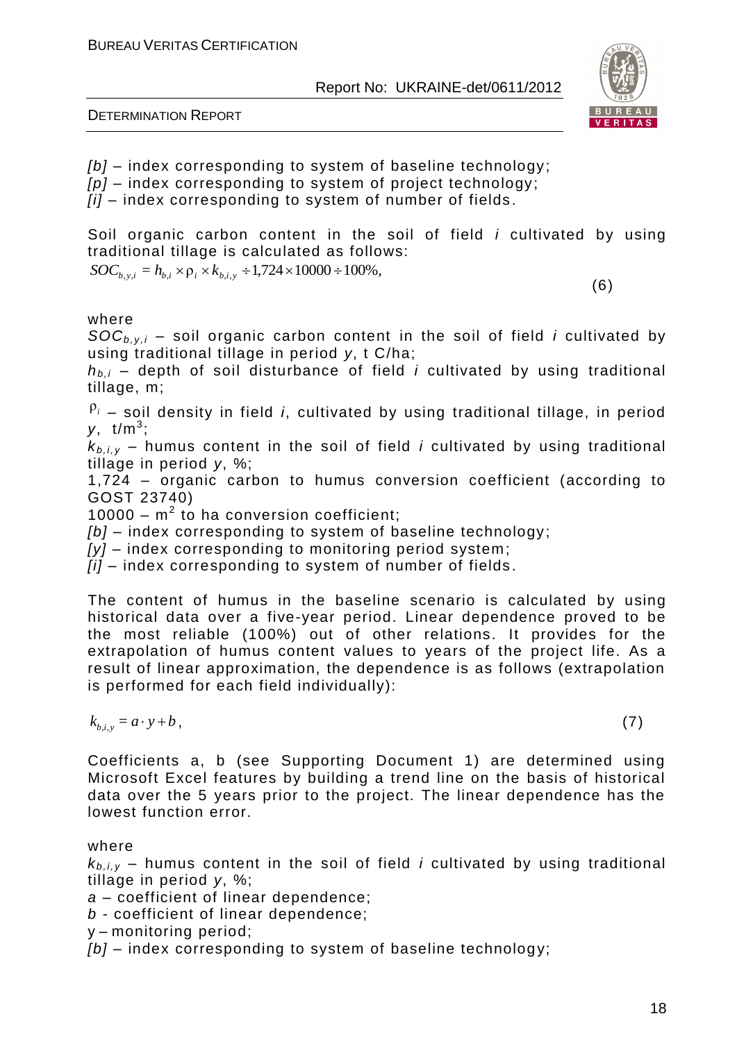*[b]* – index corresponding to system of baseline technology;
*[p]* – index corresponding to system of project technology;
*[i]* – index corresponding to system of number of fields.

Soil organic carbon content in the soil of field *i* cultivated by using traditional tillage is calculated as follows:

$$SOC_{b,y,i} = h_{b,i} \times \rho_i \times k_{b,i,y} \div 1{,}724 \times 10000 \div 100\%, \tag{6}$$

where

$SOC_{b,y,i}$ – soil organic carbon content in the soil of field *i* cultivated by using traditional tillage in period *y*, t C/ha;

$h_{b,i}$ – depth of soil disturbance of field *i* cultivated by using traditional tillage, m;

$\rho_i$ – soil density in field *i*, cultivated by using traditional tillage, in period *y*, t/m$^3$;

$k_{b,i,y}$ – humus content in the soil of field *i* cultivated by using traditional tillage in period *y*, %;

1,724 – organic carbon to humus conversion coefficient (according to GOST 23740)

10000 – m$^2$ to ha conversion coefficient;

*[b]* – index corresponding to system of baseline technology;

*[y]* – index corresponding to monitoring period system;

*[i]* – index corresponding to system of number of fields.

The content of humus in the baseline scenario is calculated by using historical data over a five-year period. Linear dependence proved to be the most reliable (100%) out of other relations. It provides for the extrapolation of humus content values to years of the project life. As a result of linear approximation, the dependence is as follows (extrapolation is performed for each field individually):

$$k_{b,i,y} = a \cdot y + b, \tag{7}$$

Coefficients a, b (see Supporting Document 1) are determined using Microsoft Excel features by building a trend line on the basis of historical data over the 5 years prior to the project. The linear dependence has the lowest function error.

where

$k_{b,i,y}$ – humus content in the soil of field *i* cultivated by using traditional tillage in period *y*, %;

*a* – coefficient of linear dependence;

*b* - coefficient of linear dependence;

y – monitoring period;

*[b]* – index corresponding to system of baseline technology;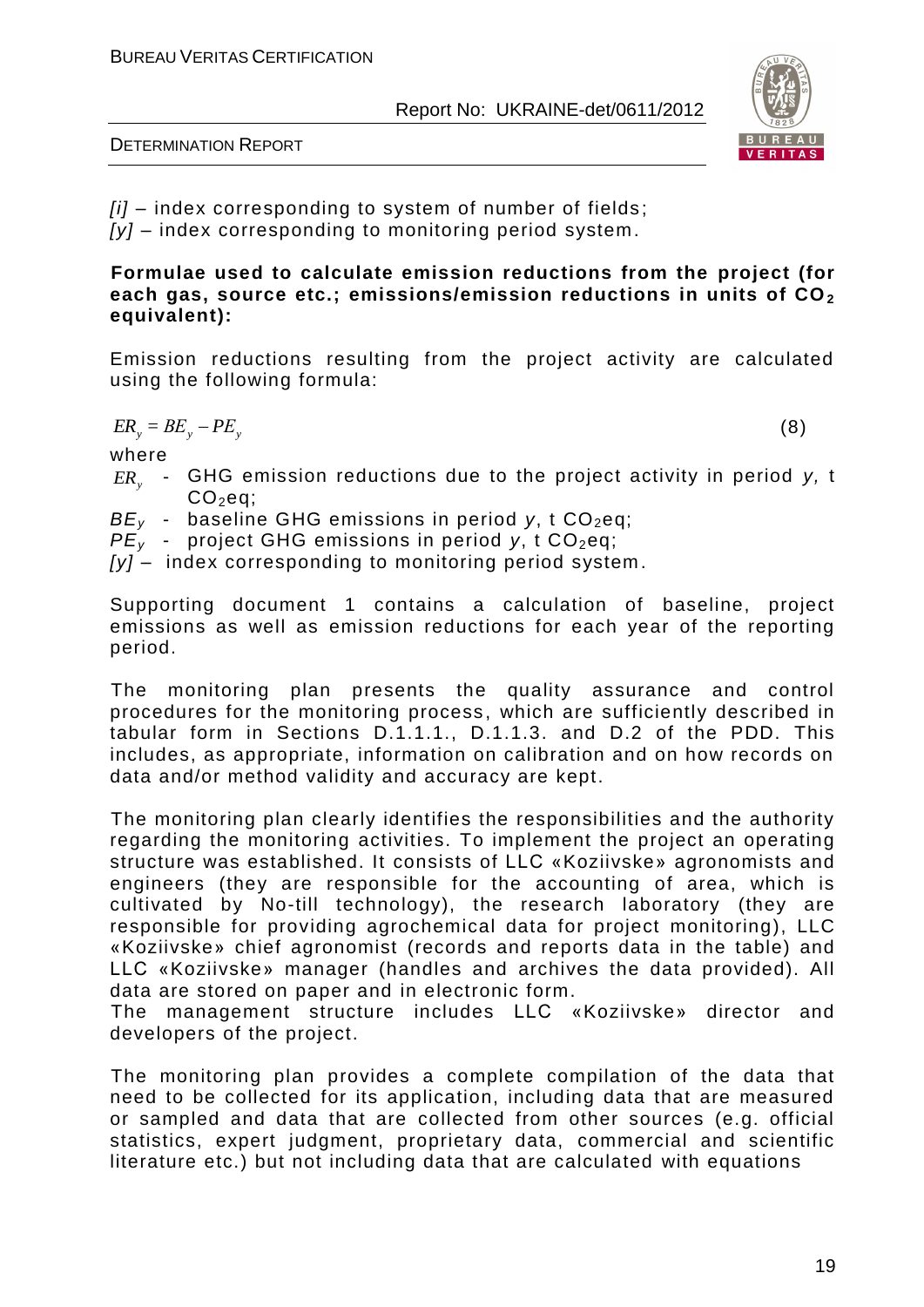*[i]* – index corresponding to system of number of fields;
*[y]* – index corresponding to monitoring period system.

**Formulae used to calculate emission reductions from the project (for each gas, source etc.; emissions/emission reductions in units of $CO_2$ equivalent):**

Emission reductions resulting from the project activity are calculated using the following formula:

$$ER_y = BE_y - PE_y \tag{8}$$

where

- $ER_y$ - GHG emission reductions due to the project activity in period *y*, t $CO_2$eq;
- $BE_y$ - baseline GHG emissions in period *y*, t $CO_2$eq;
- $PE_y$ - project GHG emissions in period *y*, t $CO_2$eq;
- *[y]* – index corresponding to monitoring period system.

Supporting document 1 contains a calculation of baseline, project emissions as well as emission reductions for each year of the reporting period.

The monitoring plan presents the quality assurance and control procedures for the monitoring process, which are sufficiently described in tabular form in Sections D.1.1.1., D.1.1.3. and D.2 of the PDD. This includes, as appropriate, information on calibration and on how records on data and/or method validity and accuracy are kept.

The monitoring plan clearly identifies the responsibilities and the authority regarding the monitoring activities. To implement the project an operating structure was established. It consists of LLC «Koziivske» agronomists and engineers (they are responsible for the accounting of area, which is cultivated by No-till technology), the research laboratory (they are responsible for providing agrochemical data for project monitoring), LLC «Koziivske» chief agronomist (records and reports data in the table) and LLC «Koziivske» manager (handles and archives the data provided). All data are stored on paper and in electronic form.
The management structure includes LLC «Koziivske» director and developers of the project.

The monitoring plan provides a complete compilation of the data that need to be collected for its application, including data that are measured or sampled and data that are collected from other sources (e.g. official statistics, expert judgment, proprietary data, commercial and scientific literature etc.) but not including data that are calculated with equations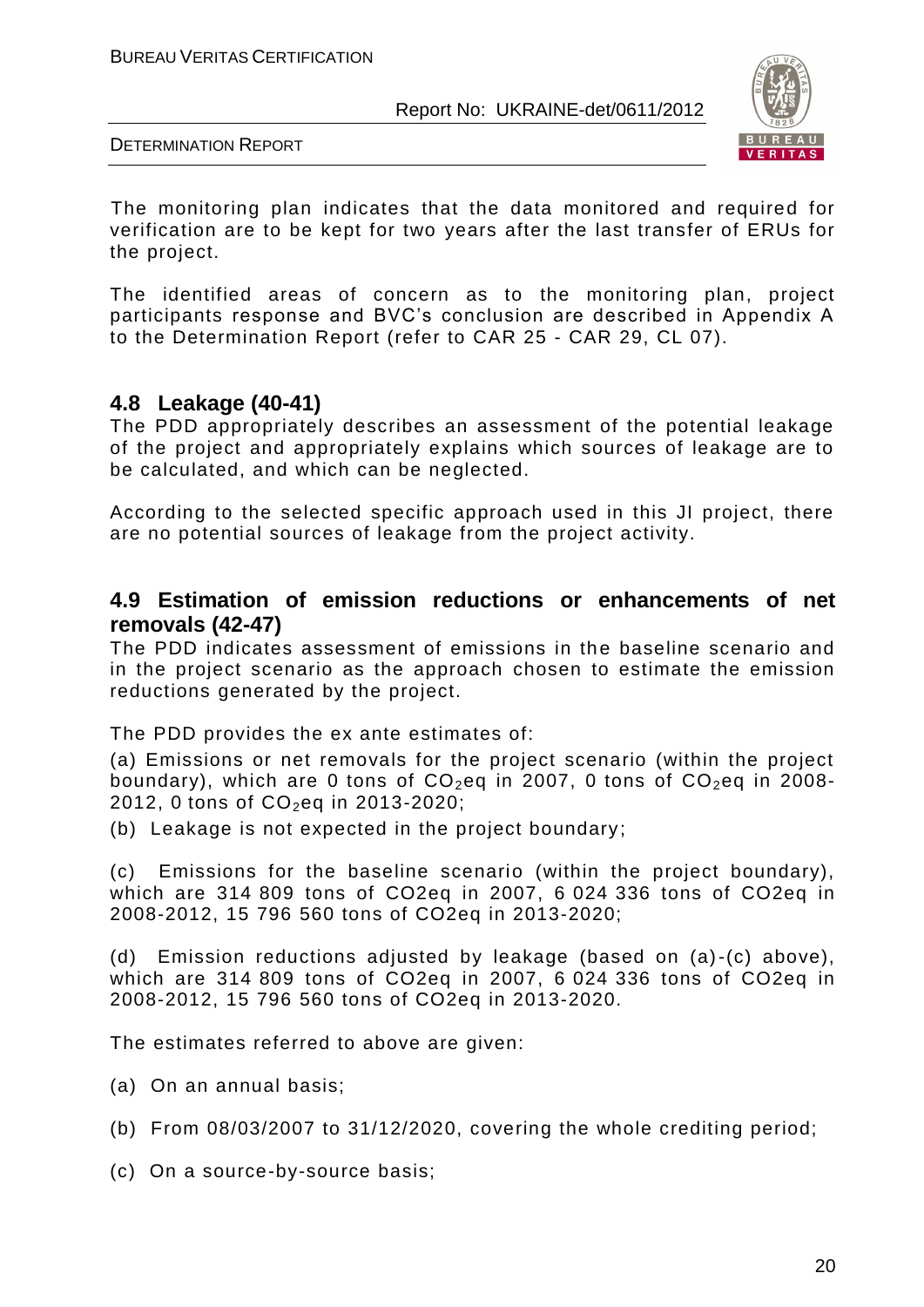The monitoring plan indicates that the data monitored and required for verification are to be kept for two years after the last transfer of ERUs for the project.

The identified areas of concern as to the monitoring plan, project participants response and BVC's conclusion are described in Appendix A to the Determination Report (refer to CAR 25 - CAR 29, CL 07).

## 4.8 Leakage (40-41)

The PDD appropriately describes an assessment of the potential leakage of the project and appropriately explains which sources of leakage are to be calculated, and which can be neglected.

According to the selected specific approach used in this JI project, there are no potential sources of leakage from the project activity.

## 4.9 Estimation of emission reductions or enhancements of net removals (42-47)

The PDD indicates assessment of emissions in the baseline scenario and in the project scenario as the approach chosen to estimate the emission reductions generated by the project.

The PDD provides the ex ante estimates of:

(a) Emissions or net removals for the project scenario (within the project boundary), which are 0 tons of $CO_2$eq in 2007, 0 tons of $CO_2$eq in 2008-2012, 0 tons of $CO_2$eq in 2013-2020;

(b) Leakage is not expected in the project boundary;

(c) Emissions for the baseline scenario (within the project boundary), which are 314 809 tons of CO2eq in 2007, 6 024 336 tons of CO2eq in 2008-2012, 15 796 560 tons of CO2eq in 2013-2020;

(d) Emission reductions adjusted by leakage (based on (a)-(c) above), which are 314 809 tons of CO2eq in 2007, 6 024 336 tons of CO2eq in 2008-2012, 15 796 560 tons of CO2eq in 2013-2020.

The estimates referred to above are given:

(a) On an annual basis;

(b) From 08/03/2007 to 31/12/2020, covering the whole crediting period;

(c) On a source-by-source basis;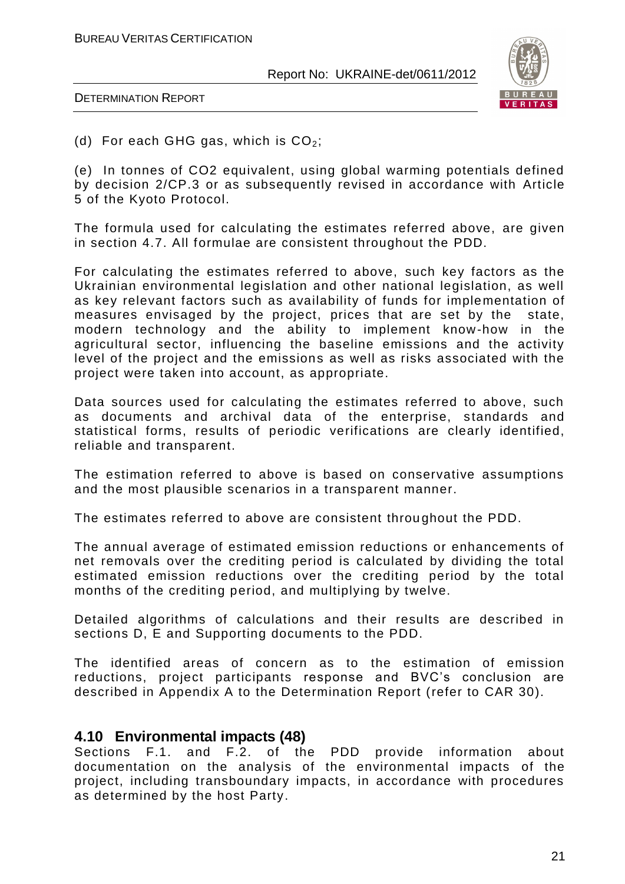(d) For each GHG gas, which is $CO_2$;

(e) In tonnes of CO2 equivalent, using global warming potentials defined by decision 2/CP.3 or as subsequently revised in accordance with Article 5 of the Kyoto Protocol.

The formula used for calculating the estimates referred above, are given in section 4.7. All formulae are consistent throughout the PDD.

For calculating the estimates referred to above, such key factors as the Ukrainian environmental legislation and other national legislation, as well as key relevant factors such as availability of funds for implementation of measures envisaged by the project, prices that are set by the state, modern technology and the ability to implement know-how in the agricultural sector, influencing the baseline emissions and the activity level of the project and the emissions as well as risks associated with the project were taken into account, as appropriate.

Data sources used for calculating the estimates referred to above, such as documents and archival data of the enterprise, standards and statistical forms, results of periodic verifications are clearly identified, reliable and transparent.

The estimation referred to above is based on conservative assumptions and the most plausible scenarios in a transparent manner.

The estimates referred to above are consistent throughout the PDD.

The annual average of estimated emission reductions or enhancements of net removals over the crediting period is calculated by dividing the total estimated emission reductions over the crediting period by the total months of the crediting period, and multiplying by twelve.

Detailed algorithms of calculations and their results are described in sections D, E and Supporting documents to the PDD.

The identified areas of concern as to the estimation of emission reductions, project participants response and BVC's conclusion are described in Appendix A to the Determination Report (refer to CAR 30).

## 4.10 Environmental impacts (48)

Sections F.1. and F.2. of the PDD provide information about documentation on the analysis of the environmental impacts of the project, including transboundary impacts, in accordance with procedures as determined by the host Party.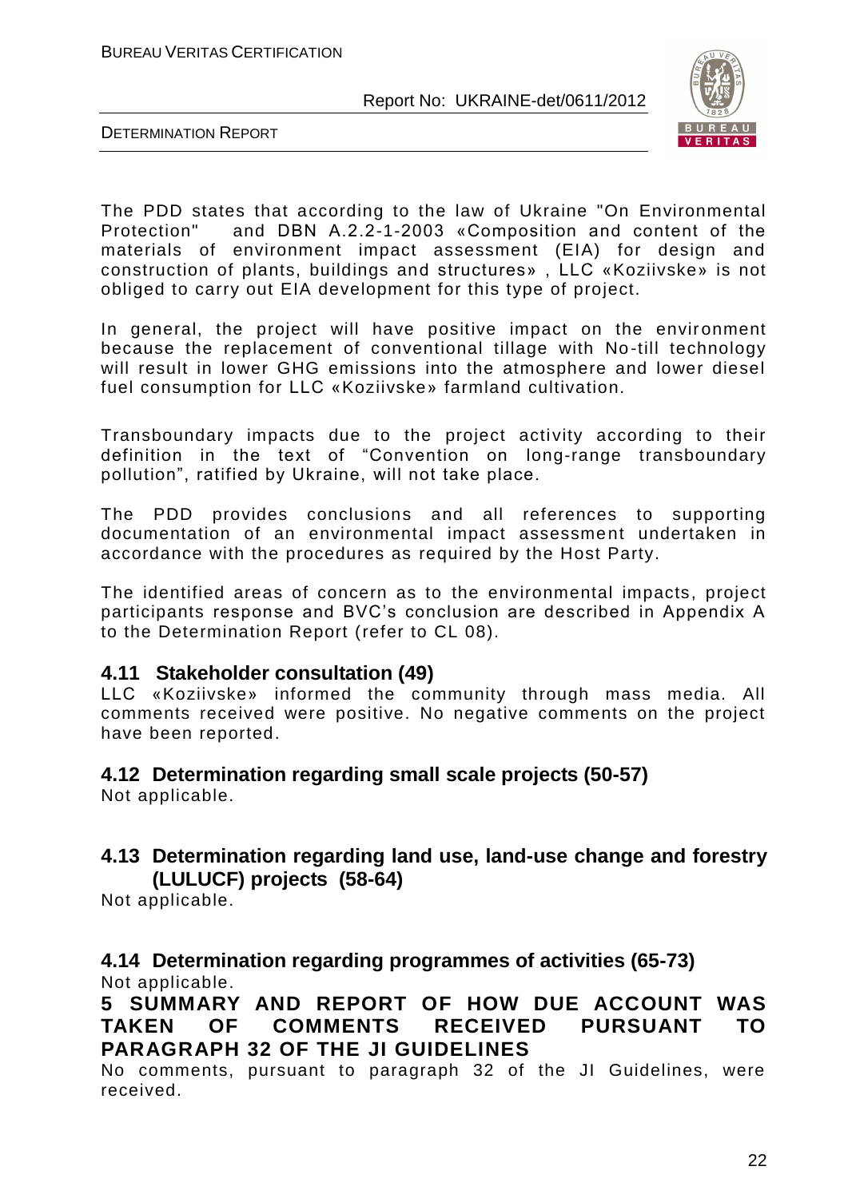The PDD states that according to the law of Ukraine "On Environmental Protection" and DBN A.2.2-1-2003 «Composition and content of the materials of environment impact assessment (EIA) for design and construction of plants, buildings and structures» , LLC «Koziivske» is not obliged to carry out EIA development for this type of project.

In general, the project will have positive impact on the environment because the replacement of conventional tillage with No-till technology will result in lower GHG emissions into the atmosphere and lower diesel fuel consumption for LLC «Koziivske» farmland cultivation.

Transboundary impacts due to the project activity according to their definition in the text of "Convention on long-range transboundary pollution", ratified by Ukraine, will not take place.

The PDD provides conclusions and all references to supporting documentation of an environmental impact assessment undertaken in accordance with the procedures as required by the Host Party.

The identified areas of concern as to the environmental impacts, project participants response and BVC's conclusion are described in Appendix A to the Determination Report (refer to CL 08).

### 4.11 Stakeholder consultation (49)

LLC «Koziivske» informed the community through mass media. All comments received were positive. No negative comments on the project have been reported.

### 4.12 Determination regarding small scale projects (50-57)

Not applicable.

### 4.13 Determination regarding land use, land-use change and forestry (LULUCF) projects (58-64)

Not applicable.

### 4.14 Determination regarding programmes of activities (65-73)

Not applicable.

## 5 SUMMARY AND REPORT OF HOW DUE ACCOUNT WAS TAKEN OF COMMENTS RECEIVED PURSUANT TO PARAGRAPH 32 OF THE JI GUIDELINES

No comments, pursuant to paragraph 32 of the JI Guidelines, were received.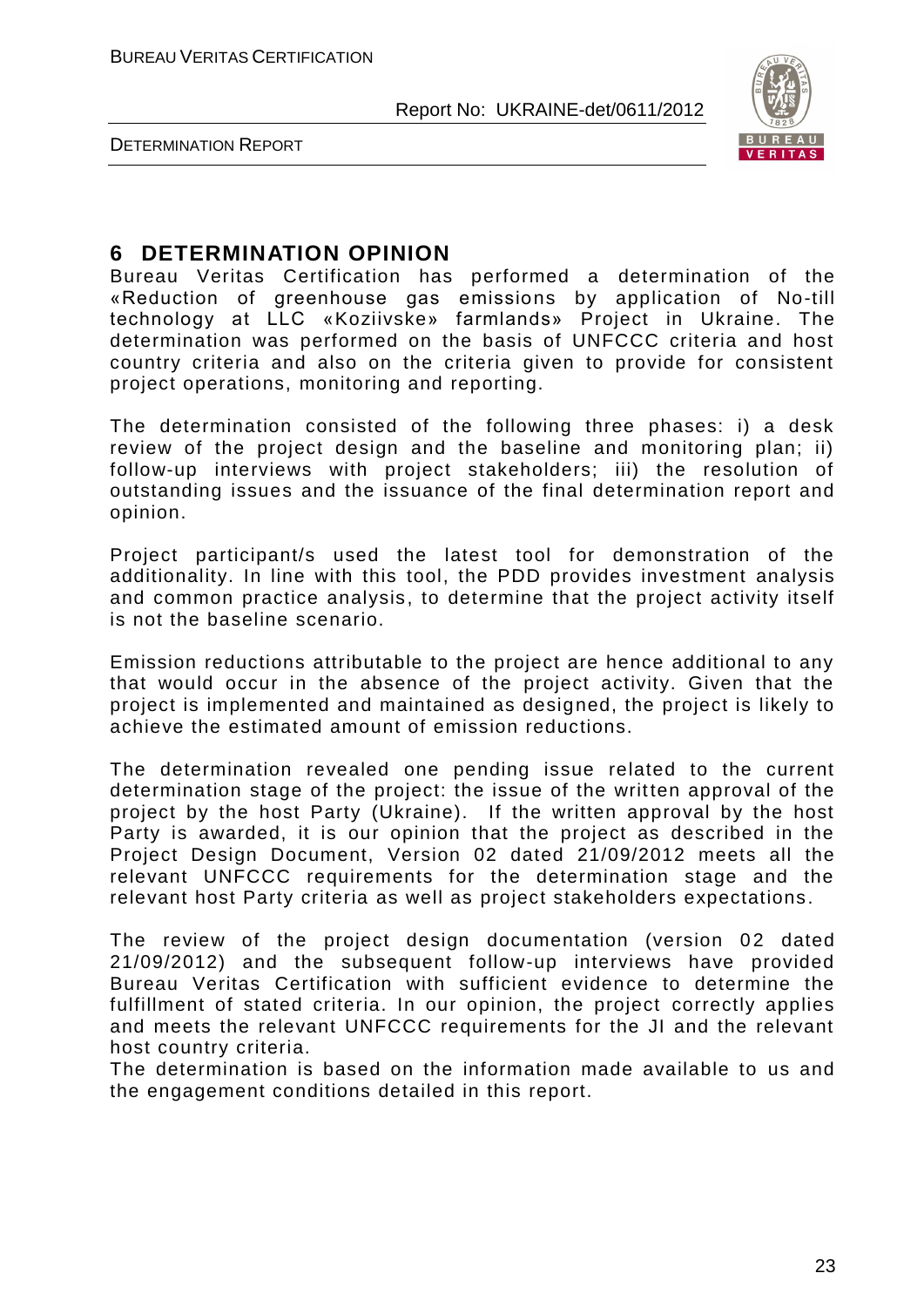## 6 DETERMINATION OPINION

Bureau Veritas Certification has performed a determination of the «Reduction of greenhouse gas emissions by application of No-till technology at LLC «Koziivske» farmlands» Project in Ukraine. The determination was performed on the basis of UNFCCC criteria and host country criteria and also on the criteria given to provide for consistent project operations, monitoring and reporting.

The determination consisted of the following three phases: i) a desk review of the project design and the baseline and monitoring plan; ii) follow-up interviews with project stakeholders; iii) the resolution of outstanding issues and the issuance of the final determination report and opinion.

Project participant/s used the latest tool for demonstration of the additionality. In line with this tool, the PDD provides investment analysis and common practice analysis, to determine that the project activity itself is not the baseline scenario.

Emission reductions attributable to the project are hence additional to any that would occur in the absence of the project activity. Given that the project is implemented and maintained as designed, the project is likely to achieve the estimated amount of emission reductions.

The determination revealed one pending issue related to the current determination stage of the project: the issue of the written approval of the project by the host Party (Ukraine). If the written approval by the host Party is awarded, it is our opinion that the project as described in the Project Design Document, Version 02 dated 21/09/2012 meets all the relevant UNFCCC requirements for the determination stage and the relevant host Party criteria as well as project stakeholders expectations.

The review of the project design documentation (version 02 dated 21/09/2012) and the subsequent follow-up interviews have provided Bureau Veritas Certification with sufficient evidence to determine the fulfillment of stated criteria. In our opinion, the project correctly applies and meets the relevant UNFCCC requirements for the JI and the relevant host country criteria.

The determination is based on the information made available to us and the engagement conditions detailed in this report.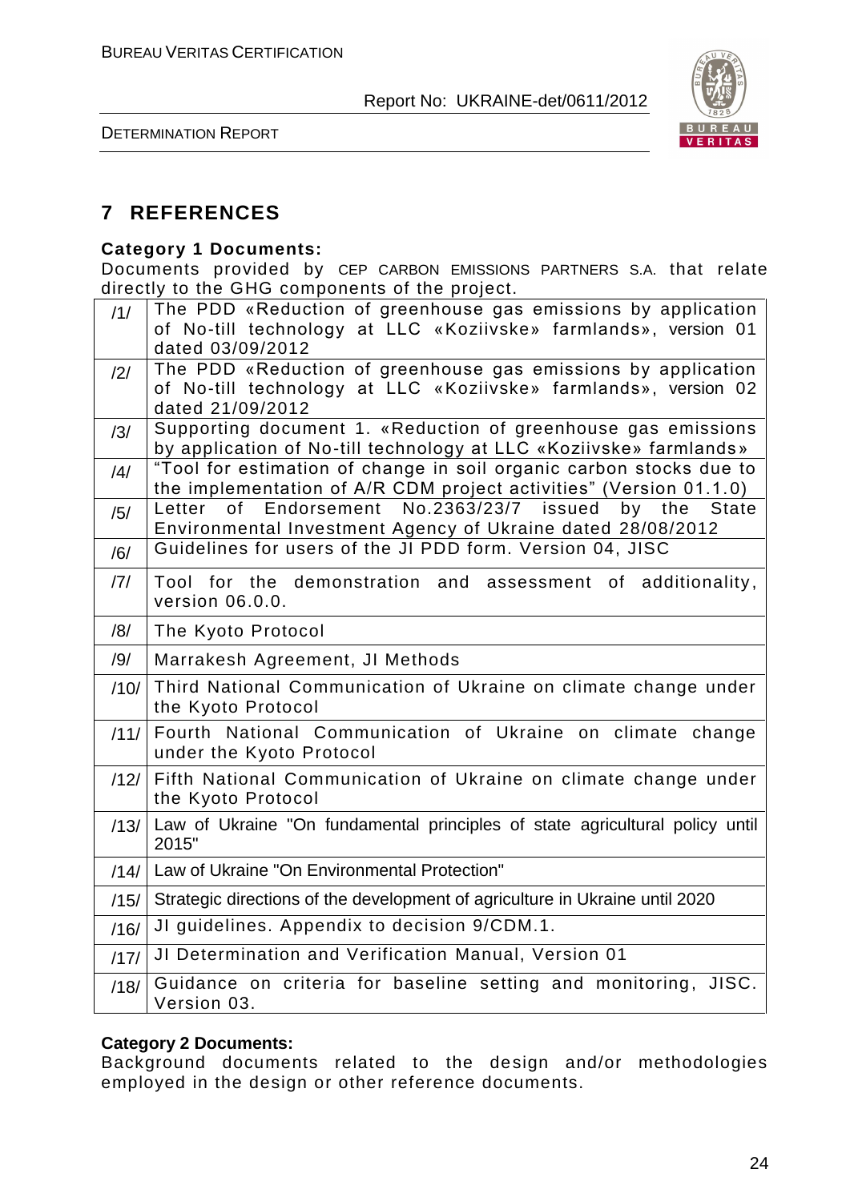# 7 REFERENCES

**Category 1 Documents:**

Documents provided by CEP CARBON EMISSIONS PARTNERS S.A. that relate directly to the GHG components of the project.

| | |
|---|---|
| /1/ | The PDD «Reduction of greenhouse gas emissions by application of No-till technology at LLC «Koziivske» farmlands», version 01 dated 03/09/2012 |
| /2/ | The PDD «Reduction of greenhouse gas emissions by application of No-till technology at LLC «Koziivske» farmlands», version 02 dated 21/09/2012 |
| /3/ | Supporting document 1. «Reduction of greenhouse gas emissions by application of No-till technology at LLC «Koziivske» farmlands» |
| /4/ | "Tool for estimation of change in soil organic carbon stocks due to the implementation of A/R CDM project activities" (Version 01.1.0) |
| /5/ | Letter of Endorsement No.2363/23/7 issued by the State Environmental Investment Agency of Ukraine dated 28/08/2012 |
| /6/ | Guidelines for users of the JI PDD form. Version 04, JISC |
| /7/ | Tool for the demonstration and assessment of additionality, version 06.0.0. |
| /8/ | The Kyoto Protocol |
| /9/ | Marrakesh Agreement, JI Methods |
| /10/ | Third National Communication of Ukraine on climate change under the Kyoto Protocol |
| /11/ | Fourth National Communication of Ukraine on climate change under the Kyoto Protocol |
| /12/ | Fifth National Communication of Ukraine on climate change under the Kyoto Protocol |
| /13/ | Law of Ukraine "On fundamental principles of state agricultural policy until 2015" |
| /14/ | Law of Ukraine "On Environmental Protection" |
| /15/ | Strategic directions of the development of agriculture in Ukraine until 2020 |
| /16/ | JI guidelines. Appendix to decision 9/CDM.1. |
| /17/ | JI Determination and Verification Manual, Version 01 |
| /18/ | Guidance on criteria for baseline setting and monitoring, JISC. Version 03. |

**Category 2 Documents:**

Background documents related to the design and/or methodologies employed in the design or other reference documents.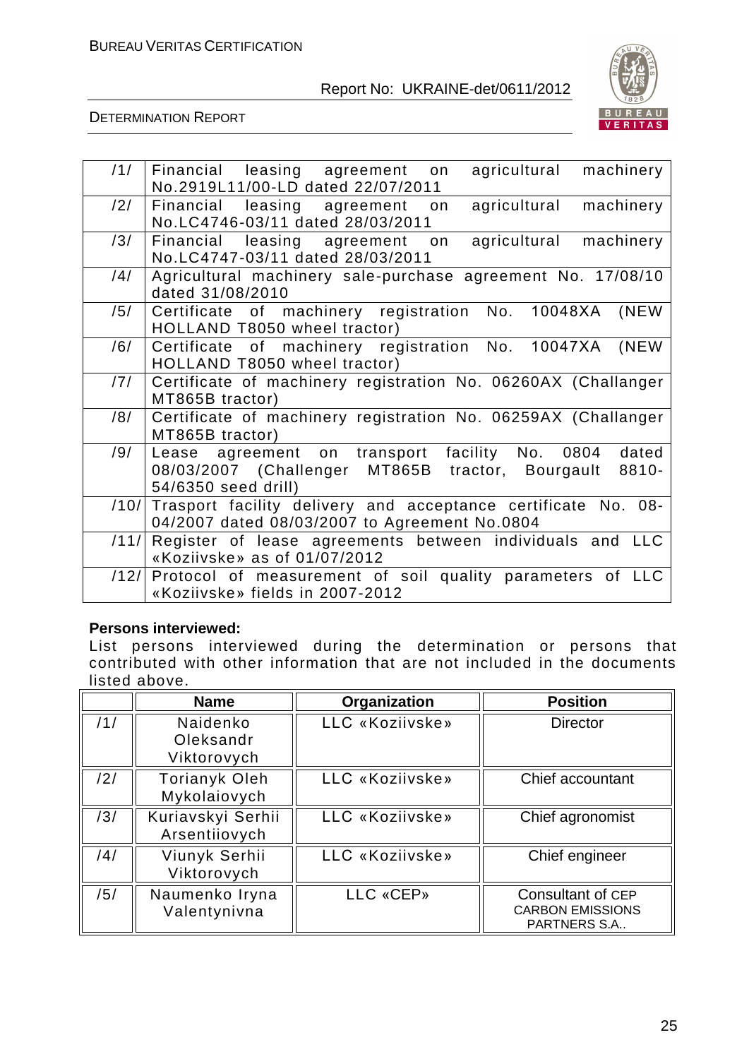| | |
|---|---|
| /1/ | Financial leasing agreement on agricultural machinery No.2919L11/00-LD dated 22/07/2011 |
| /2/ | Financial leasing agreement on agricultural machinery No.LC4746-03/11 dated 28/03/2011 |
| /3/ | Financial leasing agreement on agricultural machinery No.LC4747-03/11 dated 28/03/2011 |
| /4/ | Agricultural machinery sale-purchase agreement No. 17/08/10 dated 31/08/2010 |
| /5/ | Certificate of machinery registration No. 10048XA (NEW HOLLAND T8050 wheel tractor) |
| /6/ | Certificate of machinery registration No. 10047XA (NEW HOLLAND T8050 wheel tractor) |
| /7/ | Certificate of machinery registration No. 06260AX (Challanger MT865B tractor) |
| /8/ | Certificate of machinery registration No. 06259AX (Challanger MT865B tractor) |
| /9/ | Lease agreement on transport facility No. 0804 dated 08/03/2007 (Challenger MT865B tractor, Bourgault 8810-54/6350 seed drill) |
| /10/ | Trasport facility delivery and acceptance certificate No. 08-04/2007 dated 08/03/2007 to Agreement No.0804 |
| /11/ | Register of lease agreements between individuals and LLC «Koziivske» as of 01/07/2012 |
| /12/ | Protocol of measurement of soil quality parameters of LLC «Koziivske» fields in 2007-2012 |

**Persons interviewed:**

List persons interviewed during the determination or persons that contributed with other information that are not included in the documents listed above.

| | Name | Organization | Position |
|---|---|---|---|
| /1/ | Naidenko Oleksandr Viktorovych | LLC «Koziivske» | Director |
| /2/ | Torianyk Oleh Mykolaiovych | LLC «Koziivske» | Chief accountant |
| /3/ | Kuriavskyi Serhii Arsentiiovych | LLC «Koziivske» | Chief agronomist |
| /4/ | Viunyk Serhii Viktorovych | LLC «Koziivske» | Chief engineer |
| /5/ | Naumenko Iryna Valentynivna | LLC «CEP» | Consultant of CEP CARBON EMISSIONS PARTNERS S.A.. |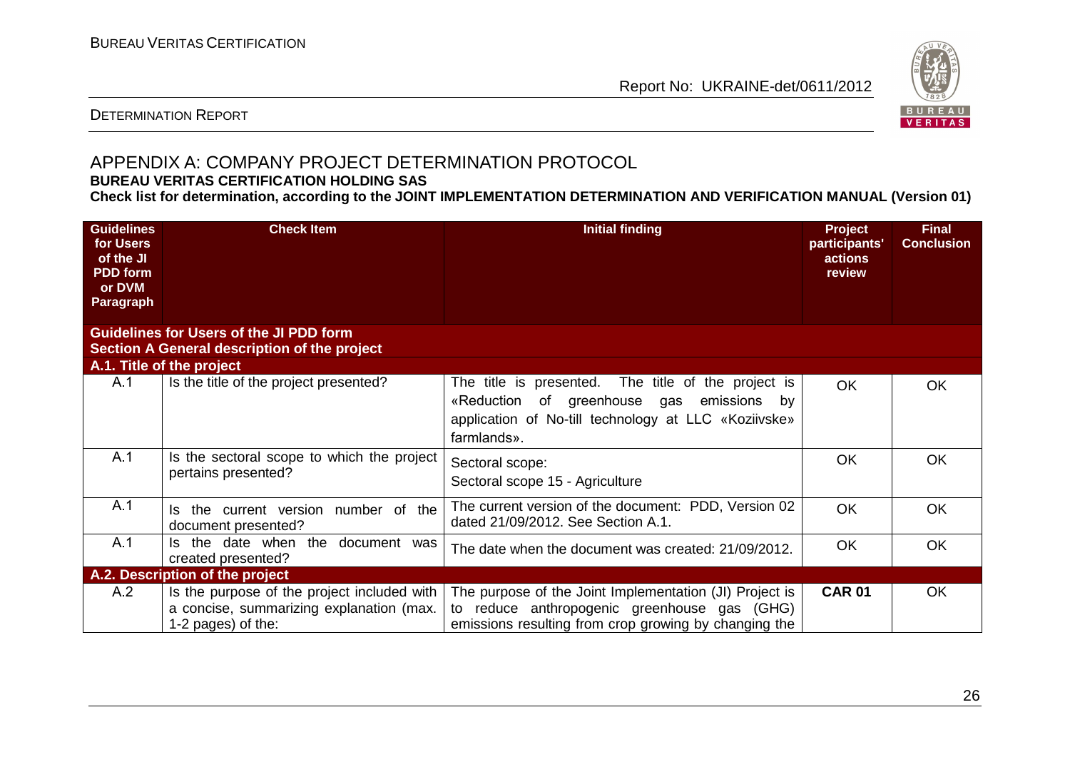## APPENDIX A: COMPANY PROJECT DETERMINATION PROTOCOL

**BUREAU VERITAS CERTIFICATION HOLDING SAS**

**Check list for determination, according to the JOINT IMPLEMENTATION DETERMINATION AND VERIFICATION MANUAL (Version 01)**

| Guidelines for Users of the JI PDD form or DVM Paragraph | Check Item | Initial finding | Project participants' actions review | Final Conclusion |
|---|---|---|---|---|
| **Guidelines for Users of the JI PDD form** **Section A General description of the project** | | | | |
| **A.1. Title of the project** | | | | |
| A.1 | Is the title of the project presented? | The title is presented. The title of the project is «Reduction of greenhouse gas emissions by application of No-till technology at LLC «Koziivske» farmlands». | OK | OK |
| A.1 | Is the sectoral scope to which the project pertains presented? | Sectoral scope:<br>Sectoral scope 15 - Agriculture | OK | OK |
| A.1 | Is the current version number of the document presented? | The current version of the document: PDD, Version 02 dated 21/09/2012. See Section A.1. | OK | OK |
| A.1 | Is the date when the document was created presented? | The date when the document was created: 21/09/2012. | OK | OK |
| **A.2. Description of the project** | | | | |
| A.2 | Is the purpose of the project included with a concise, summarizing explanation (max. 1-2 pages) of the: | The purpose of the Joint Implementation (JI) Project is to reduce anthropogenic greenhouse gas (GHG) emissions resulting from crop growing by changing the | **CAR 01** | OK |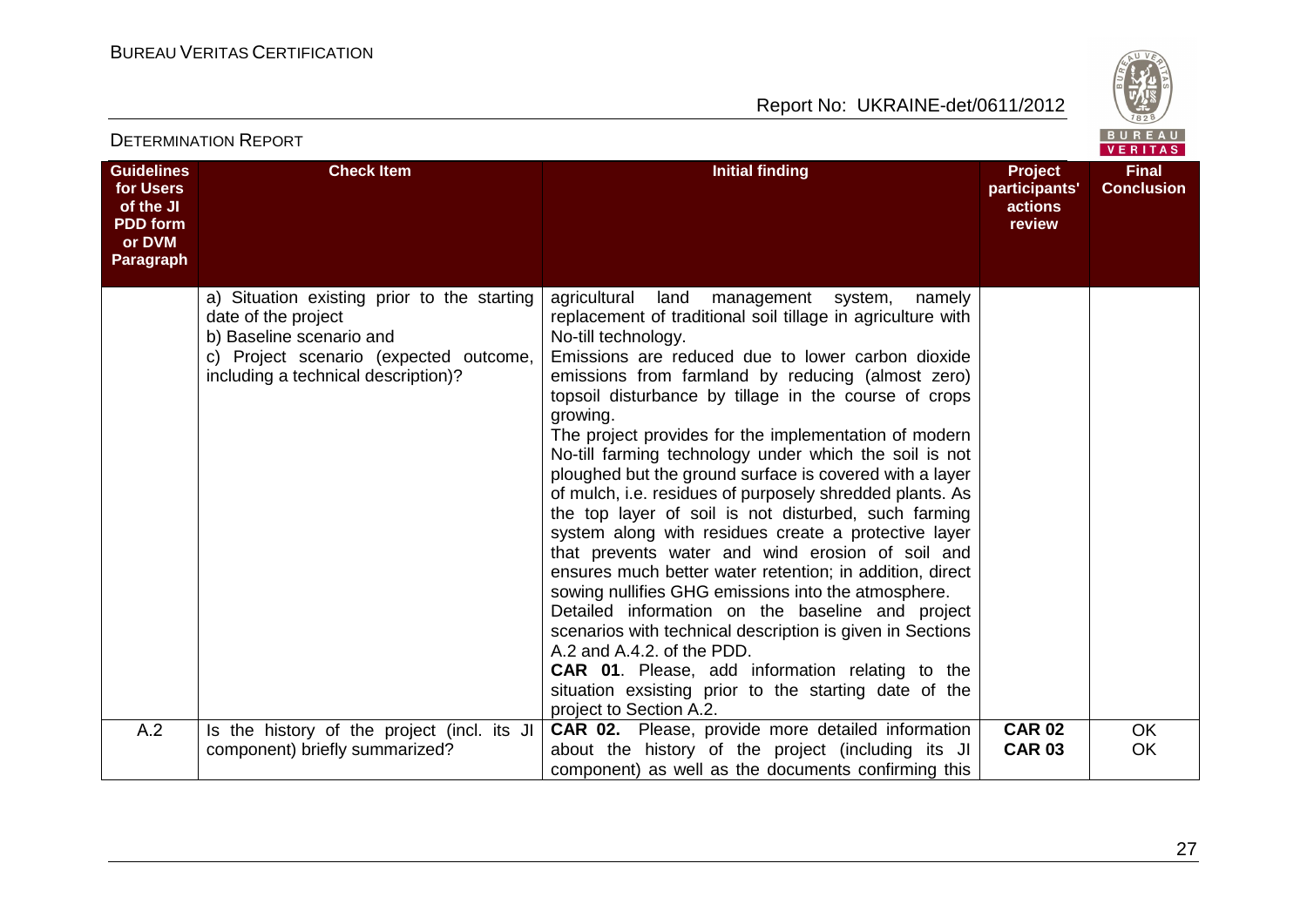| Guidelines for Users of the JI PDD form or DVM Paragraph | Check Item | Initial finding | Project participants' actions review | Final Conclusion |
|---|---|---|---|---|
| | a) Situation existing prior to the starting date of the project<br>b) Baseline scenario and<br>c) Project scenario (expected outcome, including a technical description)? | agricultural land management system, namely replacement of traditional soil tillage in agriculture with No-till technology.<br>Emissions are reduced due to lower carbon dioxide emissions from farmland by reducing (almost zero) topsoil disturbance by tillage in the course of crops growing.<br>The project provides for the implementation of modern No-till farming technology under which the soil is not ploughed but the ground surface is covered with a layer of mulch, i.e. residues of purposely shredded plants. As the top layer of soil is not disturbed, such farming system along with residues create a protective layer that prevents water and wind erosion of soil and ensures much better water retention; in addition, direct sowing nullifies GHG emissions into the atmosphere.<br>Detailed information on the baseline and project scenarios with technical description is given in Sections A.2 and A.4.2. of the PDD.<br>**CAR 01**. Please, add information relating to the situation exsisting prior to the starting date of the project to Section A.2. | | |
| A.2 | Is the history of the project (incl. its JI component) briefly summarized? | **CAR 02.** Please, provide more detailed information about the history of the project (including its JI component) as well as the documents confirming this | **CAR 02**<br>**CAR 03** | OK<br>OK |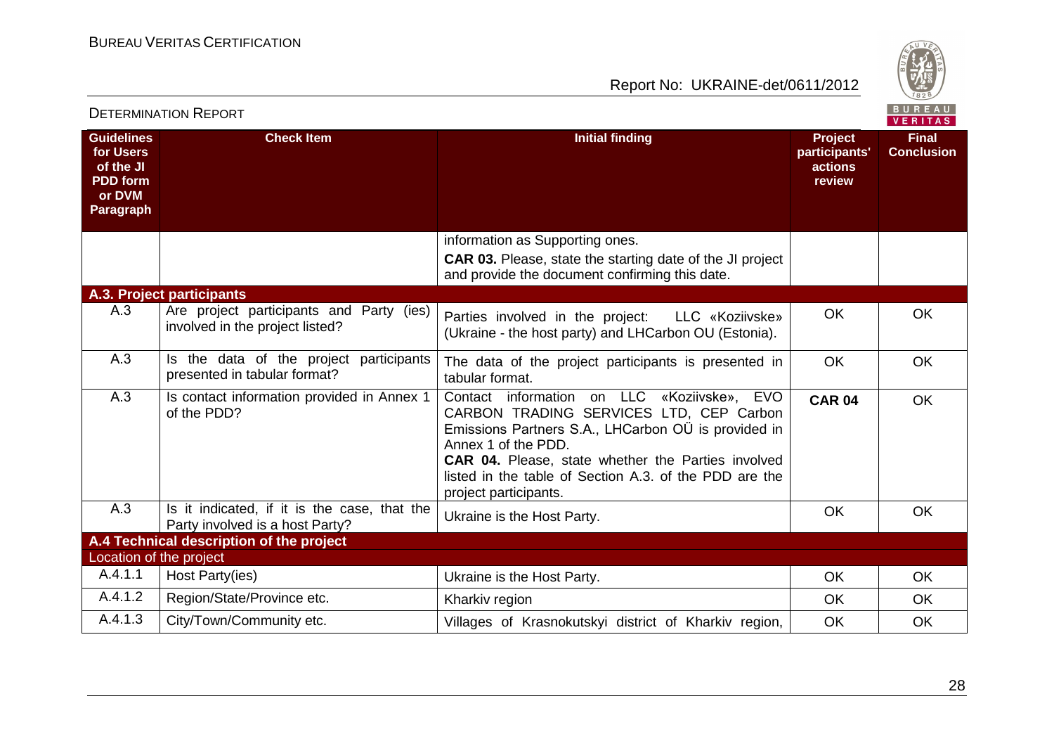| Guidelines for Users of the JI PDD form or DVM Paragraph | Check Item | Initial finding | Project participants' actions review | Final Conclusion |
|---|---|---|---|---|
| | | information as Supporting ones.<br>**CAR 03.** Please, state the starting date of the JI project and provide the document confirming this date. | | |
| **A.3. Project participants** | | | | |
| A.3 | Are project participants and Party (ies) involved in the project listed? | Parties involved in the project: LLC «Koziivske» (Ukraine - the host party) and LHCarbon OU (Estonia). | OK | OK |
| A.3 | Is the data of the project participants presented in tabular format? | The data of the project participants is presented in tabular format. | OK | OK |
| A.3 | Is contact information provided in Annex 1 of the PDD? | Contact information on LLC «Koziivske», EVO CARBON TRADING SERVICES LTD, CEP Carbon Emissions Partners S.A., LHCarbon OÜ is provided in Annex 1 of the PDD.<br>**CAR 04.** Please, state whether the Parties involved listed in the table of Section A.3. of the PDD are the project participants. | **CAR 04** | OK |
| A.3 | Is it indicated, if it is the case, that the Party involved is a host Party? | Ukraine is the Host Party. | OK | OK |
| **A.4 Technical description of the project** | | | | |
| Location of the project | | | | |
| A.4.1.1 | Host Party(ies) | Ukraine is the Host Party. | OK | OK |
| A.4.1.2 | Region/State/Province etc. | Kharkiv region | OK | OK |
| A.4.1.3 | City/Town/Community etc. | Villages of Krasnokutskyi district of Kharkiv region, | OK | OK |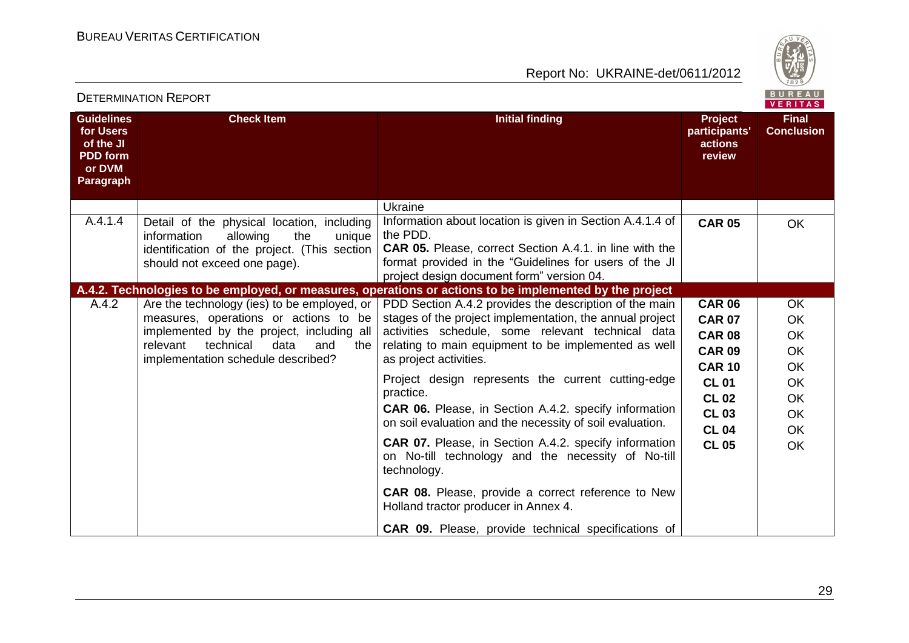| Guidelines for Users of the JI PDD form or DVM Paragraph | Check Item | Initial finding | Project participants' actions review | Final Conclusion |
|---|---|---|---|---|
| | | Ukraine | | |
| A.4.1.4 | Detail of the physical location, including information allowing the unique identification of the project. (This section should not exceed one page). | Information about location is given in Section A.4.1.4 of the PDD.<br>**CAR 05.** Please, correct Section A.4.1. in line with the format provided in the "Guidelines for users of the JI project design document form" version 04. | **CAR 05** | OK |
| **A.4.2. Technologies to be employed, or measures, operations or actions to be implemented by the project** | | | | |
| A.4.2 | Are the technology (ies) to be employed, or measures, operations or actions to be implemented by the project, including all relevant technical data and the implementation schedule described? | PDD Section A.4.2 provides the description of the main stages of the project implementation, the annual project activities schedule, some relevant technical data relating to main equipment to be implemented as well as project activities.<br>Project design represents the current cutting-edge practice.<br>**CAR 06.** Please, in Section A.4.2. specify information on soil evaluation and the necessity of soil evaluation.<br>**CAR 07.** Please, in Section A.4.2. specify information on No-till technology and the necessity of No-till technology.<br>**CAR 08.** Please, provide a correct reference to New Holland tractor producer in Annex 4.<br>**CAR 09.** Please, provide technical specifications of | **CAR 06**<br>**CAR 07**<br>**CAR 08**<br>**CAR 09**<br>**CAR 10**<br>**CL 01**<br>**CL 02**<br>**CL 03**<br>**CL 04**<br>**CL 05** | OK<br>OK<br>OK<br>OK<br>OK<br>OK<br>OK<br>OK<br>OK<br>OK |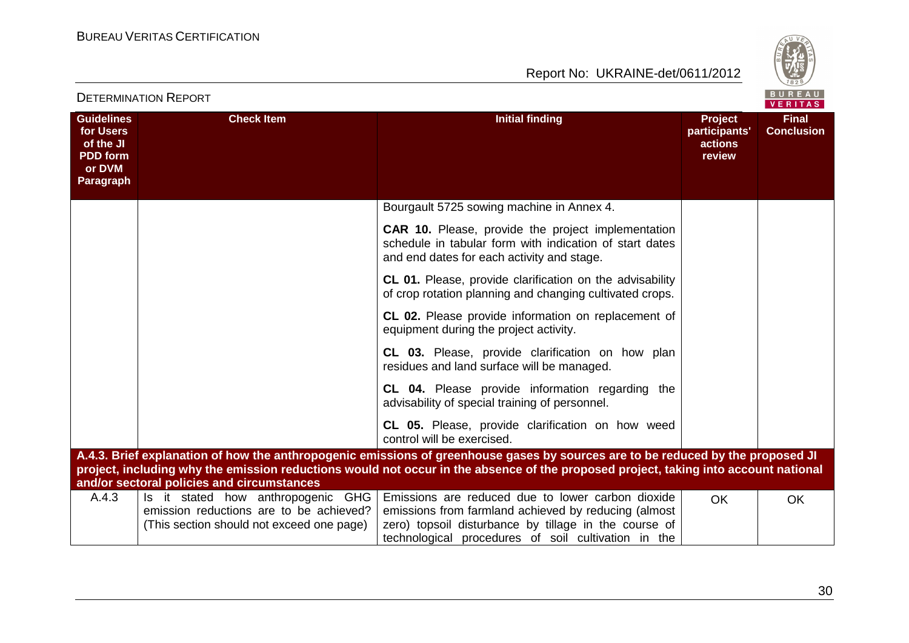| Guidelines for Users of the JI PDD form or DVM Paragraph | Check Item | Initial finding | Project participants' actions review | Final Conclusion |
|---|---|---|---|---|
| | | Bourgault 5725 sowing machine in Annex 4. | | |
| | | **CAR 10.** Please, provide the project implementation schedule in tabular form with indication of start dates and end dates for each activity and stage. | | |
| | | **CL 01.** Please, provide clarification on the advisability of crop rotation planning and changing cultivated crops. | | |
| | | **CL 02.** Please provide information on replacement of equipment during the project activity. | | |
| | | **CL 03.** Please, provide clarification on how plan residues and land surface will be managed. | | |
| | | **CL 04.** Please provide information regarding the advisability of special training of personnel. | | |
| | | **CL 05.** Please, provide clarification on how weed control will be exercised. | | |
| **A.4.3. Brief explanation of how the anthropogenic emissions of greenhouse gases by sources are to be reduced by the proposed JI project, including why the emission reductions would not occur in the absence of the proposed project, taking into account national and/or sectoral policies and circumstances** | | | | |
| A.4.3 | Is it stated how anthropogenic GHG emission reductions are to be achieved? (This section should not exceed one page) | Emissions are reduced due to lower carbon dioxide emissions from farmland achieved by reducing (almost zero) topsoil disturbance by tillage in the course of technological procedures of soil cultivation in the | OK | OK |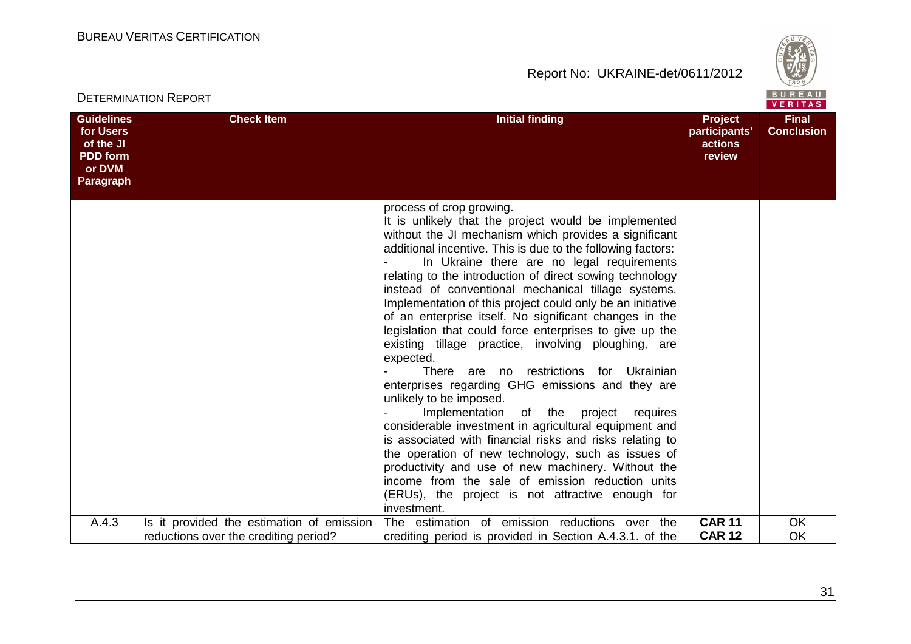| Guidelines for Users of the JI PDD form or DVM Paragraph | Check Item | Initial finding | Project participants' actions review | Final Conclusion |
|---|---|---|---|---|
| | | process of crop growing.<br>It is unlikely that the project would be implemented without the JI mechanism which provides a significant additional incentive. This is due to the following factors:<br>- In Ukraine there are no legal requirements relating to the introduction of direct sowing technology instead of conventional mechanical tillage systems. Implementation of this project could only be an initiative of an enterprise itself. No significant changes in the legislation that could force enterprises to give up the existing tillage practice, involving ploughing, are expected.<br>- There are no restrictions for Ukrainian enterprises regarding GHG emissions and they are unlikely to be imposed.<br>- Implementation of the project requires considerable investment in agricultural equipment and is associated with financial risks and risks relating to the operation of new technology, such as issues of productivity and use of new machinery. Without the income from the sale of emission reduction units (ERUs), the project is not attractive enough for investment. | | |
| A.4.3 | Is it provided the estimation of emission reductions over the crediting period? | The estimation of emission reductions over the crediting period is provided in Section A.4.3.1. of the | **CAR 11**<br>**CAR 12** | OK<br>OK |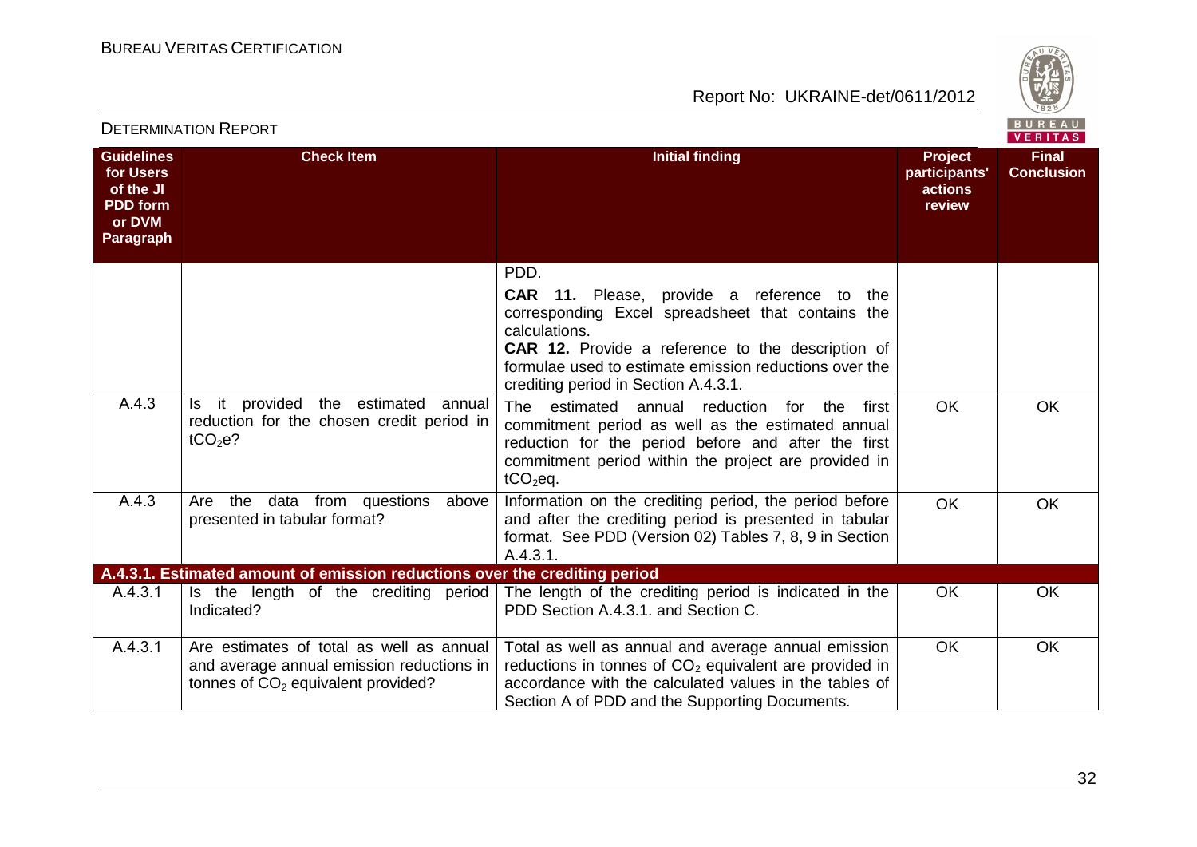| Guidelines for Users of the JI PDD form or DVM Paragraph | Check Item | Initial finding | Project participants' actions review | Final Conclusion |
|---|---|---|---|---|
| | | PDD.<br>**CAR 11.** Please, provide a reference to the corresponding Excel spreadsheet that contains the calculations.<br>**CAR 12.** Provide a reference to the description of formulae used to estimate emission reductions over the crediting period in Section A.4.3.1. | | |
| A.4.3 | Is it provided the estimated annual reduction for the chosen credit period in $tCO_2e$? | The estimated annual reduction for the first commitment period as well as the estimated annual reduction for the period before and after the first commitment period within the project are provided in $tCO_2eq$. | OK | OK |
| A.4.3 | Are the data from questions above presented in tabular format? | Information on the crediting period, the period before and after the crediting period is presented in tabular format. See PDD (Version 02) Tables 7, 8, 9 in Section A.4.3.1. | OK | OK |
| **A.4.3.1. Estimated amount of emission reductions over the crediting period** | | | | |
| A.4.3.1 | Is the length of the crediting period Indicated? | The length of the crediting period is indicated in the PDD Section A.4.3.1. and Section C. | OK | OK |
| A.4.3.1 | Are estimates of total as well as annual and average annual emission reductions in tonnes of $CO_2$ equivalent provided? | Total as well as annual and average annual emission reductions in tonnes of $CO_2$ equivalent are provided in accordance with the calculated values in the tables of Section A of PDD and the Supporting Documents. | OK | OK |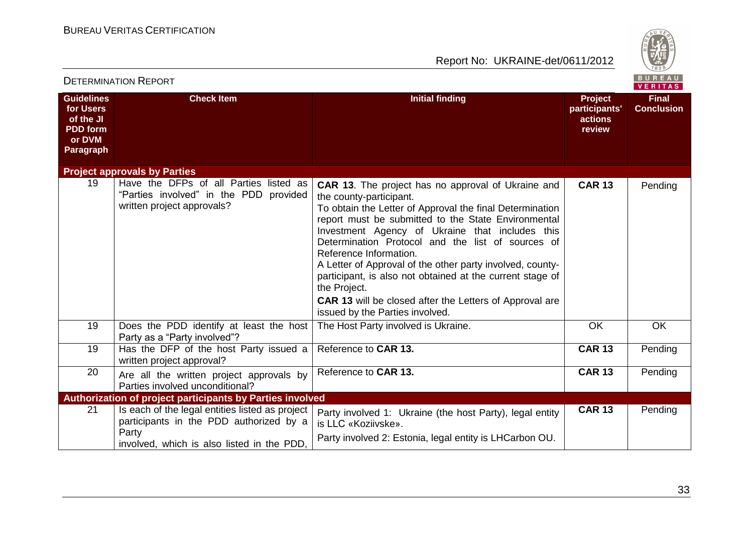| Guidelines for Users of the JI PDD form or DVM Paragraph | Check Item | Initial finding | Project participants' actions review | Final Conclusion |
|---|---|---|---|---|
| **Project approvals by Parties** | | | | |
| 19 | Have the DFPs of all Parties listed as "Parties involved" in the PDD provided written project approvals? | **CAR 13**. The project has no approval of Ukraine and the county-participant.<br>To obtain the Letter of Approval the final Determination report must be submitted to the State Environmental Investment Agency of Ukraine that includes this Determination Protocol and the list of sources of Reference Information.<br>A Letter of Approval of the other party involved, county-participant, is also not obtained at the current stage of the Project.<br>**CAR 13** will be closed after the Letters of Approval are issued by the Parties involved. | **CAR 13** | Pending |
| 19 | Does the PDD identify at least the host Party as a "Party involved"? | The Host Party involved is Ukraine. | OK | OK |
| 19 | Has the DFP of the host Party issued a written project approval? | Reference to **CAR 13.** | **CAR 13** | Pending |
| 20 | Are all the written project approvals by Parties involved unconditional? | Reference to **CAR 13.** | **CAR 13** | Pending |
| **Authorization of project participants by Parties involved** | | | | |
| 21 | Is each of the legal entities listed as project participants in the PDD authorized by a Party involved, which is also listed in the PDD, | Party involved 1: Ukraine (the host Party), legal entity is LLC «Koziivske».<br>Party involved 2: Estonia, legal entity is LHCarbon OU. | **CAR 13** | Pending |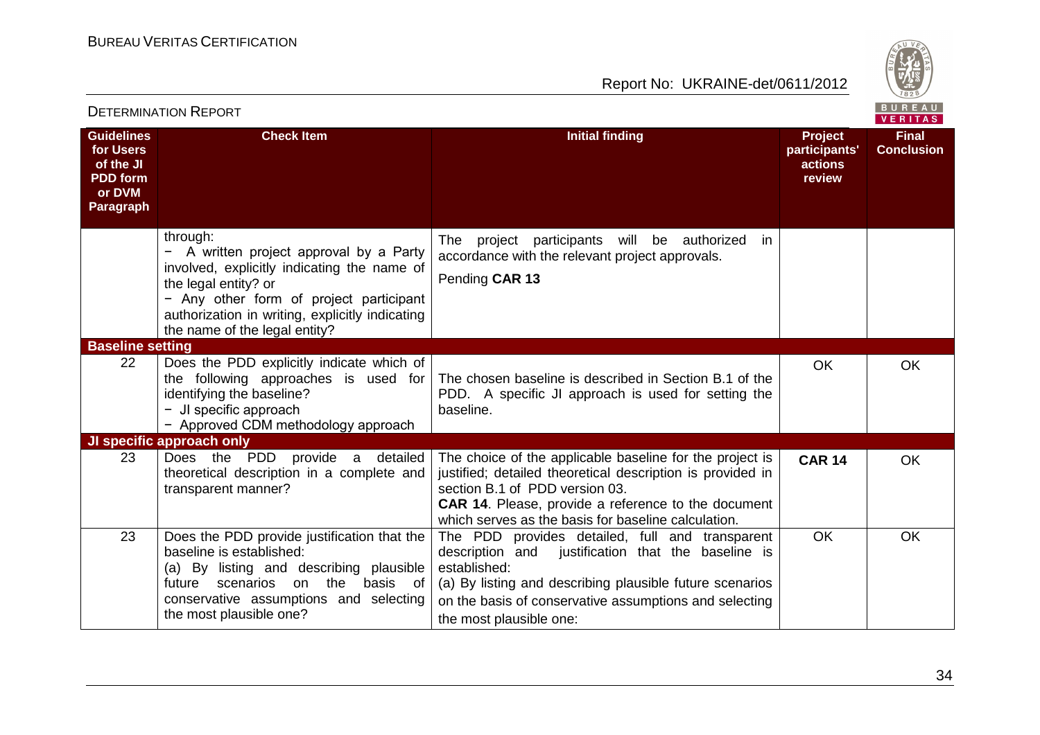| Guidelines for Users of the JI PDD form or DVM Paragraph | Check Item | Initial finding | Project participants' actions review | Final Conclusion |
|---|---|---|---|---|
| | through:<br>− A written project approval by a Party involved, explicitly indicating the name of the legal entity? or<br>− Any other form of project participant authorization in writing, explicitly indicating the name of the legal entity? | The project participants will be authorized in accordance with the relevant project approvals.<br>Pending **CAR 13** | | |
| **Baseline setting** | | | | |
| 22 | Does the PDD explicitly indicate which of the following approaches is used for identifying the baseline?<br>− JI specific approach<br>− Approved CDM methodology approach | The chosen baseline is described in Section B.1 of the PDD. A specific JI approach is used for setting the baseline. | OK | OK |
| **JI specific approach only** | | | | |
| 23 | Does the PDD provide a detailed theoretical description in a complete and transparent manner? | The choice of the applicable baseline for the project is justified; detailed theoretical description is provided in section B.1 of PDD version 03.<br>**CAR 14**. Please, provide a reference to the document which serves as the basis for baseline calculation. | **CAR 14** | OK |
| 23 | Does the PDD provide justification that the baseline is established:<br>(a) By listing and describing plausible future scenarios on the basis of conservative assumptions and selecting the most plausible one? | The PDD provides detailed, full and transparent description and justification that the baseline is established:<br>(a) By listing and describing plausible future scenarios on the basis of conservative assumptions and selecting the most plausible one: | OK | OK |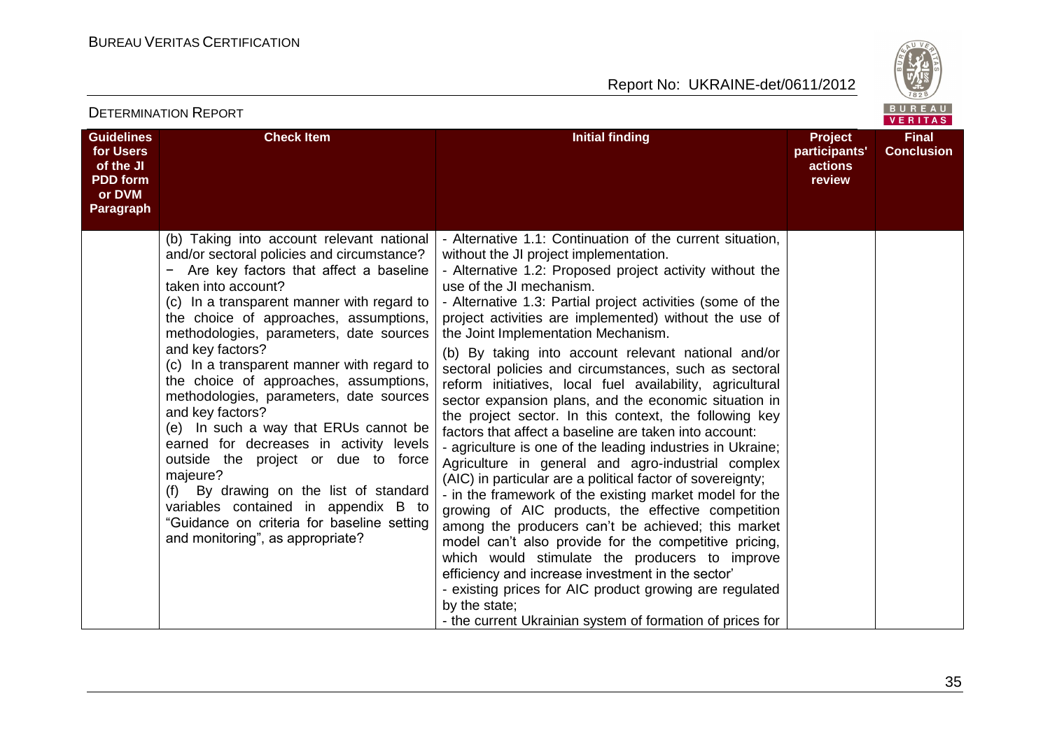## DETERMINATION REPORT

| Guidelines for Users of the JI PDD form or DVM Paragraph | Check Item | Initial finding | Project participants' actions review | Final Conclusion |
|---|---|---|---|---|
| | (b) Taking into account relevant national and/or sectoral policies and circumstance?<br>− Are key factors that affect a baseline taken into account?<br>(c) In a transparent manner with regard to the choice of approaches, assumptions, methodologies, parameters, date sources and key factors?<br>(c) In a transparent manner with regard to the choice of approaches, assumptions, methodologies, parameters, date sources and key factors?<br>(e) In such a way that ERUs cannot be earned for decreases in activity levels outside the project or due to force majeure?<br>(f) By drawing on the list of standard variables contained in appendix B to "Guidance on criteria for baseline setting and monitoring", as appropriate? | - Alternative 1.1: Continuation of the current situation, without the JI project implementation.<br>- Alternative 1.2: Proposed project activity without the use of the JI mechanism.<br>- Alternative 1.3: Partial project activities (some of the project activities are implemented) without the use of the Joint Implementation Mechanism.<br>(b) By taking into account relevant national and/or sectoral policies and circumstances, such as sectoral reform initiatives, local fuel availability, agricultural sector expansion plans, and the economic situation in the project sector. In this context, the following key factors that affect a baseline are taken into account:<br>- agriculture is one of the leading industries in Ukraine; Agriculture in general and agro-industrial complex (AIC) in particular are a political factor of sovereignty;<br>- in the framework of the existing market model for the growing of AIC products, the effective competition among the producers can't be achieved; this market model can't also provide for the competitive pricing, which would stimulate the producers to improve efficiency and increase investment in the sector'<br>- existing prices for AIC product growing are regulated by the state;<br>- the current Ukrainian system of formation of prices for | | |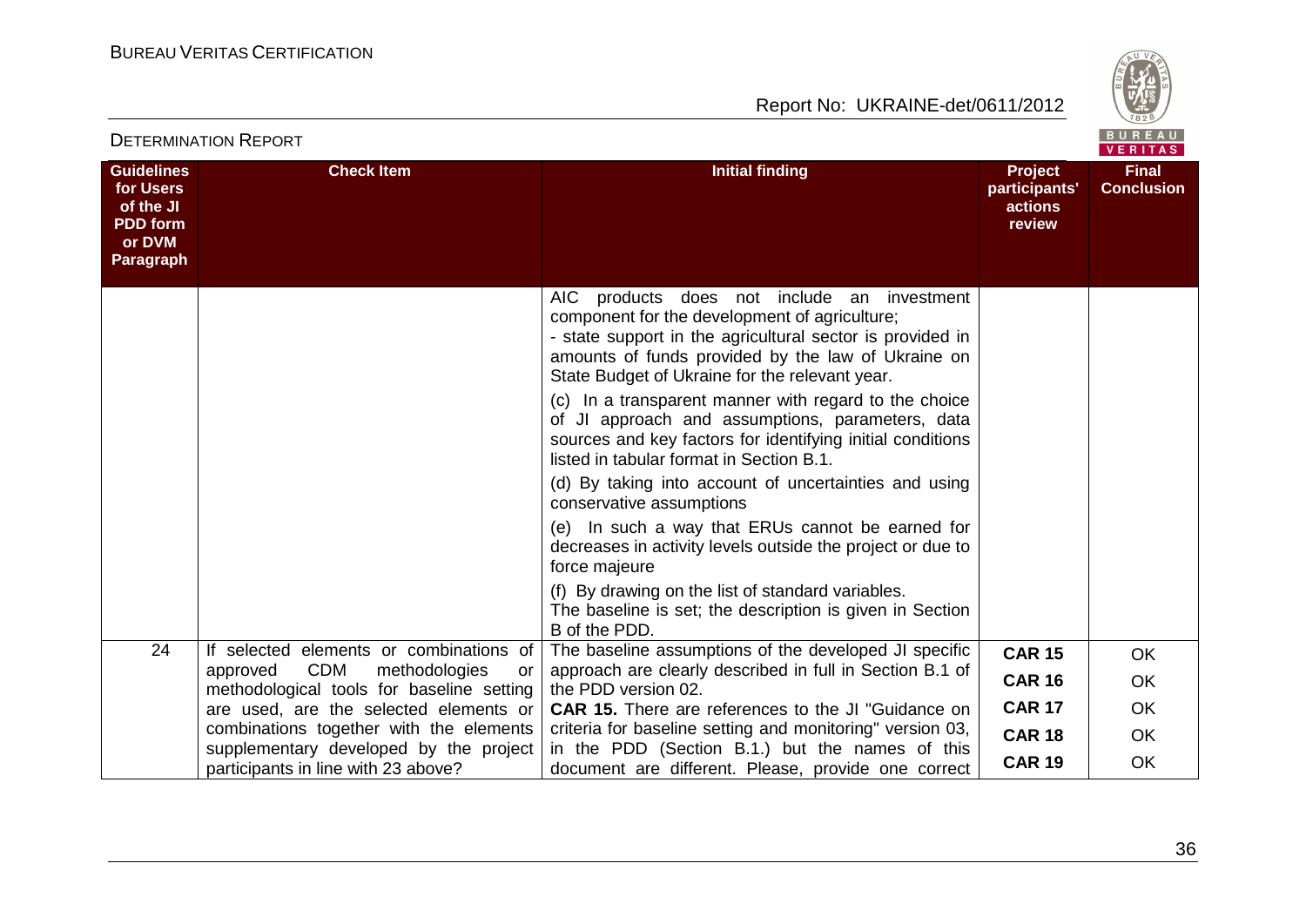| Guidelines for Users of the JI PDD form or DVM Paragraph | Check Item | Initial finding | Project participants' actions review | Final Conclusion |
|---|---|---|---|---|
| | | AIC products does not include an investment component for the development of agriculture;<br>- state support in the agricultural sector is provided in amounts of funds provided by the law of Ukraine on State Budget of Ukraine for the relevant year.<br>(c) In a transparent manner with regard to the choice of JI approach and assumptions, parameters, data sources and key factors for identifying initial conditions listed in tabular format in Section B.1.<br>(d) By taking into account of uncertainties and using conservative assumptions<br>(e) In such a way that ERUs cannot be earned for decreases in activity levels outside the project or due to force majeure<br>(f) By drawing on the list of standard variables.<br>The baseline is set; the description is given in Section B of the PDD. | | |
| 24 | If selected elements or combinations of approved CDM methodologies or methodological tools for baseline setting are used, are the selected elements or combinations together with the elements supplementary developed by the project participants in line with 23 above? | The baseline assumptions of the developed JI specific approach are clearly described in full in Section B.1 of the PDD version 02.<br>**CAR 15.** There are references to the JI "Guidance on criteria for baseline setting and monitoring" version 03, in the PDD (Section B.1.) but the names of this document are different. Please, provide one correct | **CAR 15**<br>**CAR 16**<br>**CAR 17**<br>**CAR 18**<br>**CAR 19** | OK<br>OK<br>OK<br>OK<br>OK |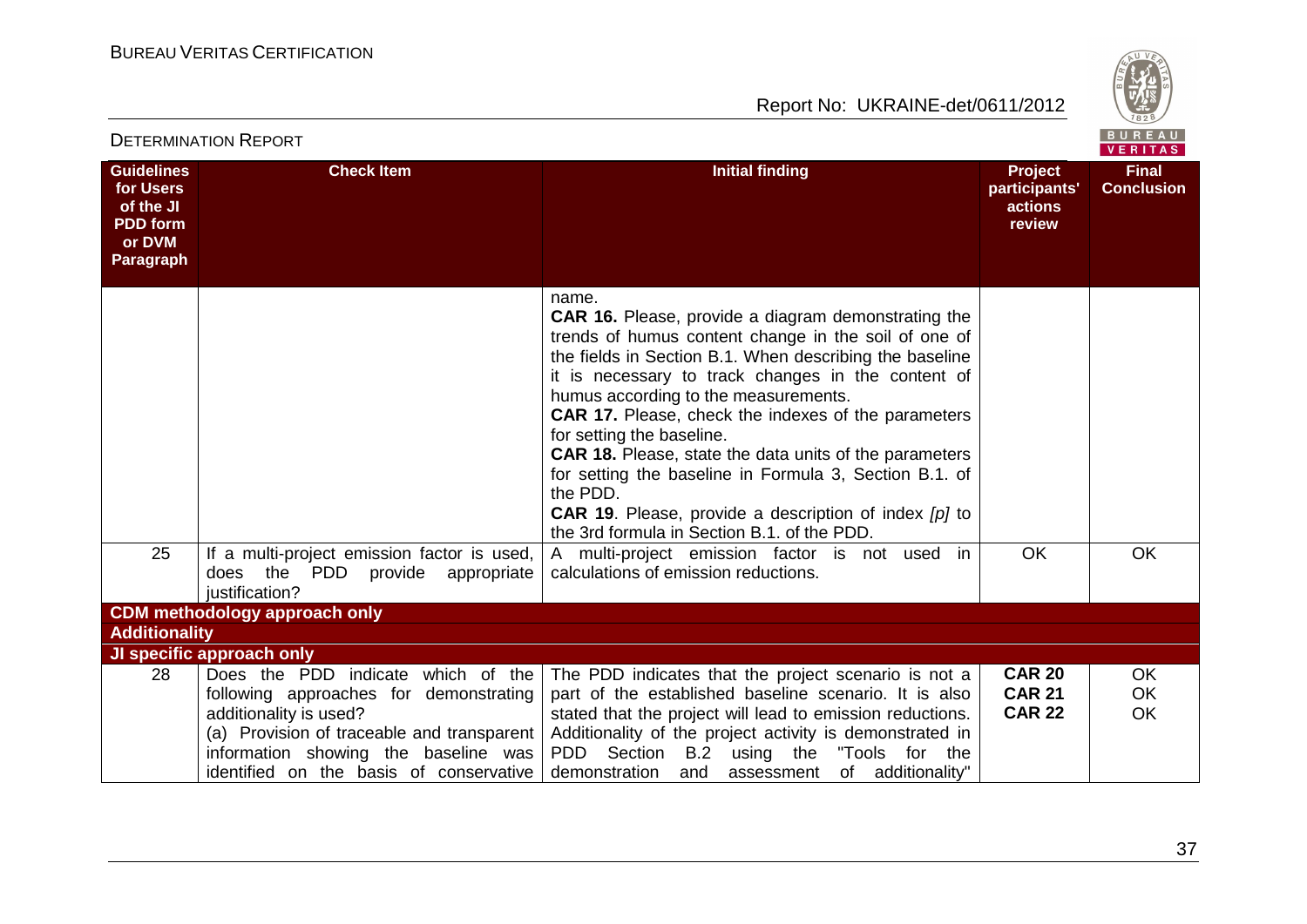DETERMINATION REPORT

| Guidelines for Users of the JI PDD form or DVM Paragraph | Check Item | Initial finding | Project participants' actions review | Final Conclusion |
|---|---|---|---|---|
| | | name.<br>**CAR 16.** Please, provide a diagram demonstrating the trends of humus content change in the soil of one of the fields in Section B.1. When describing the baseline it is necessary to track changes in the content of humus according to the measurements.<br>**CAR 17.** Please, check the indexes of the parameters for setting the baseline.<br>**CAR 18.** Please, state the data units of the parameters for setting the baseline in Formula 3, Section B.1. of the PDD.<br>**CAR 19**. Please, provide a description of index *[p]* to the 3rd formula in Section B.1. of the PDD. | | |
| 25 | If a multi-project emission factor is used, does the PDD provide appropriate justification? | A multi-project emission factor is not used in calculations of emission reductions. | OK | OK |
| **CDM methodology approach only** | | | | |
| **Additionality** | | | | |
| **JI specific approach only** | | | | |
| 28 | Does the PDD indicate which of the following approaches for demonstrating additionality is used?<br>(a) Provision of traceable and transparent information showing the baseline was identified on the basis of conservative | The PDD indicates that the project scenario is not a part of the established baseline scenario. It is also stated that the project will lead to emission reductions. Additionality of the project activity is demonstrated in PDD Section B.2 using the "Tools for the demonstration and assessment of additionality" | **CAR 20**<br>**CAR 21**<br>**CAR 22** | OK<br>OK<br>OK |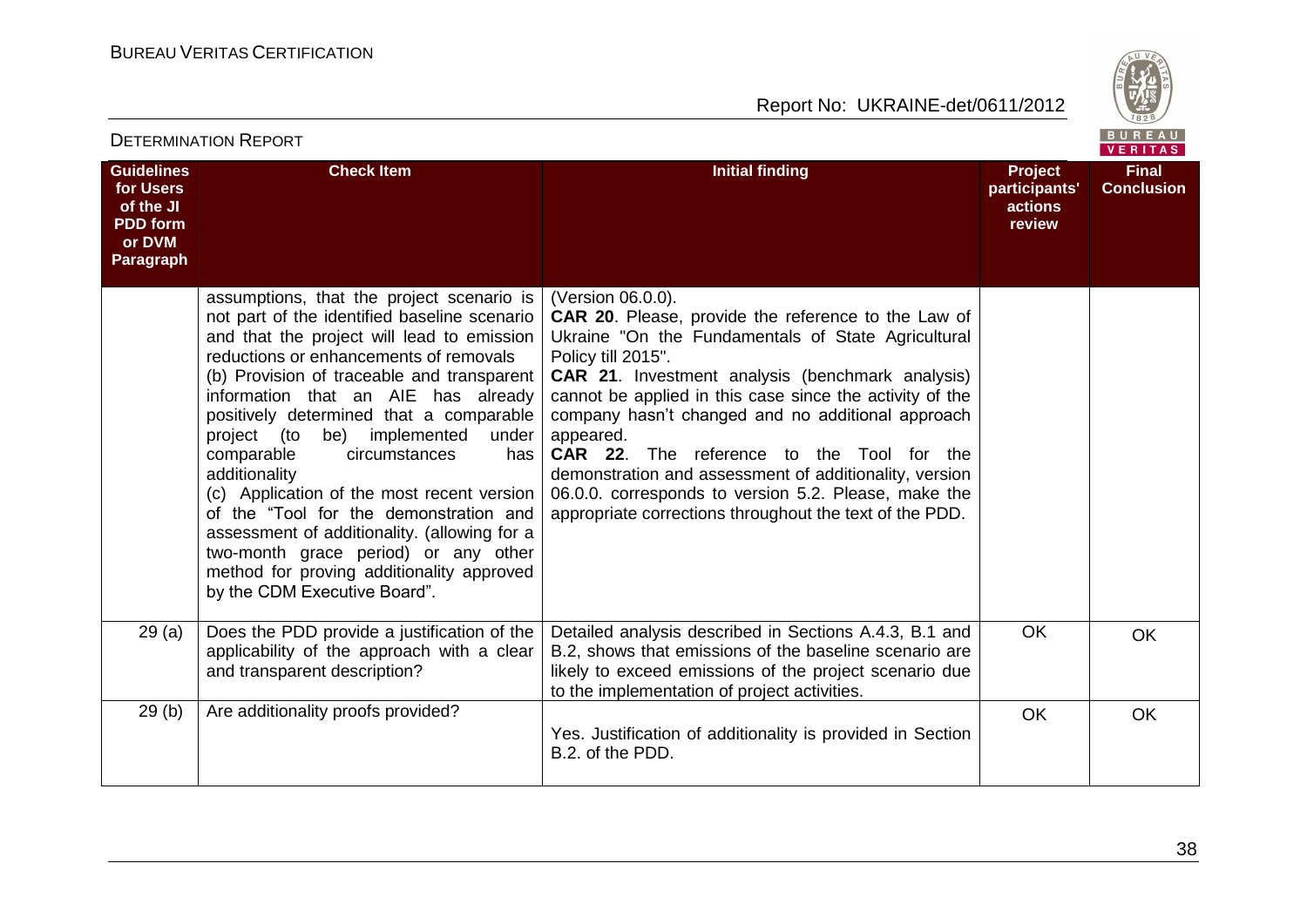| Guidelines for Users of the JI PDD form or DVM Paragraph | Check Item | Initial finding | Project participants' actions review | Final Conclusion |
|---|---|---|---|---|
| | assumptions, that the project scenario is not part of the identified baseline scenario and that the project will lead to emission reductions or enhancements of removals<br>(b) Provision of traceable and transparent information that an AIE has already positively determined that a comparable project (to be) implemented under comparable circumstances has additionality<br>(c) Application of the most recent version of the "Tool for the demonstration and assessment of additionality. (allowing for a two-month grace period) or any other method for proving additionality approved by the CDM Executive Board". | (Version 06.0.0).<br>**CAR 20**. Please, provide the reference to the Law of Ukraine "On the Fundamentals of State Agricultural Policy till 2015".<br>**CAR 21**. Investment analysis (benchmark analysis) cannot be applied in this case since the activity of the company hasn't changed and no additional approach appeared.<br>**CAR 22**. The reference to the Tool for the demonstration and assessment of additionality, version 06.0.0. corresponds to version 5.2. Please, make the appropriate corrections throughout the text of the PDD. | | |
| 29 (a) | Does the PDD provide a justification of the applicability of the approach with a clear and transparent description? | Detailed analysis described in Sections A.4.3, B.1 and B.2, shows that emissions of the baseline scenario are likely to exceed emissions of the project scenario due to the implementation of project activities. | OK | OK |
| 29 (b) | Are additionality proofs provided? | Yes. Justification of additionality is provided in Section B.2. of the PDD. | OK | OK |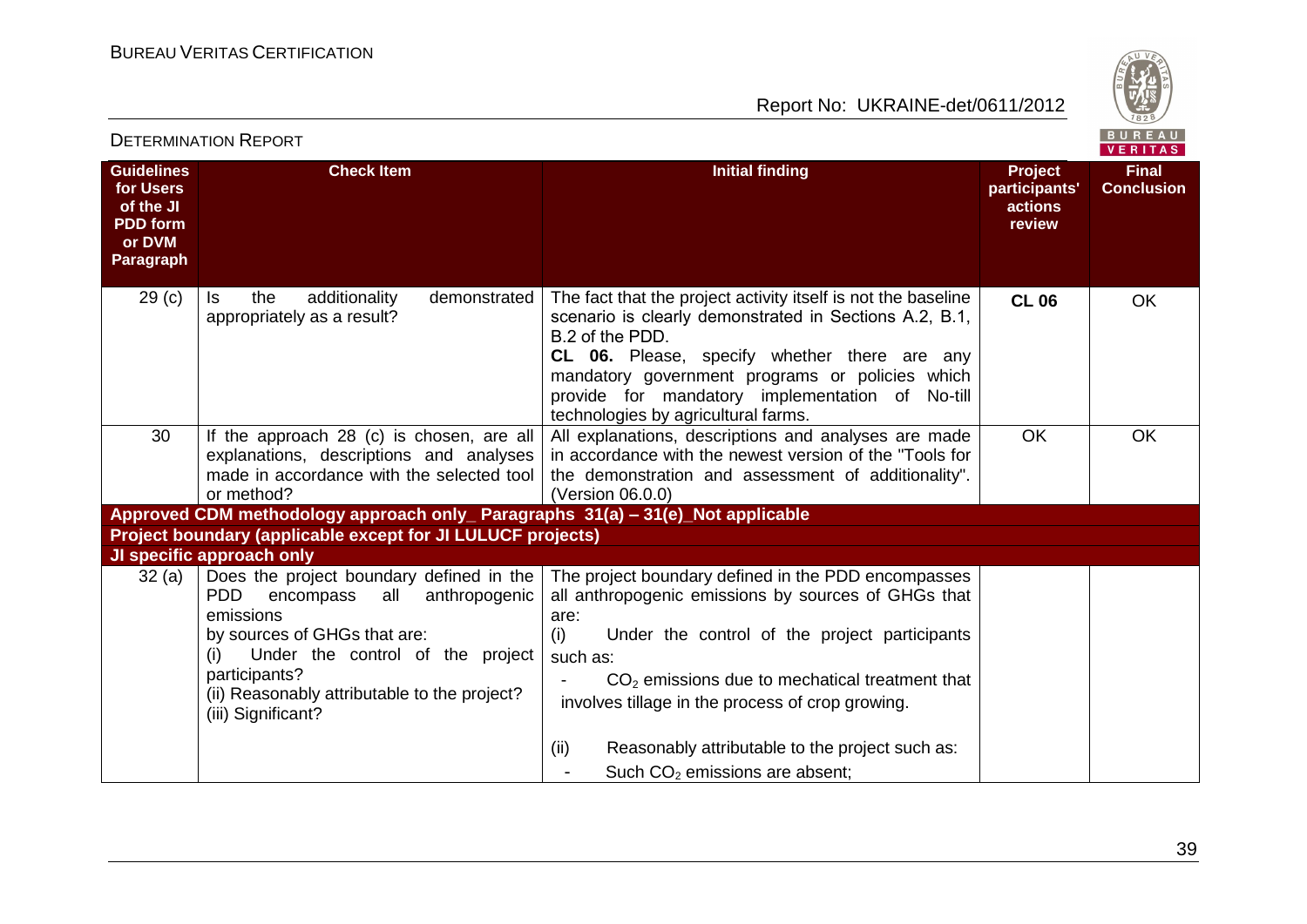| Guidelines for Users of the JI PDD form or DVM Paragraph | Check Item | Initial finding | Project participants' actions review | Final Conclusion |
|---|---|---|---|---|
| 29 (c) | Is the additionality demonstrated appropriately as a result? | The fact that the project activity itself is not the baseline scenario is clearly demonstrated in Sections A.2, B.1, B.2 of the PDD.<br>**CL 06.** Please, specify whether there are any mandatory government programs or policies which provide for mandatory implementation of No-till technologies by agricultural farms. | **CL 06** | OK |
| 30 | If the approach 28 (c) is chosen, are all explanations, descriptions and analyses made in accordance with the selected tool or method? | All explanations, descriptions and analyses are made in accordance with the newest version of the "Tools for the demonstration and assessment of additionality". (Version 06.0.0) | OK | OK |
| **Approved CDM methodology approach only_ Paragraphs 31(a) – 31(e)_Not applicable** | | | | |
| **Project boundary (applicable except for JI LULUCF projects)** | | | | |
| **JI specific approach only** | | | | |
| 32 (a) | Does the project boundary defined in the PDD encompass all anthropogenic emissions by sources of GHGs that are:<br>(i) Under the control of the project participants?<br>(ii) Reasonably attributable to the project?<br>(iii) Significant? | The project boundary defined in the PDD encompasses all anthropogenic emissions by sources of GHGs that are:<br>(i) Under the control of the project participants such as:<br>- $CO_2$ emissions due to mechatical treatment that involves tillage in the process of crop growing.<br><br>(ii) Reasonably attributable to the project such as:<br>- Such $CO_2$ emissions are absent; | | |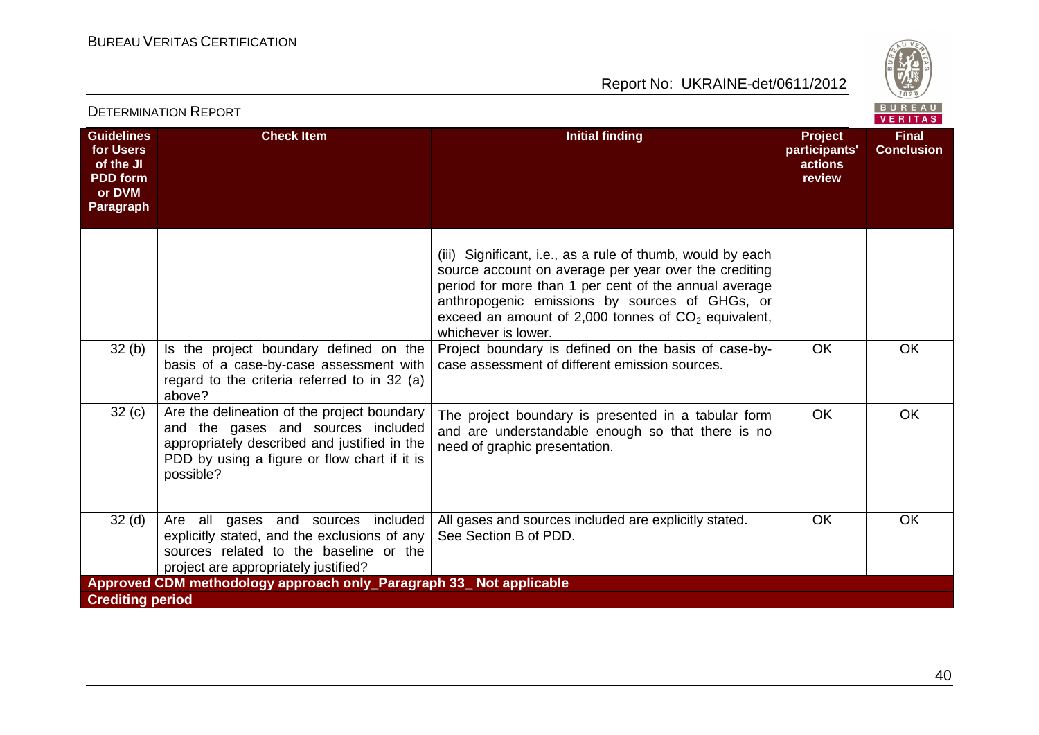| Guidelines for Users of the JI PDD form or DVM Paragraph | Check Item | Initial finding | Project participants' actions review | Final Conclusion |
|---|---|---|---|---|
| | | (iii) Significant, i.e., as a rule of thumb, would by each source account on average per year over the crediting period for more than 1 per cent of the annual average anthropogenic emissions by sources of GHGs, or exceed an amount of 2,000 tonnes of $CO_2$ equivalent, whichever is lower. | | |
| 32 (b) | Is the project boundary defined on the basis of a case-by-case assessment with regard to the criteria referred to in 32 (a) above? | Project boundary is defined on the basis of case-by-case assessment of different emission sources. | OK | OK |
| 32 (c) | Are the delineation of the project boundary and the gases and sources included appropriately described and justified in the PDD by using a figure or flow chart if it is possible? | The project boundary is presented in a tabular form and are understandable enough so that there is no need of graphic presentation. | OK | OK |
| 32 (d) | Are all gases and sources included explicitly stated, and the exclusions of any sources related to the baseline or the project are appropriately justified? | All gases and sources included are explicitly stated. See Section B of PDD. | OK | OK |
| **Approved CDM methodology approach only_Paragraph 33_ Not applicable** | | | | |
| **Crediting period** | | | | |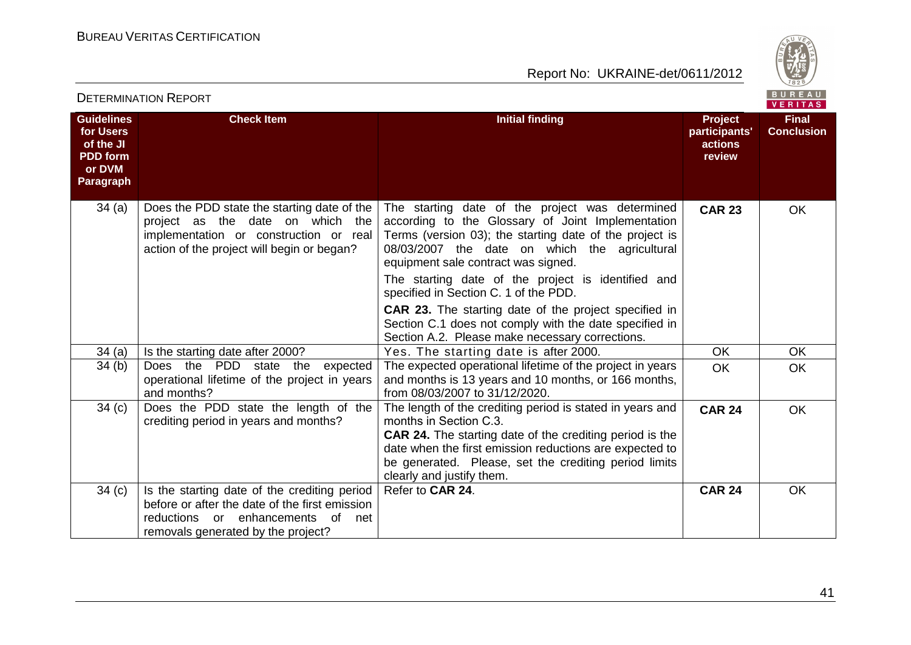| Guidelines for Users of the JI PDD form or DVM Paragraph | Check Item | Initial finding | Project participants' actions review | Final Conclusion |
|---|---|---|---|---|
| 34 (a) | Does the PDD state the starting date of the project as the date on which the implementation or construction or real action of the project will begin or began? | The starting date of the project was determined according to the Glossary of Joint Implementation Terms (version 03); the starting date of the project is 08/03/2007 the date on which the agricultural equipment sale contract was signed.<br>The starting date of the project is identified and specified in Section C. 1 of the PDD.<br>**CAR 23.** The starting date of the project specified in Section C.1 does not comply with the date specified in Section A.2. Please make necessary corrections. | **CAR 23** | OK |
| 34 (a) | Is the starting date after 2000? | Yes. The starting date is after 2000. | OK | OK |
| 34 (b) | Does the PDD state the expected operational lifetime of the project in years and months? | The expected operational lifetime of the project in years and months is 13 years and 10 months, or 166 months, from 08/03/2007 to 31/12/2020. | OK | OK |
| 34 (c) | Does the PDD state the length of the crediting period in years and months? | The length of the crediting period is stated in years and months in Section C.3.<br>**CAR 24.** The starting date of the crediting period is the date when the first emission reductions are expected to be generated. Please, set the crediting period limits clearly and justify them. | **CAR 24** | OK |
| 34 (c) | Is the starting date of the crediting period before or after the date of the first emission reductions or enhancements of net removals generated by the project? | Refer to **CAR 24**. | **CAR 24** | OK |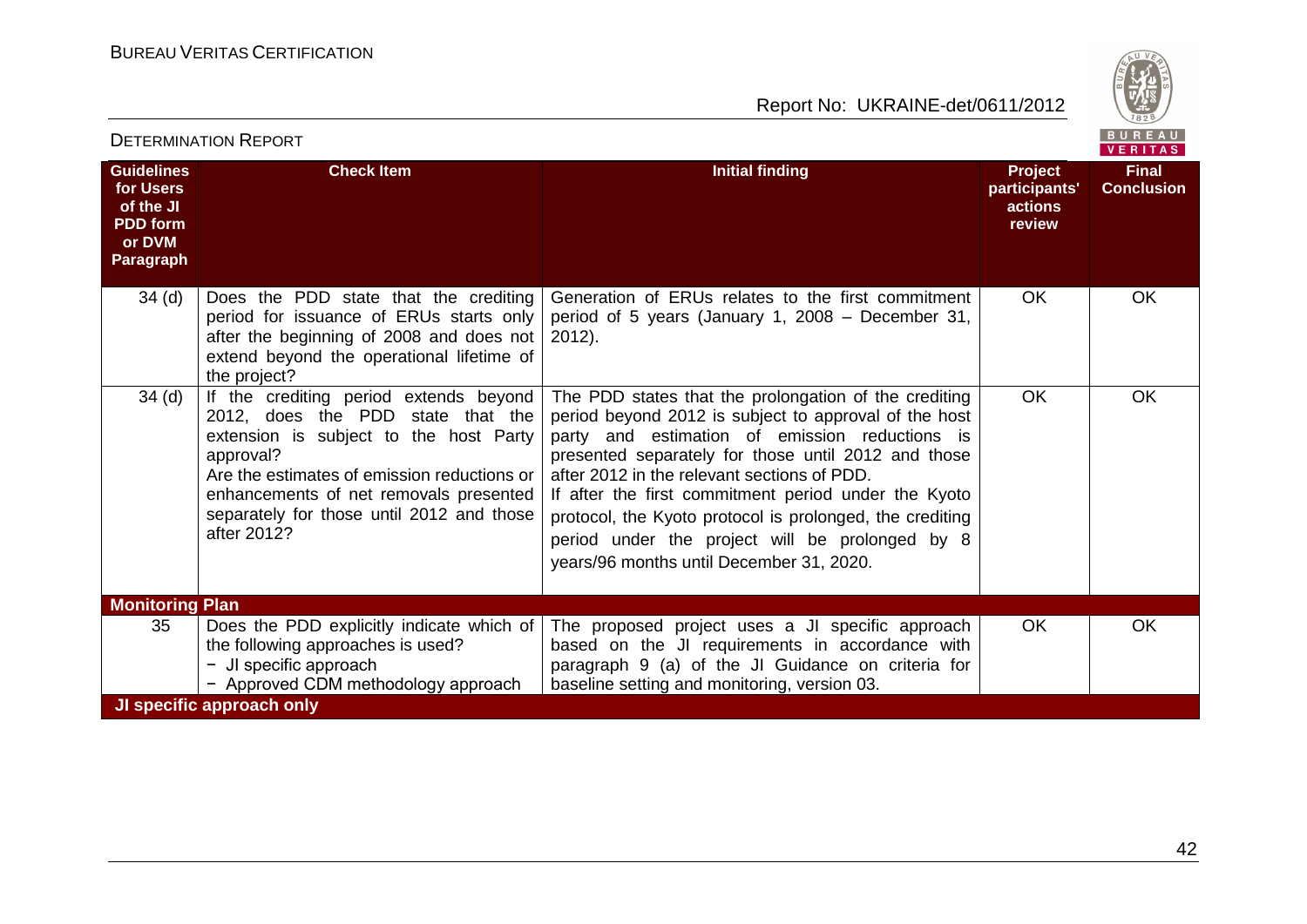| Guidelines for Users of the JI PDD form or DVM Paragraph | Check Item | Initial finding | Project participants' actions review | Final Conclusion |
|---|---|---|---|---|
| 34 (d) | Does the PDD state that the crediting period for issuance of ERUs starts only after the beginning of 2008 and does not extend beyond the operational lifetime of the project? | Generation of ERUs relates to the first commitment period of 5 years (January 1, 2008 – December 31, 2012). | OK | OK |
| 34 (d) | If the crediting period extends beyond 2012, does the PDD state that the extension is subject to the host Party approval?<br>Are the estimates of emission reductions or enhancements of net removals presented separately for those until 2012 and those after 2012? | The PDD states that the prolongation of the crediting period beyond 2012 is subject to approval of the host party and estimation of emission reductions is presented separately for those until 2012 and those after 2012 in the relevant sections of PDD.<br>If after the first commitment period under the Kyoto protocol, the Kyoto protocol is prolonged, the crediting period under the project will be prolonged by 8 years/96 months until December 31, 2020. | OK | OK |
| **Monitoring Plan** | | | | |
| 35 | Does the PDD explicitly indicate which of the following approaches is used?<br>− JI specific approach<br>− Approved CDM methodology approach | The proposed project uses a JI specific approach based on the JI requirements in accordance with paragraph 9 (a) of the JI Guidance on criteria for baseline setting and monitoring, version 03. | OK | OK |
| **JI specific approach only** | | | | |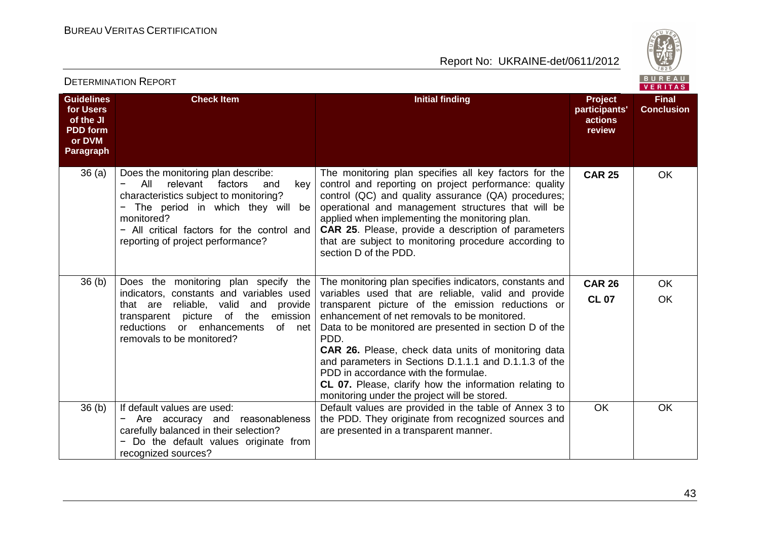| Guidelines for Users of the JI PDD form or DVM Paragraph | Check Item | Initial finding | Project participants' actions review | Final Conclusion |
|---|---|---|---|---|
| 36 (a) | Does the monitoring plan describe:<br>− All relevant factors and key characteristics subject to monitoring?<br>− The period in which they will be monitored?<br>− All critical factors for the control and reporting of project performance? | The monitoring plan specifies all key factors for the control and reporting on project performance: quality control (QC) and quality assurance (QA) procedures; operational and management structures that will be applied when implementing the monitoring plan.<br>**CAR 25**. Please, provide a description of parameters that are subject to monitoring procedure according to section D of the PDD. | **CAR 25** | OK |
| 36 (b) | Does the monitoring plan specify the indicators, constants and variables used that are reliable, valid and provide transparent picture of the emission reductions or enhancements of net removals to be monitored? | The monitoring plan specifies indicators, constants and variables used that are reliable, valid and provide transparent picture of the emission reductions or enhancement of net removals to be monitored.<br>Data to be monitored are presented in section D of the PDD.<br>**CAR 26.** Please, check data units of monitoring data and parameters in Sections D.1.1.1 and D.1.1.3 of the PDD in accordance with the formulae.<br>**CL 07.** Please, clarify how the information relating to monitoring under the project will be stored. | **CAR 26**<br>**CL 07** | OK<br>OK |
| 36 (b) | If default values are used:<br>− Are accuracy and reasonableness carefully balanced in their selection?<br>− Do the default values originate from recognized sources? | Default values are provided in the table of Annex 3 to the PDD. They originate from recognized sources and are presented in a transparent manner. | OK | OK |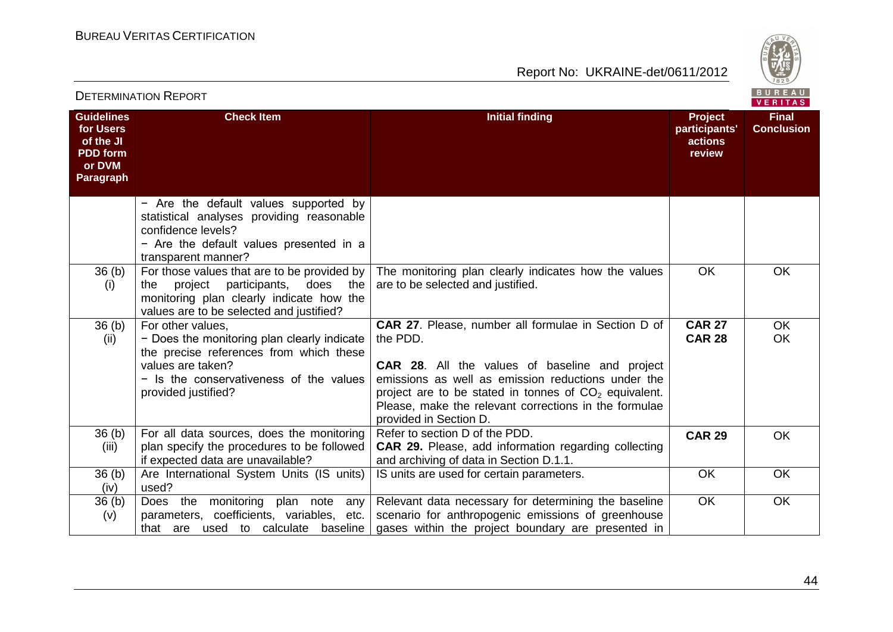DETERMINATION REPORT

| Guidelines for Users of the JI PDD form or DVM Paragraph | Check Item | Initial finding | Project participants' actions review | Final Conclusion |
|---|---|---|---|---|
| | − Are the default values supported by statistical analyses providing reasonable confidence levels?<br>− Are the default values presented in a transparent manner? | | | |
| 36 (b) (i) | For those values that are to be provided by the project participants, does the monitoring plan clearly indicate how the values are to be selected and justified? | The monitoring plan clearly indicates how the values are to be selected and justified. | OK | OK |
| 36 (b) (ii) | For other values,<br>− Does the monitoring plan clearly indicate the precise references from which these values are taken?<br>− Is the conservativeness of the values provided justified? | **CAR 27**. Please, number all formulae in Section D of the PDD.<br><br>**CAR 28**. All the values of baseline and project emissions as well as emission reductions under the project are to be stated in tonnes of $CO_2$ equivalent. Please, make the relevant corrections in the formulae provided in Section D. | **CAR 27**<br>**CAR 28** | OK<br>OK |
| 36 (b) (iii) | For all data sources, does the monitoring plan specify the procedures to be followed if expected data are unavailable? | Refer to section D of the PDD.<br>**CAR 29.** Please, add information regarding collecting and archiving of data in Section D.1.1. | **CAR 29** | OK |
| 36 (b) (iv) | Are International System Units (IS units) used? | IS units are used for certain parameters. | OK | OK |
| 36 (b) (v) | Does the monitoring plan note any parameters, coefficients, variables, etc. that are used to calculate baseline | Relevant data necessary for determining the baseline scenario for anthropogenic emissions of greenhouse gases within the project boundary are presented in | OK | OK |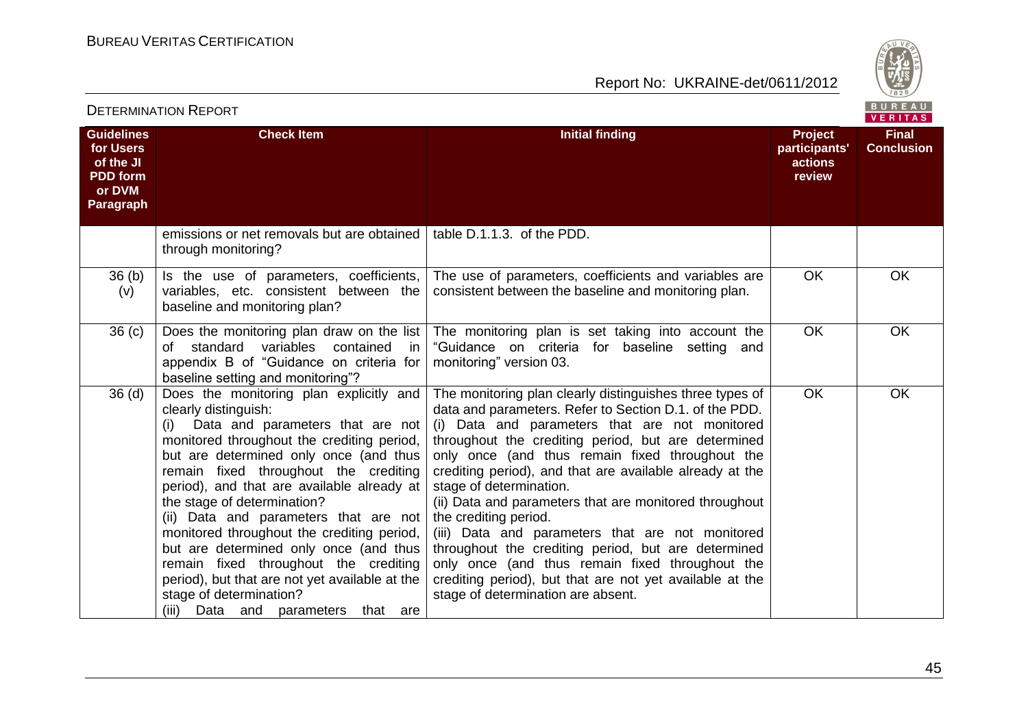| Guidelines for Users of the JI PDD form or DVM Paragraph | Check Item | Initial finding | Project participants' actions review | Final Conclusion |
|---|---|---|---|---|
| | emissions or net removals but are obtained through monitoring? | table D.1.1.3. of the PDD. | | |
| 36 (b) (v) | Is the use of parameters, coefficients, variables, etc. consistent between the baseline and monitoring plan? | The use of parameters, coefficients and variables are consistent between the baseline and monitoring plan. | OK | OK |
| 36 (c) | Does the monitoring plan draw on the list of standard variables contained in appendix B of "Guidance on criteria for baseline setting and monitoring"? | The monitoring plan is set taking into account the "Guidance on criteria for baseline setting and monitoring" version 03. | OK | OK |
| 36 (d) | Does the monitoring plan explicitly and clearly distinguish:<br>(i) Data and parameters that are not monitored throughout the crediting period, but are determined only once (and thus remain fixed throughout the crediting period), and that are available already at the stage of determination?<br>(ii) Data and parameters that are not monitored throughout the crediting period, but are determined only once (and thus remain fixed throughout the crediting period), but that are not yet available at the stage of determination?<br>(iii) Data and parameters that are | The monitoring plan clearly distinguishes three types of data and parameters. Refer to Section D.1. of the PDD.<br>(i) Data and parameters that are not monitored throughout the crediting period, but are determined only once (and thus remain fixed throughout the crediting period), and that are available already at the stage of determination.<br>(ii) Data and parameters that are monitored throughout the crediting period.<br>(iii) Data and parameters that are not monitored throughout the crediting period, but are determined only once (and thus remain fixed throughout the crediting period), but that are not yet available at the stage of determination are absent. | OK | OK |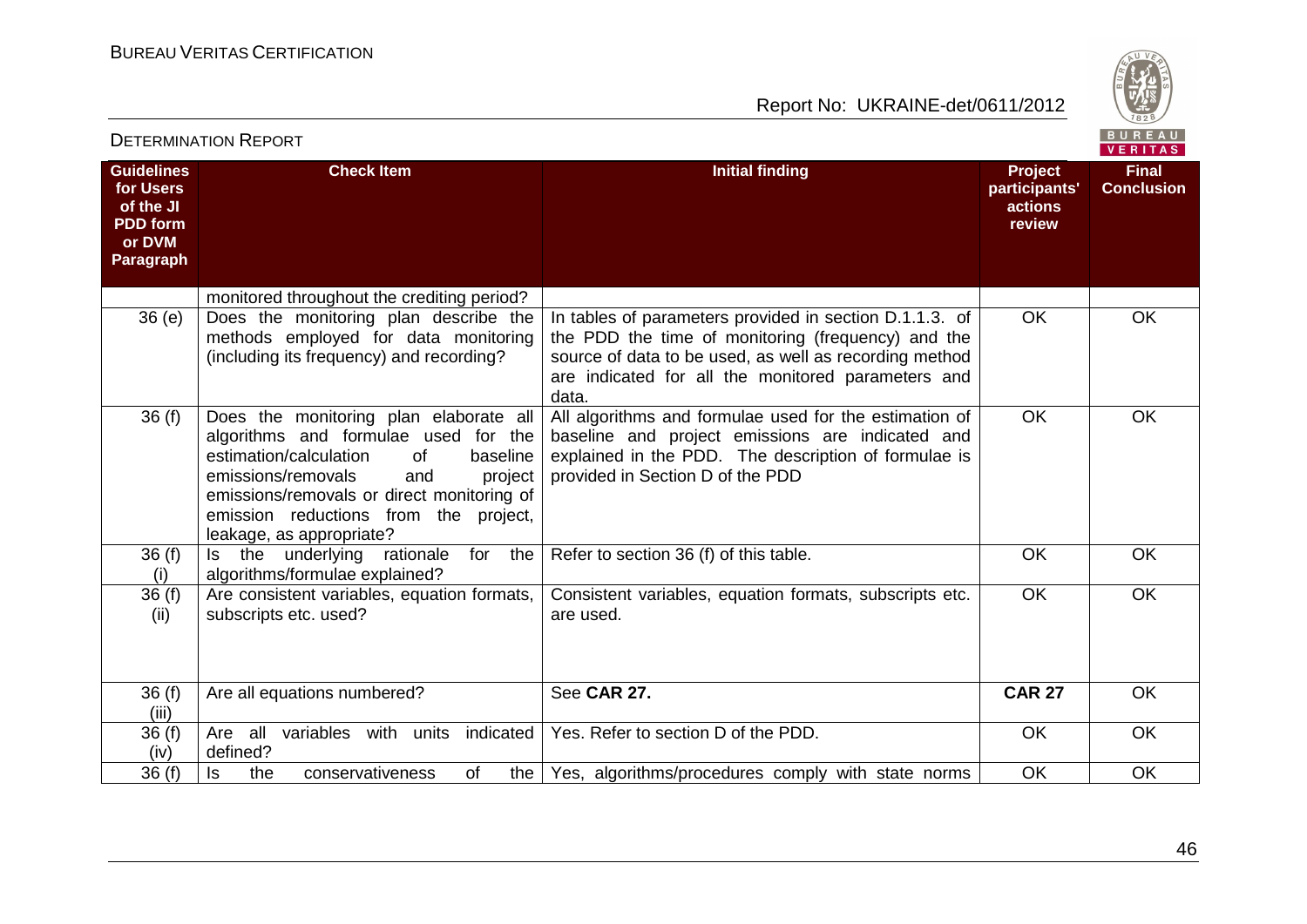| Guidelines for Users of the JI PDD form or DVM Paragraph | Check Item | Initial finding | Project participants' actions review | Final Conclusion |
|---|---|---|---|---|
| | monitored throughout the crediting period? | | | |
| 36 (e) | Does the monitoring plan describe the methods employed for data monitoring (including its frequency) and recording? | In tables of parameters provided in section D.1.1.3. of the PDD the time of monitoring (frequency) and the source of data to be used, as well as recording method are indicated for all the monitored parameters and data. | OK | OK |
| 36 (f) | Does the monitoring plan elaborate all algorithms and formulae used for the estimation/calculation of baseline emissions/removals and project emissions/removals or direct monitoring of emission reductions from the project, leakage, as appropriate? | All algorithms and formulae used for the estimation of baseline and project emissions are indicated and explained in the PDD. The description of formulae is provided in Section D of the PDD | OK | OK |
| 36 (f) (i) | Is the underlying rationale for the algorithms/formulae explained? | Refer to section 36 (f) of this table. | OK | OK |
| 36 (f) (ii) | Are consistent variables, equation formats, subscripts etc. used? | Consistent variables, equation formats, subscripts etc. are used. | OK | OK |
| 36 (f) (iii) | Are all equations numbered? | See **CAR 27.** | **CAR 27** | OK |
| 36 (f) (iv) | Are all variables with units indicated defined? | Yes. Refer to section D of the PDD. | OK | OK |
| 36 (f) | Is the conservativeness of the | Yes, algorithms/procedures comply with state norms | OK | OK |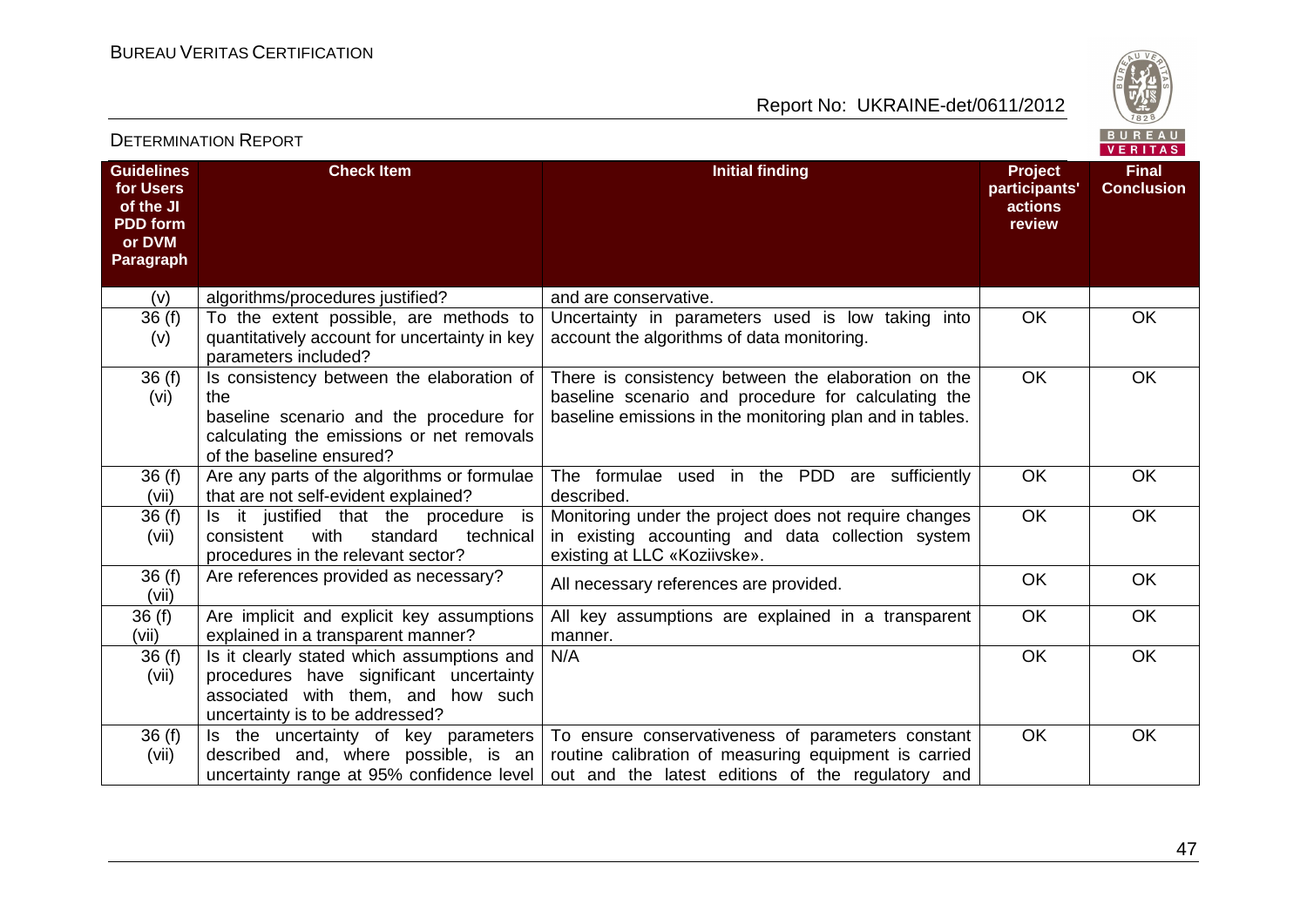| Guidelines for Users of the JI PDD form or DVM Paragraph | Check Item | Initial finding | Project participants' actions review | Final Conclusion |
|---|---|---|---|---|
| (v) | algorithms/procedures justified? | and are conservative. | | |
| 36 (f) (v) | To the extent possible, are methods to quantitatively account for uncertainty in key parameters included? | Uncertainty in parameters used is low taking into account the algorithms of data monitoring. | OK | OK |
| 36 (f) (vi) | Is consistency between the elaboration of the baseline scenario and the procedure for calculating the emissions or net removals of the baseline ensured? | There is consistency between the elaboration on the baseline scenario and procedure for calculating the baseline emissions in the monitoring plan and in tables. | OK | OK |
| 36 (f) (vii) | Are any parts of the algorithms or formulae that are not self-evident explained? | The formulae used in the PDD are sufficiently described. | OK | OK |
| 36 (f) (vii) | Is it justified that the procedure is consistent with standard technical procedures in the relevant sector? | Monitoring under the project does not require changes in existing accounting and data collection system existing at LLC «Koziivske». | OK | OK |
| 36 (f) (vii) | Are references provided as necessary? | All necessary references are provided. | OK | OK |
| 36 (f) (vii) | Are implicit and explicit key assumptions explained in a transparent manner? | All key assumptions are explained in a transparent manner. | OK | OK |
| 36 (f) (vii) | Is it clearly stated which assumptions and procedures have significant uncertainty associated with them, and how such uncertainty is to be addressed? | N/A | OK | OK |
| 36 (f) (vii) | Is the uncertainty of key parameters described and, where possible, is an uncertainty range at 95% confidence level | To ensure conservativeness of parameters constant routine calibration of measuring equipment is carried out and the latest editions of the regulatory and | OK | OK |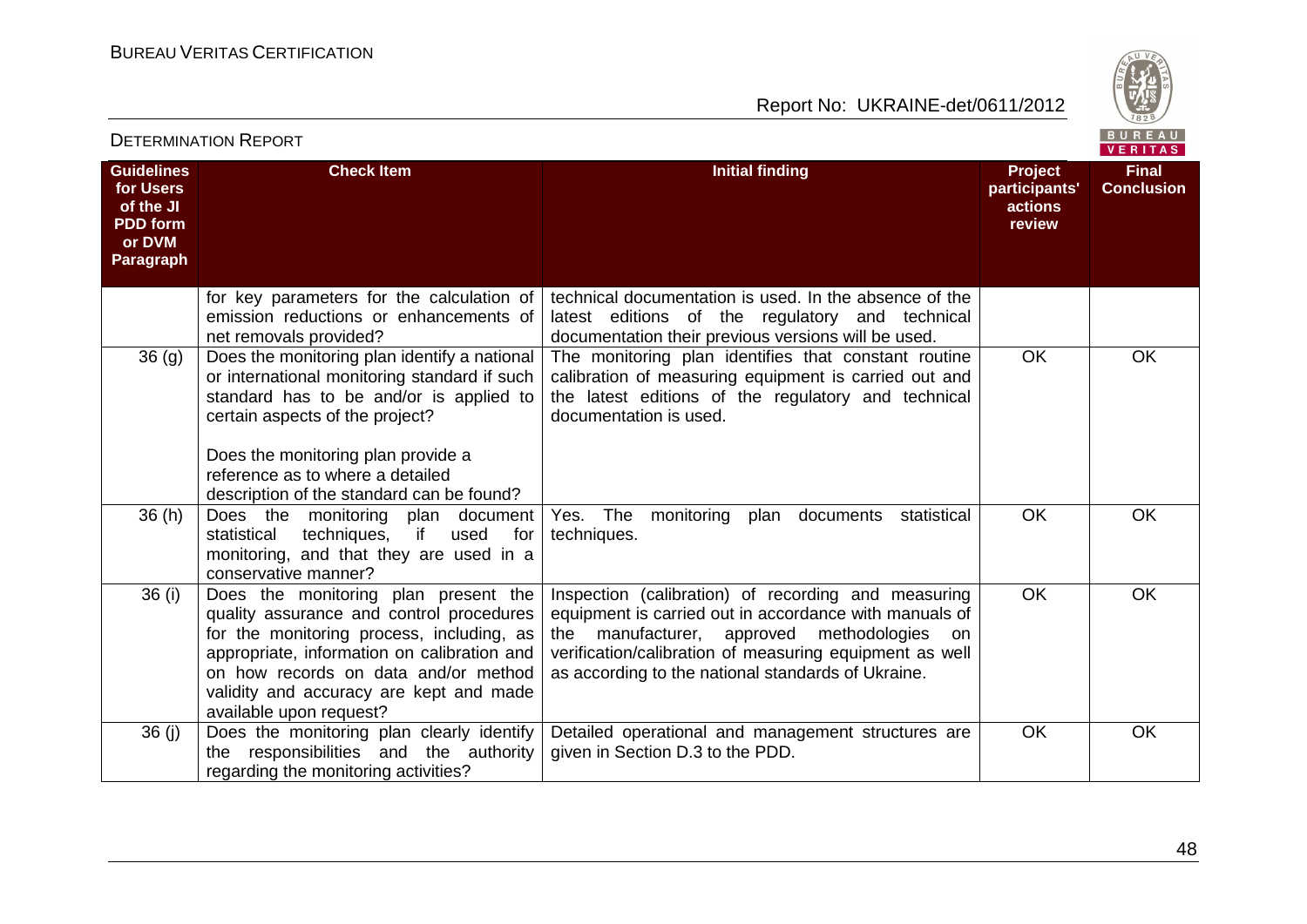| Guidelines for Users of the JI PDD form or DVM Paragraph | Check Item | Initial finding | Project participants' actions review | Final Conclusion |
|---|---|---|---|---|
| | for key parameters for the calculation of emission reductions or enhancements of net removals provided? | technical documentation is used. In the absence of the latest editions of the regulatory and technical documentation their previous versions will be used. | | |
| 36 (g) | Does the monitoring plan identify a national or international monitoring standard if such standard has to be and/or is applied to certain aspects of the project?<br><br>Does the monitoring plan provide a reference as to where a detailed description of the standard can be found? | The monitoring plan identifies that constant routine calibration of measuring equipment is carried out and the latest editions of the regulatory and technical documentation is used. | OK | OK |
| 36 (h) | Does the monitoring plan document statistical techniques, if used for monitoring, and that they are used in a conservative manner? | Yes. The monitoring plan documents statistical techniques. | OK | OK |
| 36 (i) | Does the monitoring plan present the quality assurance and control procedures for the monitoring process, including, as appropriate, information on calibration and on how records on data and/or method validity and accuracy are kept and made available upon request? | Inspection (calibration) of recording and measuring equipment is carried out in accordance with manuals of the manufacturer, approved methodologies on verification/calibration of measuring equipment as well as according to the national standards of Ukraine. | OK | OK |
| 36 (j) | Does the monitoring plan clearly identify the responsibilities and the authority regarding the monitoring activities? | Detailed operational and management structures are given in Section D.3 to the PDD. | OK | OK |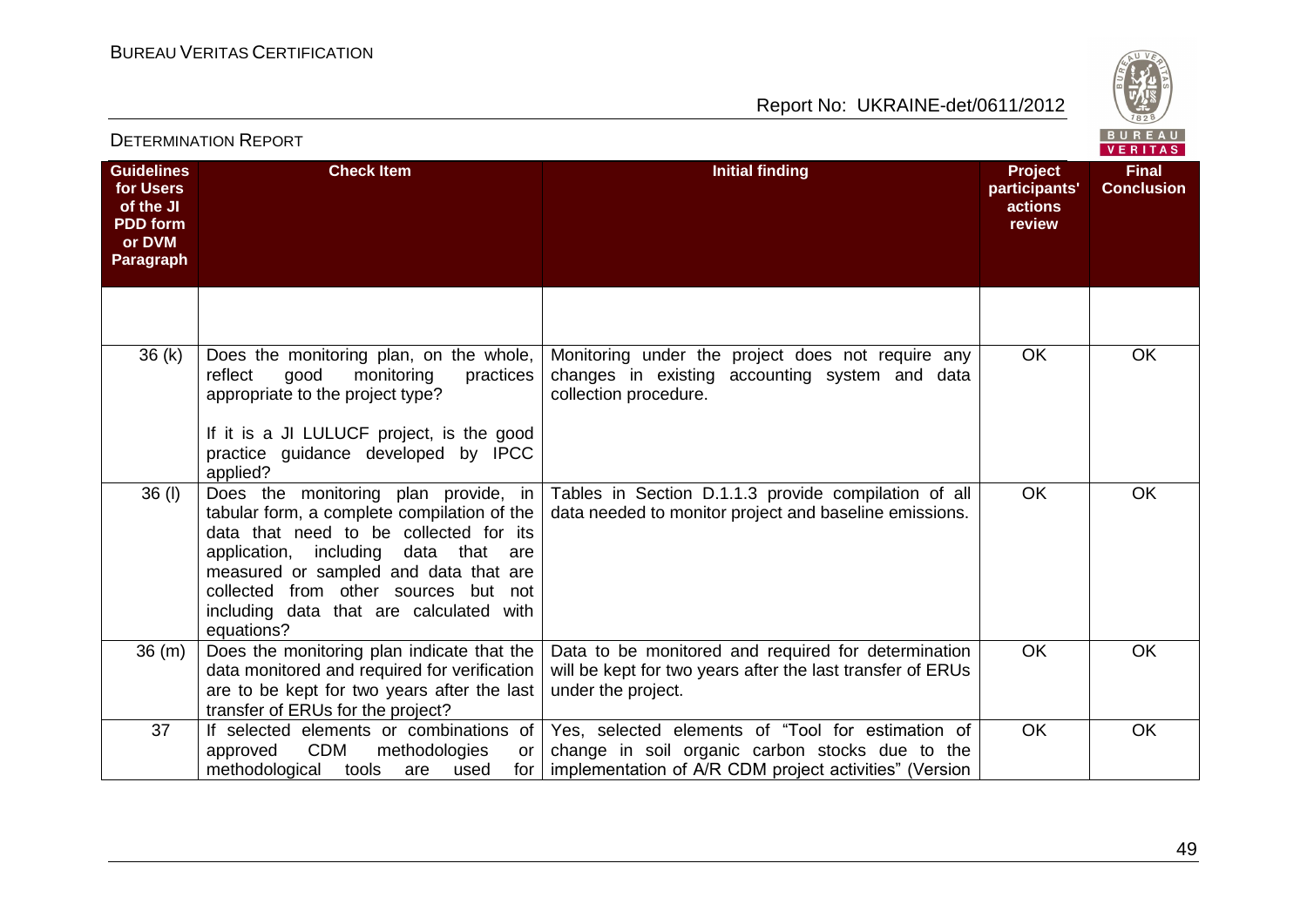DETERMINATION REPORT

| Guidelines for Users of the JI PDD form or DVM Paragraph | Check Item | Initial finding | Project participants' actions review | Final Conclusion |
|---|---|---|---|---|
| | | | | |
| 36 (k) | Does the monitoring plan, on the whole, reflect good monitoring practices appropriate to the project type?<br><br>If it is a JI LULUCF project, is the good practice guidance developed by IPCC applied? | Monitoring under the project does not require any changes in existing accounting system and data collection procedure. | OK | OK |
| 36 (l) | Does the monitoring plan provide, in tabular form, a complete compilation of the data that need to be collected for its application, including data that are measured or sampled and data that are collected from other sources but not including data that are calculated with equations? | Tables in Section D.1.1.3 provide compilation of all data needed to monitor project and baseline emissions. | OK | OK |
| 36 (m) | Does the monitoring plan indicate that the data monitored and required for verification are to be kept for two years after the last transfer of ERUs for the project? | Data to be monitored and required for determination will be kept for two years after the last transfer of ERUs under the project. | OK | OK |
| 37 | If selected elements or combinations of approved CDM methodologies or methodological tools are used for | Yes, selected elements of "Tool for estimation of change in soil organic carbon stocks due to the implementation of A/R CDM project activities" (Version | OK | OK |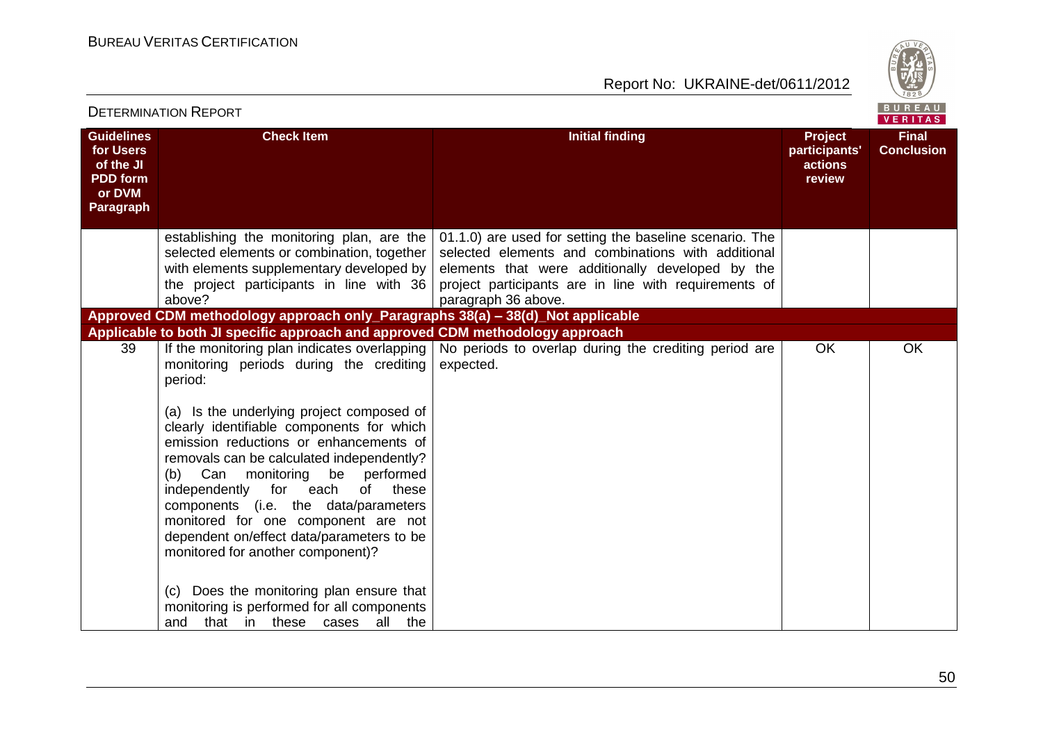| Guidelines for Users of the JI PDD form or DVM Paragraph | Check Item | Initial finding | Project participants' actions review | Final Conclusion |
|---|---|---|---|---|
| | establishing the monitoring plan, are the selected elements or combination, together with elements supplementary developed by the project participants in line with 36 above? | 01.1.0) are used for setting the baseline scenario. The selected elements and combinations with additional elements that were additionally developed by the project participants are in line with requirements of paragraph 36 above. | | |
| **Approved CDM methodology approach only_Paragraphs 38(a) – 38(d)_Not applicable** | | | | |
| **Applicable to both JI specific approach and approved CDM methodology approach** | | | | |
| 39 | If the monitoring plan indicates overlapping monitoring periods during the crediting period:<br><br>(a) Is the underlying project composed of clearly identifiable components for which emission reductions or enhancements of removals can be calculated independently?<br>(b) Can monitoring be performed independently for each of these components (i.e. the data/parameters monitored for one component are not dependent on/effect data/parameters to be monitored for another component)?<br><br>(c) Does the monitoring plan ensure that monitoring is performed for all components and that in these cases all the | No periods to overlap during the crediting period are expected. | OK | OK |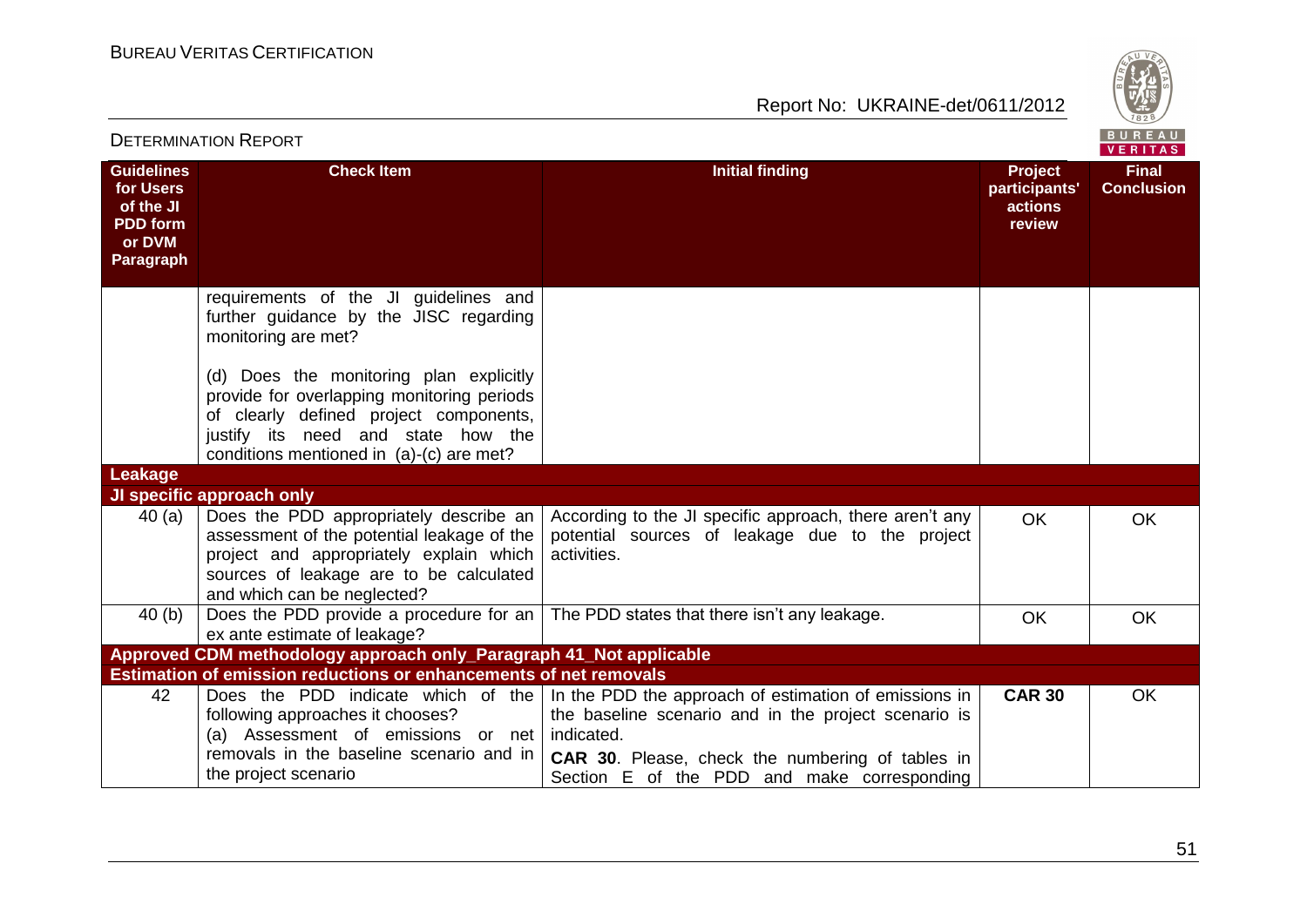| Guidelines for Users of the JI PDD form or DVM Paragraph | Check Item | Initial finding | Project participants' actions review | Final Conclusion |
|---|---|---|---|---|
| | requirements of the JI guidelines and further guidance by the JISC regarding monitoring are met?<br><br>(d) Does the monitoring plan explicitly provide for overlapping monitoring periods of clearly defined project components, justify its need and state how the conditions mentioned in (a)-(c) are met? | | | |
| **Leakage** | | | | |
| **JI specific approach only** | | | | |
| 40 (a) | Does the PDD appropriately describe an assessment of the potential leakage of the project and appropriately explain which sources of leakage are to be calculated and which can be neglected? | According to the JI specific approach, there aren't any potential sources of leakage due to the project activities. | OK | OK |
| 40 (b) | Does the PDD provide a procedure for an ex ante estimate of leakage? | The PDD states that there isn't any leakage. | OK | OK |
| **Approved CDM methodology approach only_Paragraph 41_Not applicable** | | | | |
| **Estimation of emission reductions or enhancements of net removals** | | | | |
| 42 | Does the PDD indicate which of the following approaches it chooses?<br>(a) Assessment of emissions or net removals in the baseline scenario and in the project scenario | In the PDD the approach of estimation of emissions in the baseline scenario and in the project scenario is indicated.<br>**CAR 30**. Please, check the numbering of tables in Section E of the PDD and make corresponding | **CAR 30** | OK |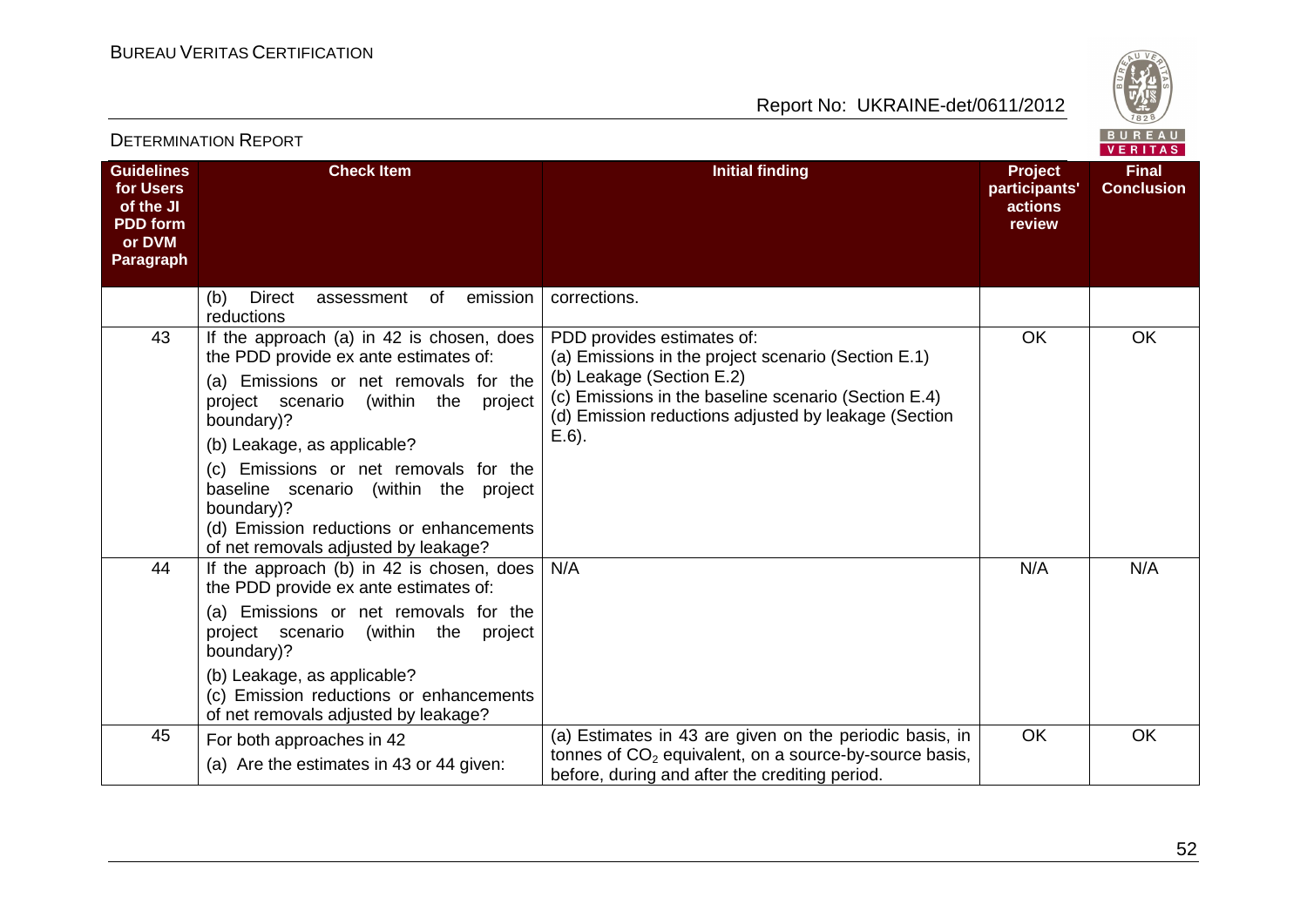| Guidelines for Users of the JI PDD form or DVM Paragraph | Check Item | Initial finding | Project participants' actions review | Final Conclusion |
|---|---|---|---|---|
| | (b) Direct assessment of emission reductions | corrections. | | |
| 43 | If the approach (a) in 42 is chosen, does the PDD provide ex ante estimates of:<br>(a) Emissions or net removals for the project scenario (within the project boundary)?<br>(b) Leakage, as applicable?<br>(c) Emissions or net removals for the baseline scenario (within the project boundary)?<br>(d) Emission reductions or enhancements of net removals adjusted by leakage? | PDD provides estimates of:<br>(a) Emissions in the project scenario (Section E.1)<br>(b) Leakage (Section E.2)<br>(c) Emissions in the baseline scenario (Section E.4)<br>(d) Emission reductions adjusted by leakage (Section E.6). | OK | OK |
| 44 | If the approach (b) in 42 is chosen, does the PDD provide ex ante estimates of:<br>(a) Emissions or net removals for the project scenario (within the project boundary)?<br>(b) Leakage, as applicable?<br>(c) Emission reductions or enhancements of net removals adjusted by leakage? | N/A | N/A | N/A |
| 45 | For both approaches in 42<br>(a) Are the estimates in 43 or 44 given: | (a) Estimates in 43 are given on the periodic basis, in tonnes of $CO_2$ equivalent, on a source-by-source basis, before, during and after the crediting period. | OK | OK |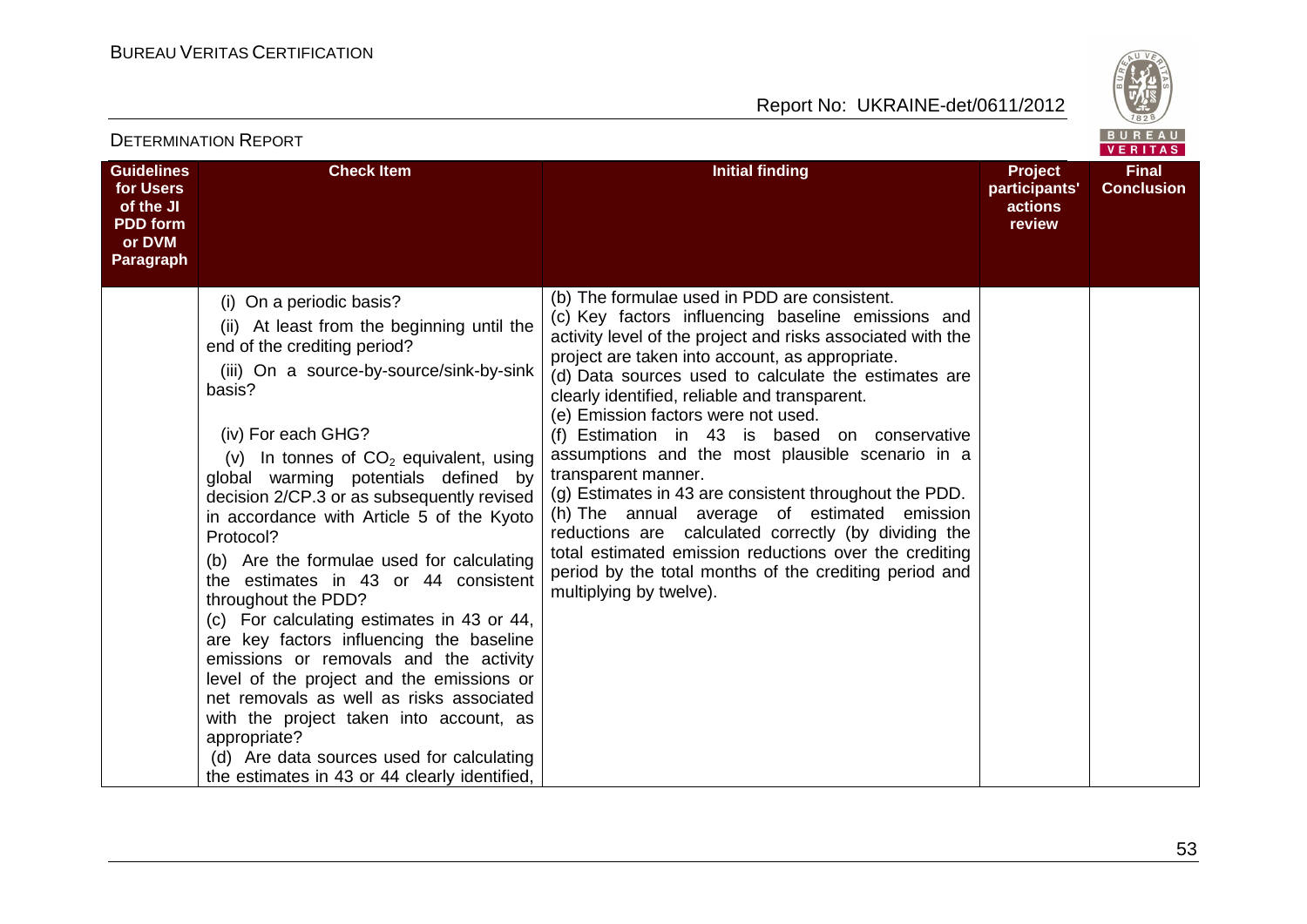| Guidelines for Users of the JI PDD form or DVM Paragraph | Check Item | Initial finding | Project participants' actions review | Final Conclusion |
|---|---|---|---|---|
| | (i) On a periodic basis?<br>(ii) At least from the beginning until the end of the crediting period?<br>(iii) On a source-by-source/sink-by-sink basis?<br>(iv) For each GHG?<br>(v) In tonnes of $CO_2$ equivalent, using global warming potentials defined by decision 2/CP.3 or as subsequently revised in accordance with Article 5 of the Kyoto Protocol?<br>(b) Are the formulae used for calculating the estimates in 43 or 44 consistent throughout the PDD?<br>(c) For calculating estimates in 43 or 44, are key factors influencing the baseline emissions or removals and the activity level of the project and the emissions or net removals as well as risks associated with the project taken into account, as appropriate?<br>(d) Are data sources used for calculating the estimates in 43 or 44 clearly identified, | (b) The formulae used in PDD are consistent.<br>(c) Key factors influencing baseline emissions and activity level of the project and risks associated with the project are taken into account, as appropriate.<br>(d) Data sources used to calculate the estimates are clearly identified, reliable and transparent.<br>(e) Emission factors were not used.<br>(f) Estimation in 43 is based on conservative assumptions and the most plausible scenario in a transparent manner.<br>(g) Estimates in 43 are consistent throughout the PDD.<br>(h) The annual average of estimated emission reductions are calculated correctly (by dividing the total estimated emission reductions over the crediting period by the total months of the crediting period and multiplying by twelve). | | |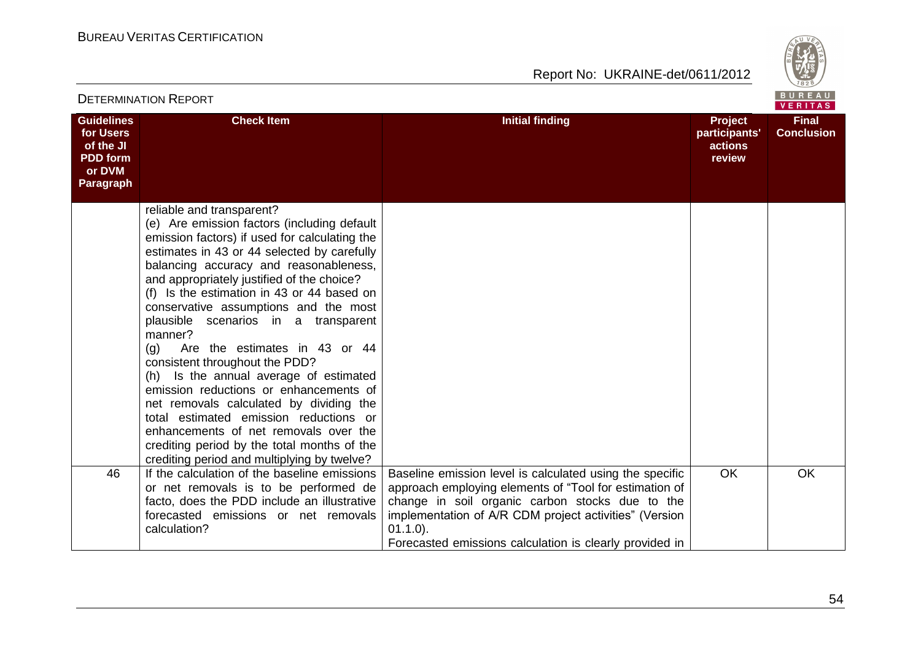DETERMINATION REPORT

| Guidelines for Users of the JI PDD form or DVM Paragraph | Check Item | Initial finding | Project participants' actions review | Final Conclusion |
|---|---|---|---|---|
| | reliable and transparent?<br>(e) Are emission factors (including default emission factors) if used for calculating the estimates in 43 or 44 selected by carefully balancing accuracy and reasonableness, and appropriately justified of the choice?<br>(f) Is the estimation in 43 or 44 based on conservative assumptions and the most plausible scenarios in a transparent manner?<br>(g) Are the estimates in 43 or 44 consistent throughout the PDD?<br>(h) Is the annual average of estimated emission reductions or enhancements of net removals calculated by dividing the total estimated emission reductions or enhancements of net removals over the crediting period by the total months of the crediting period and multiplying by twelve? | | | |
| 46 | If the calculation of the baseline emissions or net removals is to be performed de facto, does the PDD include an illustrative forecasted emissions or net removals calculation? | Baseline emission level is calculated using the specific approach employing elements of "Tool for estimation of change in soil organic carbon stocks due to the implementation of A/R CDM project activities" (Version 01.1.0).<br>Forecasted emissions calculation is clearly provided in | OK | OK |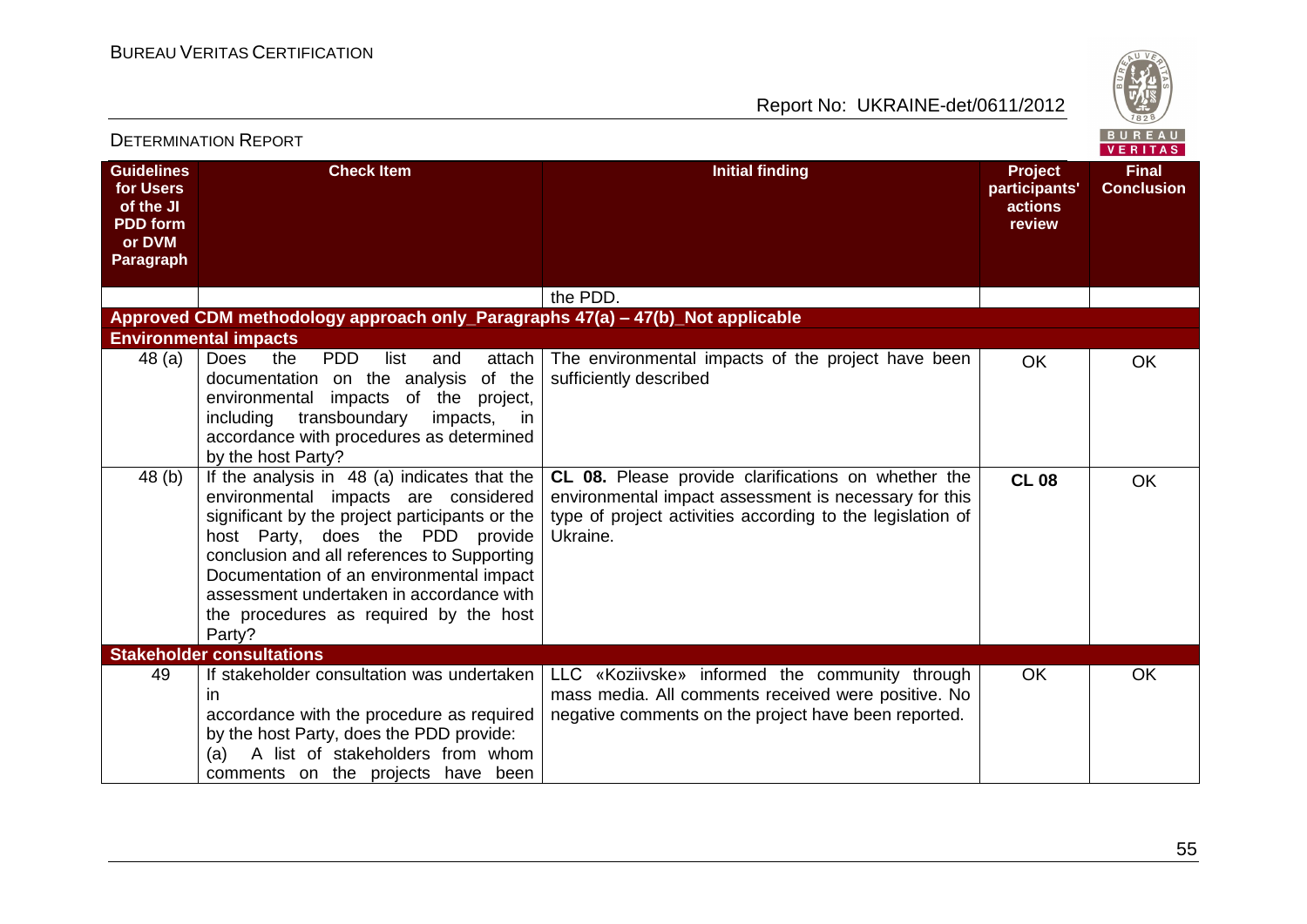| Guidelines for Users of the JI PDD form or DVM Paragraph | Check Item | Initial finding | Project participants' actions review | Final Conclusion |
|---|---|---|---|---|
| | | the PDD. | | |
| **Approved CDM methodology approach only_Paragraphs 47(a) – 47(b)_Not applicable** | | | | |
| **Environmental impacts** | | | | |
| 48 (a) | Does the PDD list and attach documentation on the analysis of the environmental impacts of the project, including transboundary impacts, in accordance with procedures as determined by the host Party? | The environmental impacts of the project have been sufficiently described | OK | OK |
| 48 (b) | If the analysis in 48 (a) indicates that the environmental impacts are considered significant by the project participants or the host Party, does the PDD provide conclusion and all references to Supporting Documentation of an environmental impact assessment undertaken in accordance with the procedures as required by the host Party? | **CL 08.** Please provide clarifications on whether the environmental impact assessment is necessary for this type of project activities according to the legislation of Ukraine. | **CL 08** | OK |
| **Stakeholder consultations** | | | | |
| 49 | If stakeholder consultation was undertaken in accordance with the procedure as required by the host Party, does the PDD provide:<br>(a) A list of stakeholders from whom comments on the projects have been | LLC «Koziivske» informed the community through mass media. All comments received were positive. No negative comments on the project have been reported. | OK | OK |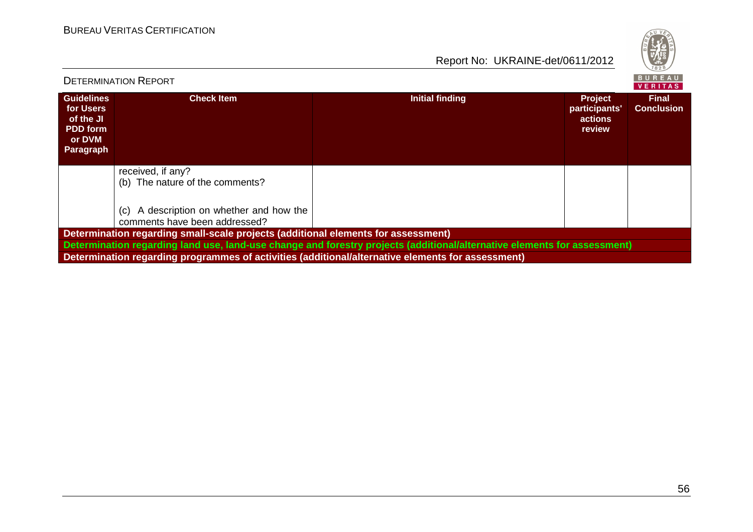| Guidelines for Users of the JI PDD form or DVM Paragraph | Check Item | Initial finding | Project participants' actions review | Final Conclusion |
|---|---|---|---|---|
| | received, if any?<br>(b) The nature of the comments?<br><br>(c) A description on whether and how the comments have been addressed? | | | |
| **Determination regarding small-scale projects (additional elements for assessment)** | | | | |
| **Determination regarding land use, land-use change and forestry projects (additional/alternative elements for assessment)** | | | | |
| **Determination regarding programmes of activities (additional/alternative elements for assessment)** | | | | |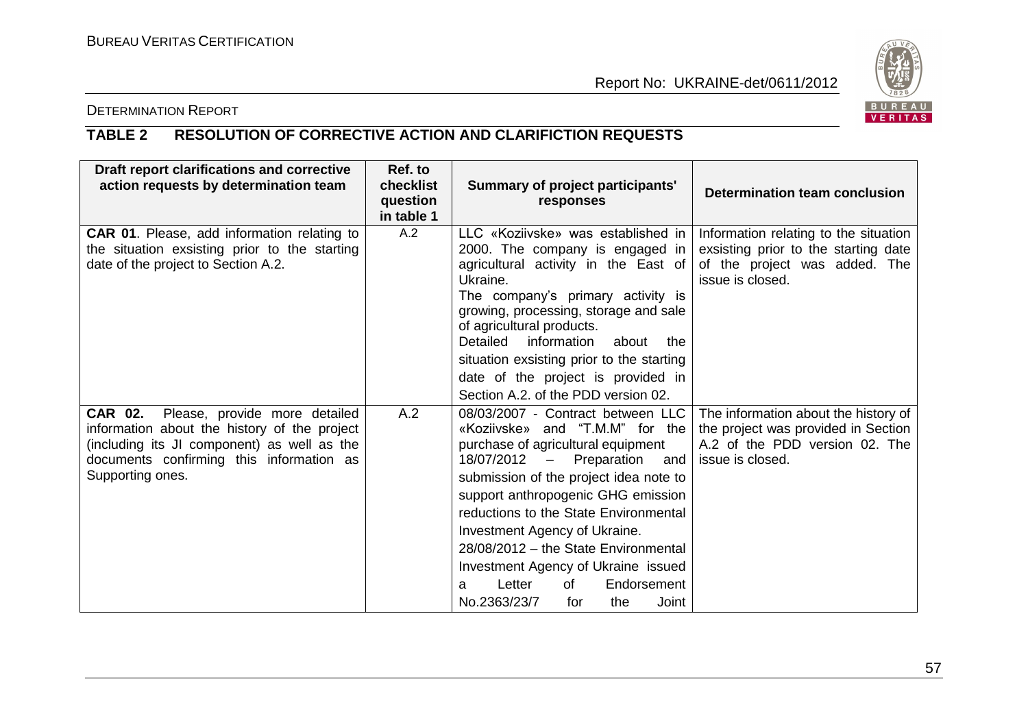DETERMINATION REPORT

## TABLE 2 RESOLUTION OF CORRECTIVE ACTION AND CLARIFICTION REQUESTS

| Draft report clarifications and corrective action requests by determination team | Ref. to checklist question in table 1 | Summary of project participants' responses | Determination team conclusion |
|---|---|---|---|
| **CAR 01**. Please, add information relating to the situation exsisting prior to the starting date of the project to Section A.2. | A.2 | LLC «Koziivske» was established in 2000. The company is engaged in agricultural activity in the East of Ukraine.<br>The company's primary activity is growing, processing, storage and sale of agricultural products.<br>Detailed information about the situation exsisting prior to the starting date of the project is provided in Section A.2. of the PDD version 02. | Information relating to the situation exsisting prior to the starting date of the project was added. The issue is closed. |
| **CAR 02.** Please, provide more detailed information about the history of the project (including its JI component) as well as the documents confirming this information as Supporting ones. | A.2 | 08/03/2007 - Contract between LLC «Koziivske» and "T.M.M" for the purchase of agricultural equipment<br>18/07/2012 – Preparation and submission of the project idea note to support anthropogenic GHG emission reductions to the State Environmental Investment Agency of Ukraine.<br>28/08/2012 – the State Environmental Investment Agency of Ukraine issued a Letter of Endorsement No.2363/23/7 for the Joint | The information about the history of the project was provided in Section A.2 of the PDD version 02. The issue is closed. |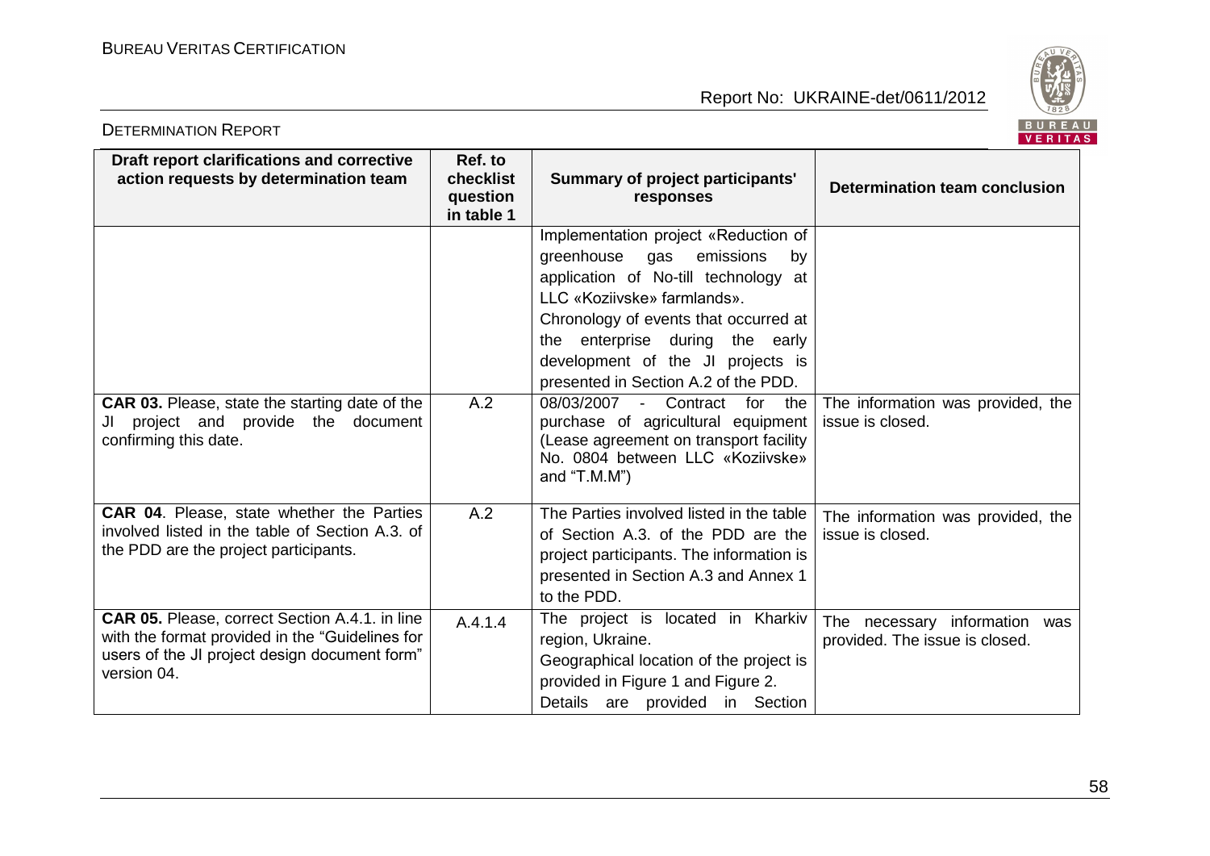| Draft report clarifications and corrective action requests by determination team | Ref. to checklist question in table 1 | Summary of project participants' responses | Determination team conclusion |
|---|---|---|---|
| | | Implementation project «Reduction of greenhouse gas emissions by application of No-till technology at LLC «Koziivske» farmlands». Chronology of events that occurred at the enterprise during the early development of the JI projects is presented in Section A.2 of the PDD. | |
| **CAR 03.** Please, state the starting date of the JI project and provide the document confirming this date. | A.2 | 08/03/2007 - Contract for the purchase of agricultural equipment (Lease agreement on transport facility No. 0804 between LLC «Koziivske» and "T.M.M") | The information was provided, the issue is closed. |
| **CAR 04**. Please, state whether the Parties involved listed in the table of Section A.3. of the PDD are the project participants. | A.2 | The Parties involved listed in the table of Section A.3. of the PDD are the project participants. The information is presented in Section A.3 and Annex 1 to the PDD. | The information was provided, the issue is closed. |
| **CAR 05.** Please, correct Section A.4.1. in line with the format provided in the "Guidelines for users of the JI project design document form" version 04. | A.4.1.4 | The project is located in Kharkiv region, Ukraine. Geographical location of the project is provided in Figure 1 and Figure 2. Details are provided in Section | The necessary information was provided. The issue is closed. |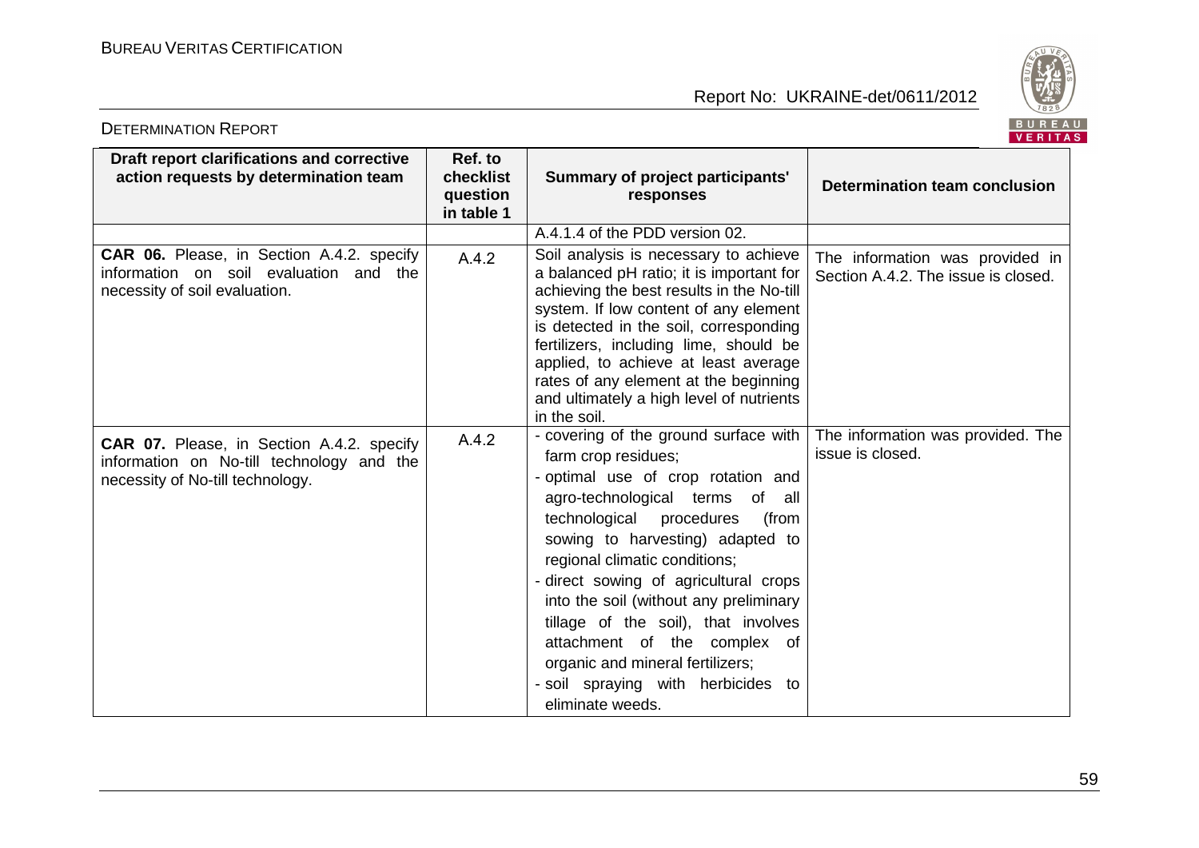| Draft report clarifications and corrective action requests by determination team | Ref. to checklist question in table 1 | Summary of project participants' responses | Determination team conclusion |
|---|---|---|---|
| | | A.4.1.4 of the PDD version 02. | |
| **CAR 06.** Please, in Section A.4.2. specify information on soil evaluation and the necessity of soil evaluation. | A.4.2 | Soil analysis is necessary to achieve a balanced pH ratio; it is important for achieving the best results in the No-till system. If low content of any element is detected in the soil, corresponding fertilizers, including lime, should be applied, to achieve at least average rates of any element at the beginning and ultimately a high level of nutrients in the soil. | The information was provided in Section A.4.2. The issue is closed. |
| **CAR 07.** Please, in Section A.4.2. specify information on No-till technology and the necessity of No-till technology. | A.4.2 | - covering of the ground surface with farm crop residues;<br>- optimal use of crop rotation and agro-technological terms of all technological procedures (from sowing to harvesting) adapted to regional climatic conditions;<br>- direct sowing of agricultural crops into the soil (without any preliminary tillage of the soil), that involves attachment of the complex of organic and mineral fertilizers;<br>- soil spraying with herbicides to eliminate weeds. | The information was provided. The issue is closed. |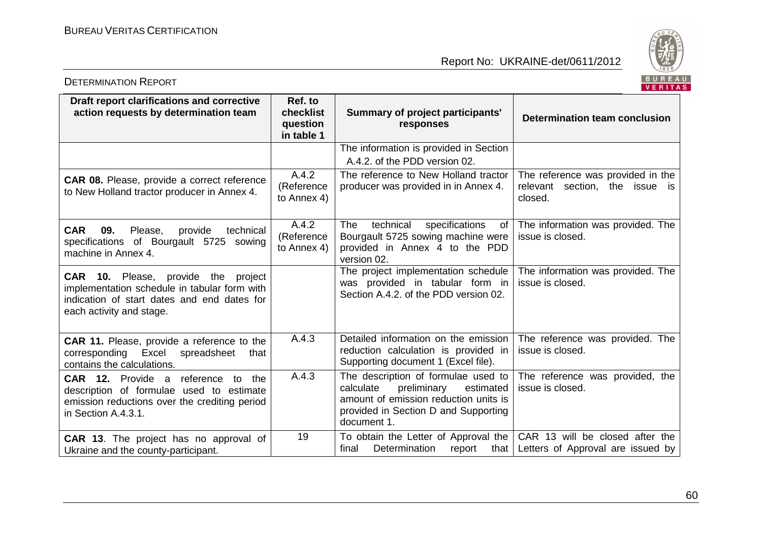DETERMINATION REPORT

| Draft report clarifications and corrective action requests by determination team | Ref. to checklist question in table 1 | Summary of project participants' responses | Determination team conclusion |
|---|---|---|---|
| | | The information is provided in Section A.4.2. of the PDD version 02. | |
| **CAR 08.** Please, provide a correct reference to New Holland tractor producer in Annex 4. | A.4.2 (Reference to Annex 4) | The reference to New Holland tractor producer was provided in in Annex 4. | The reference was provided in the relevant section, the issue is closed. |
| **CAR 09.** Please, provide technical specifications of Bourgault 5725 sowing machine in Annex 4. | A.4.2 (Reference to Annex 4) | The technical specifications of Bourgault 5725 sowing machine were provided in Annex 4 to the PDD version 02. | The information was provided. The issue is closed. |
| **CAR 10.** Please, provide the project implementation schedule in tabular form with indication of start dates and end dates for each activity and stage. | | The project implementation schedule was provided in tabular form in Section A.4.2. of the PDD version 02. | The information was provided. The issue is closed. |
| **CAR 11.** Please, provide a reference to the corresponding Excel spreadsheet that contains the calculations. | A.4.3 | Detailed information on the emission reduction calculation is provided in Supporting document 1 (Excel file). | The reference was provided. The issue is closed. |
| **CAR 12.** Provide a reference to the description of formulae used to estimate emission reductions over the crediting period in Section A.4.3.1. | A.4.3 | The description of formulae used to calculate preliminary estimated amount of emission reduction units is provided in Section D and Supporting document 1. | The reference was provided, the issue is closed. |
| **CAR 13**. The project has no approval of Ukraine and the county-participant. | 19 | To obtain the Letter of Approval the final Determination report that | CAR 13 will be closed after the Letters of Approval are issued by |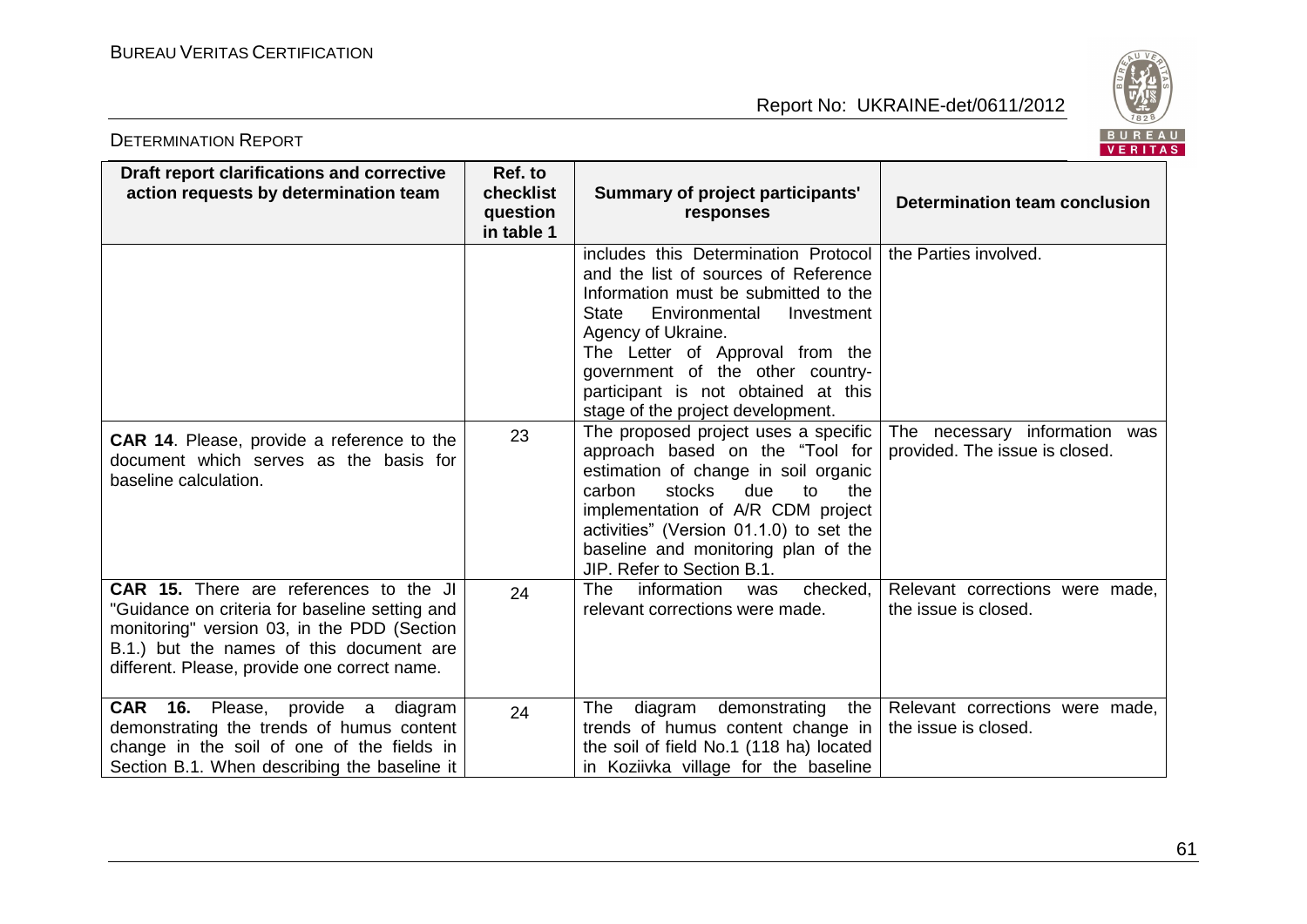| Draft report clarifications and corrective action requests by determination team | Ref. to checklist question in table 1 | Summary of project participants' responses | Determination team conclusion |
|---|---|---|---|
| | | includes this Determination Protocol and the list of sources of Reference Information must be submitted to the State Environmental Investment Agency of Ukraine. The Letter of Approval from the government of the other country-participant is not obtained at this stage of the project development. | the Parties involved. |
| **CAR 14**. Please, provide a reference to the document which serves as the basis for baseline calculation. | 23 | The proposed project uses a specific approach based on the "Tool for estimation of change in soil organic carbon stocks due to the implementation of A/R CDM project activities" (Version 01.1.0) to set the baseline and monitoring plan of the JIP. Refer to Section B.1. | The necessary information was provided. The issue is closed. |
| **CAR 15.** There are references to the JI "Guidance on criteria for baseline setting and monitoring" version 03, in the PDD (Section B.1.) but the names of this document are different. Please, provide one correct name. | 24 | The information was checked, relevant corrections were made. | Relevant corrections were made, the issue is closed. |
| **CAR 16.** Please, provide a diagram demonstrating the trends of humus content change in the soil of one of the fields in Section B.1. When describing the baseline it | 24 | The diagram demonstrating the trends of humus content change in the soil of field No.1 (118 ha) located in Koziivka village for the baseline | Relevant corrections were made, the issue is closed. |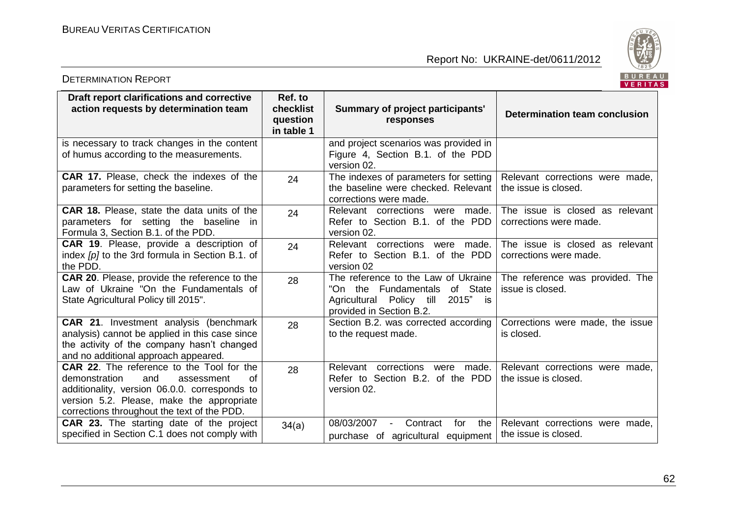| Draft report clarifications and corrective action requests by determination team | Ref. to checklist question in table 1 | Summary of project participants' responses | Determination team conclusion |
|---|---|---|---|
| is necessary to track changes in the content of humus according to the measurements. | | and project scenarios was provided in Figure 4, Section B.1. of the PDD version 02. | |
| **CAR 17.** Please, check the indexes of the parameters for setting the baseline. | 24 | The indexes of parameters for setting the baseline were checked. Relevant corrections were made. | Relevant corrections were made, the issue is closed. |
| **CAR 18.** Please, state the data units of the parameters for setting the baseline in Formula 3, Section B.1. of the PDD. | 24 | Relevant corrections were made. Refer to Section B.1. of the PDD version 02. | The issue is closed as relevant corrections were made. |
| **CAR 19**. Please, provide a description of index *[p]* to the 3rd formula in Section B.1. of the PDD. | 24 | Relevant corrections were made. Refer to Section B.1. of the PDD version 02 | The issue is closed as relevant corrections were made. |
| **CAR 20**. Please, provide the reference to the Law of Ukraine "On the Fundamentals of State Agricultural Policy till 2015". | 28 | The reference to the Law of Ukraine "On the Fundamentals of State Agricultural Policy till 2015" is provided in Section B.2. | The reference was provided. The issue is closed. |
| **CAR 21**. Investment analysis (benchmark analysis) cannot be applied in this case since the activity of the company hasn't changed and no additional approach appeared. | 28 | Section B.2. was corrected according to the request made. | Corrections were made, the issue is closed. |
| **CAR 22**. The reference to the Tool for the demonstration and assessment of additionality, version 06.0.0. corresponds to version 5.2. Please, make the appropriate corrections throughout the text of the PDD. | 28 | Relevant corrections were made. Refer to Section B.2. of the PDD version 02. | Relevant corrections were made, the issue is closed. |
| **CAR 23.** The starting date of the project specified in Section C.1 does not comply with | 34(a) | 08/03/2007 - Contract for the purchase of agricultural equipment | Relevant corrections were made, the issue is closed. |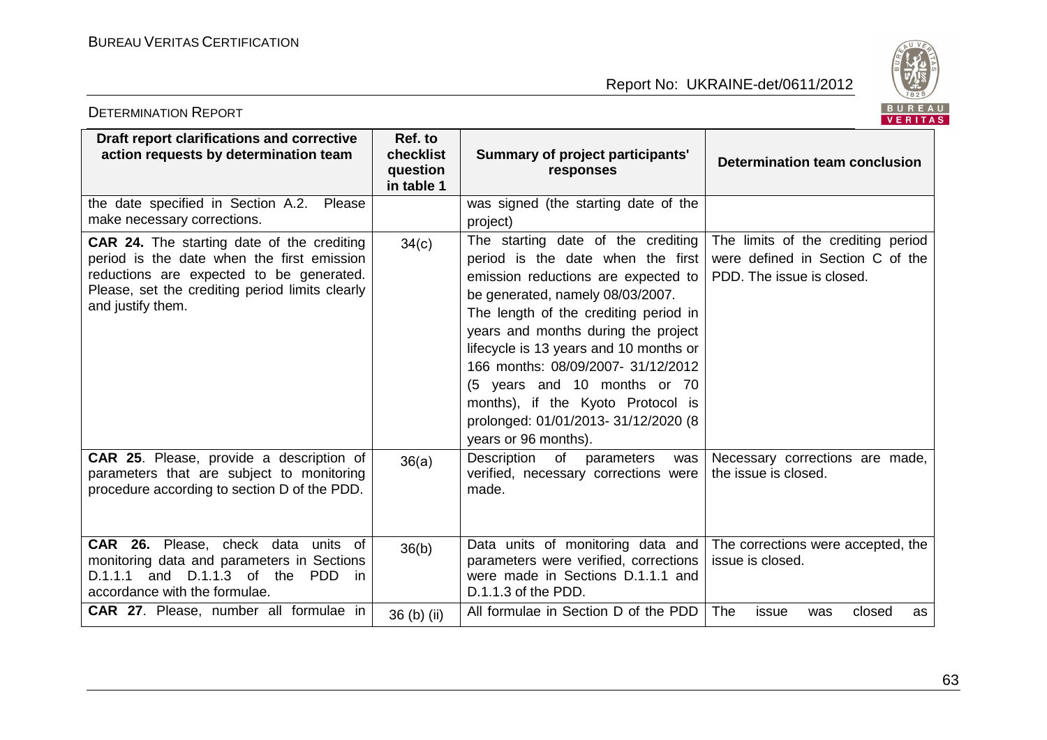| Draft report clarifications and corrective action requests by determination team | Ref. to checklist question in table 1 | Summary of project participants' responses | Determination team conclusion |
|---|---|---|---|
| the date specified in Section A.2. Please make necessary corrections. | | was signed (the starting date of the project) | |
| **CAR 24.** The starting date of the crediting period is the date when the first emission reductions are expected to be generated. Please, set the crediting period limits clearly and justify them. | 34(c) | The starting date of the crediting period is the date when the first emission reductions are expected to be generated, namely 08/03/2007. The length of the crediting period in years and months during the project lifecycle is 13 years and 10 months or 166 months: 08/09/2007- 31/12/2012 (5 years and 10 months or 70 months), if the Kyoto Protocol is prolonged: 01/01/2013- 31/12/2020 (8 years or 96 months). | The limits of the crediting period were defined in Section C of the PDD. The issue is closed. |
| **CAR 25**. Please, provide a description of parameters that are subject to monitoring procedure according to section D of the PDD. | 36(a) | Description of parameters was verified, necessary corrections were made. | Necessary corrections are made, the issue is closed. |
| **CAR 26.** Please, check data units of monitoring data and parameters in Sections D.1.1.1 and D.1.1.3 of the PDD in accordance with the formulae. | 36(b) | Data units of monitoring data and parameters were verified, corrections were made in Sections D.1.1.1 and D.1.1.3 of the PDD. | The corrections were accepted, the issue is closed. |
| **CAR 27**. Please, number all formulae in | 36 (b) (ii) | All formulae in Section D of the PDD | The issue was closed as |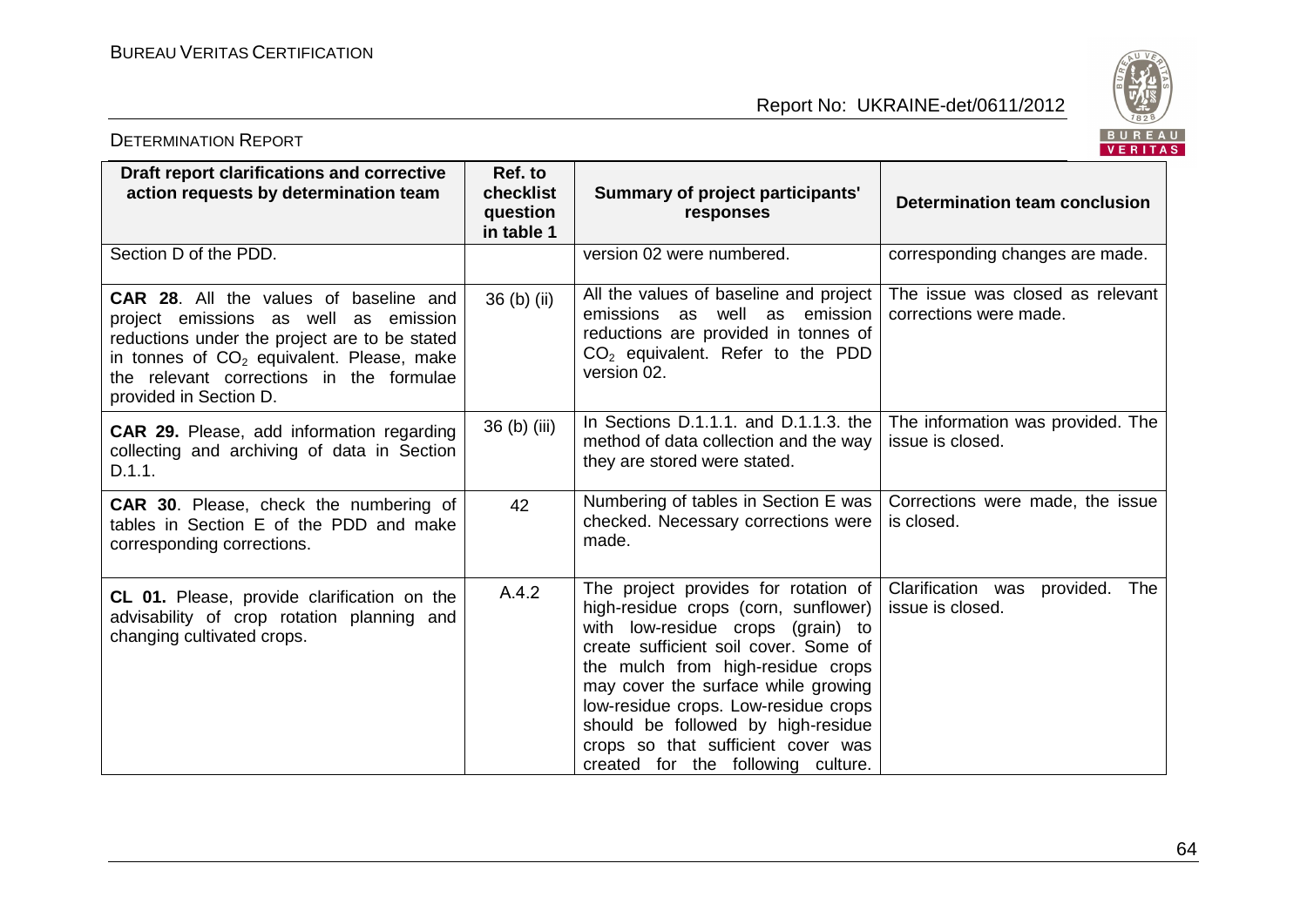| Draft report clarifications and corrective action requests by determination team | Ref. to checklist question in table 1 | Summary of project participants' responses | Determination team conclusion |
|---|---|---|---|
| Section D of the PDD. | | version 02 were numbered. | corresponding changes are made. |
| **CAR 28**. All the values of baseline and project emissions as well as emission reductions under the project are to be stated in tonnes of $CO_2$ equivalent. Please, make the relevant corrections in the formulae provided in Section D. | 36 (b) (ii) | All the values of baseline and project emissions as well as emission reductions are provided in tonnes of $CO_2$ equivalent. Refer to the PDD version 02. | The issue was closed as relevant corrections were made. |
| **CAR 29.** Please, add information regarding collecting and archiving of data in Section D.1.1. | 36 (b) (iii) | In Sections D.1.1.1. and D.1.1.3. the method of data collection and the way they are stored were stated. | The information was provided. The issue is closed. |
| **CAR 30**. Please, check the numbering of tables in Section E of the PDD and make corresponding corrections. | 42 | Numbering of tables in Section E was checked. Necessary corrections were made. | Corrections were made, the issue is closed. |
| **CL 01.** Please, provide clarification on the advisability of crop rotation planning and changing cultivated crops. | A.4.2 | The project provides for rotation of high-residue crops (corn, sunflower) with low-residue crops (grain) to create sufficient soil cover. Some of the mulch from high-residue crops may cover the surface while growing low-residue crops. Low-residue crops should be followed by high-residue crops so that sufficient cover was created for the following culture. | Clarification was provided. The issue is closed. |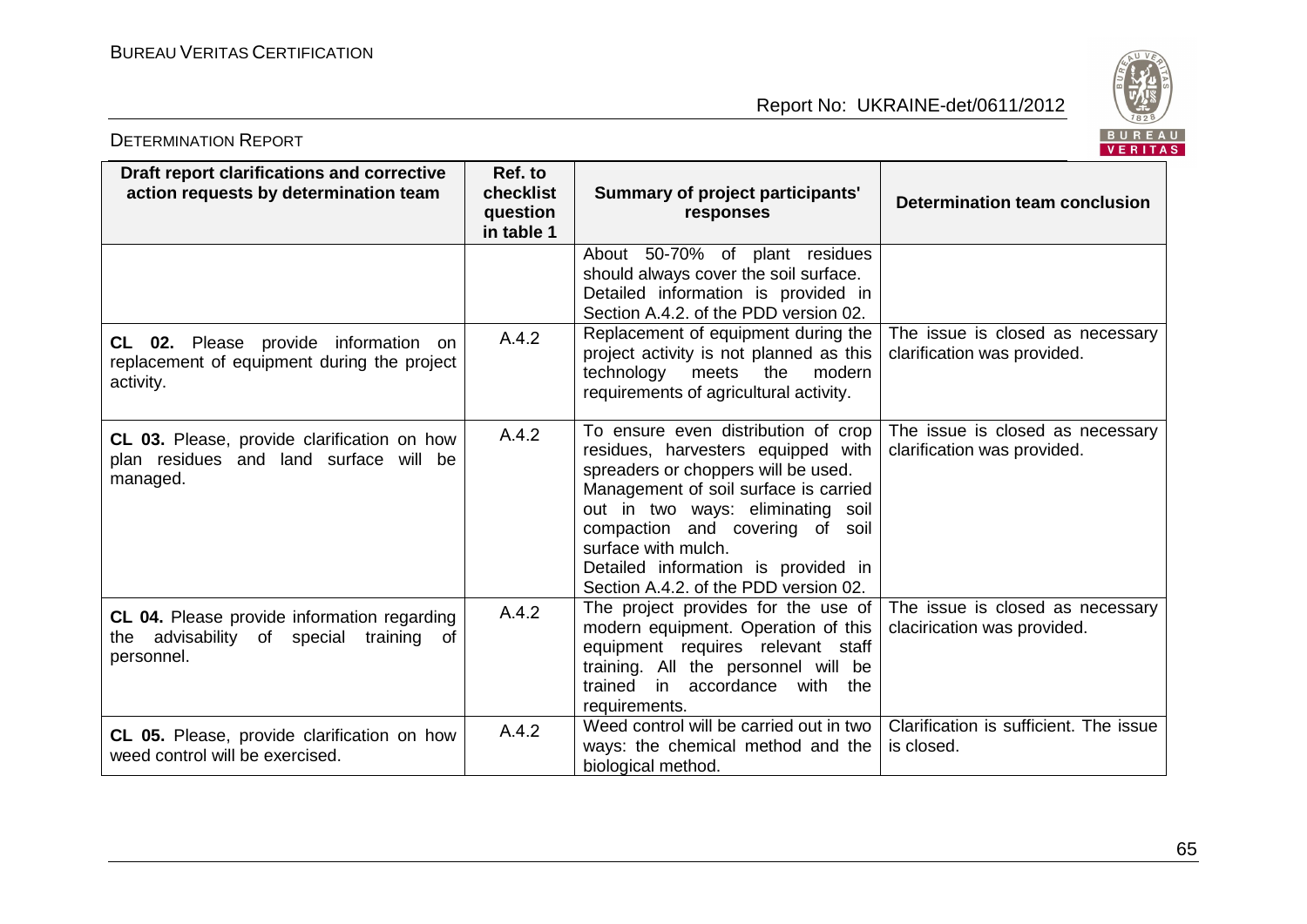| Draft report clarifications and corrective action requests by determination team | Ref. to checklist question in table 1 | Summary of project participants' responses | Determination team conclusion |
|---|---|---|---|
| | | About 50-70% of plant residues should always cover the soil surface. Detailed information is provided in Section A.4.2. of the PDD version 02. | |
| **CL 02.** Please provide information on replacement of equipment during the project activity. | A.4.2 | Replacement of equipment during the project activity is not planned as this technology meets the modern requirements of agricultural activity. | The issue is closed as necessary clarification was provided. |
| **CL 03.** Please, provide clarification on how plan residues and land surface will be managed. | A.4.2 | To ensure even distribution of crop residues, harvesters equipped with spreaders or choppers will be used. Management of soil surface is carried out in two ways: eliminating soil compaction and covering of soil surface with mulch. Detailed information is provided in Section A.4.2. of the PDD version 02. | The issue is closed as necessary clarification was provided. |
| **CL 04.** Please provide information regarding the advisability of special training of personnel. | A.4.2 | The project provides for the use of modern equipment. Operation of this equipment requires relevant staff training. All the personnel will be trained in accordance with the requirements. | The issue is closed as necessary clacirication was provided. |
| **CL 05.** Please, provide clarification on how weed control will be exercised. | A.4.2 | Weed control will be carried out in two ways: the chemical method and the biological method. | Clarification is sufficient. The issue is closed. |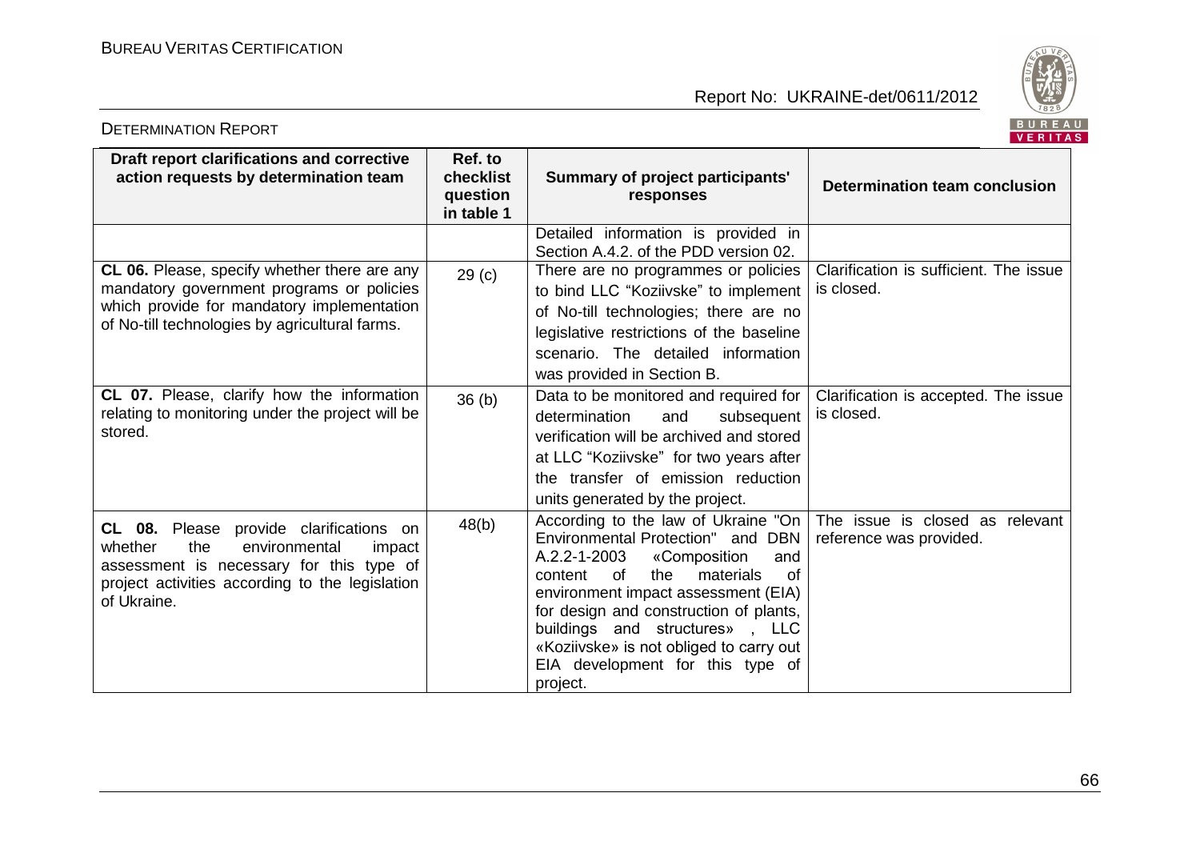| Draft report clarifications and corrective action requests by determination team | Ref. to checklist question in table 1 | Summary of project participants' responses | Determination team conclusion |
|---|---|---|---|
| | | Detailed information is provided in Section A.4.2. of the PDD version 02. | |
| **CL 06.** Please, specify whether there are any mandatory government programs or policies which provide for mandatory implementation of No-till technologies by agricultural farms. | 29 (c) | There are no programmes or policies to bind LLC "Koziivske" to implement of No-till technologies; there are no legislative restrictions of the baseline scenario. The detailed information was provided in Section B. | Clarification is sufficient. The issue is closed. |
| **CL 07.** Please, clarify how the information relating to monitoring under the project will be stored. | 36 (b) | Data to be monitored and required for determination and subsequent verification will be archived and stored at LLC "Koziivske" for two years after the transfer of emission reduction units generated by the project. | Clarification is accepted. The issue is closed. |
| **CL 08.** Please provide clarifications on whether the environmental impact assessment is necessary for this type of project activities according to the legislation of Ukraine. | 48(b) | According to the law of Ukraine "On Environmental Protection" and DBN A.2.2-1-2003 «Composition and content of the materials of environment impact assessment (EIA) for design and construction of plants, buildings and structures» , LLC «Koziivske» is not obliged to carry out EIA development for this type of project. | The issue is closed as relevant reference was provided. |